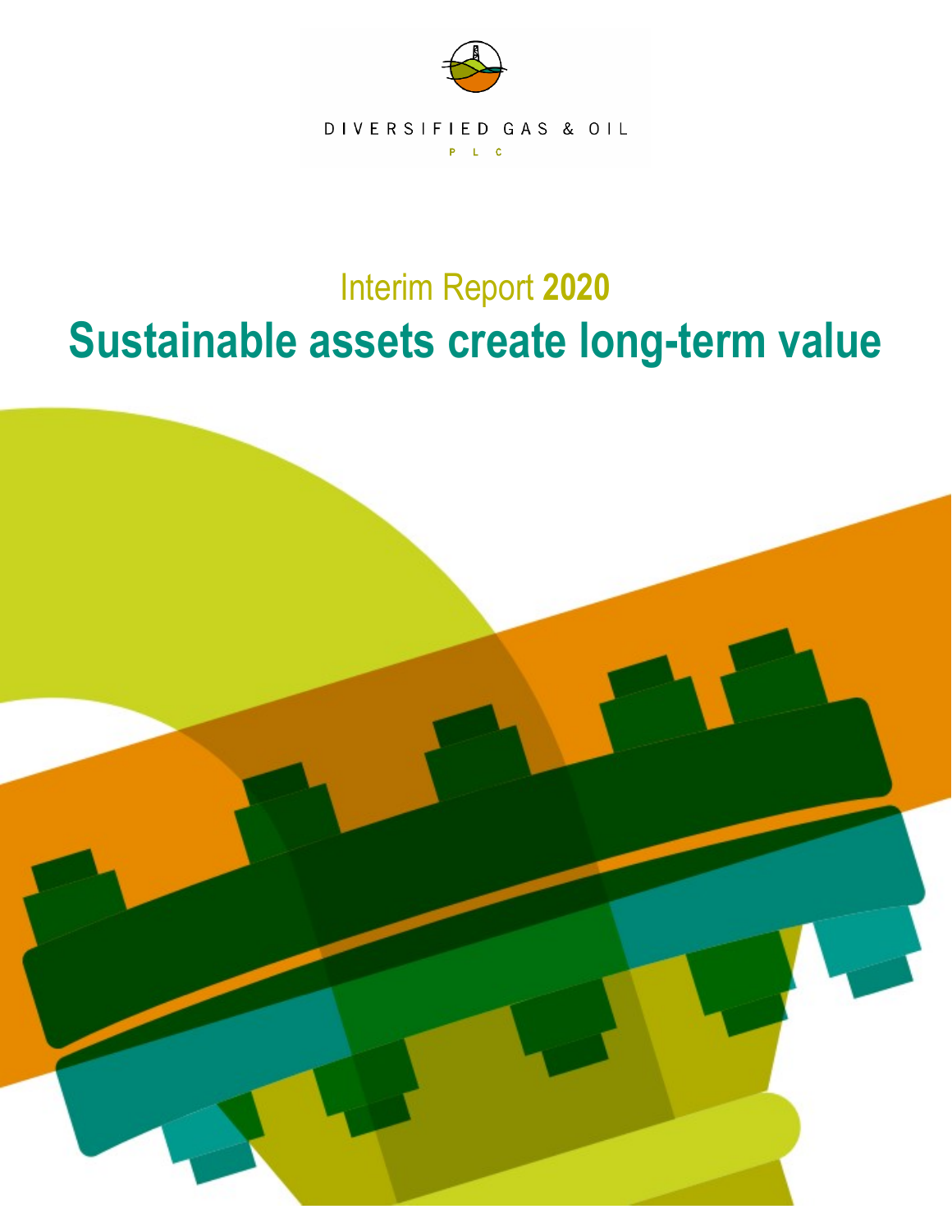DIVERSIFIED GAS & OIL

PLC

# Interim Report **2020**

# Sustainable assets create long-term value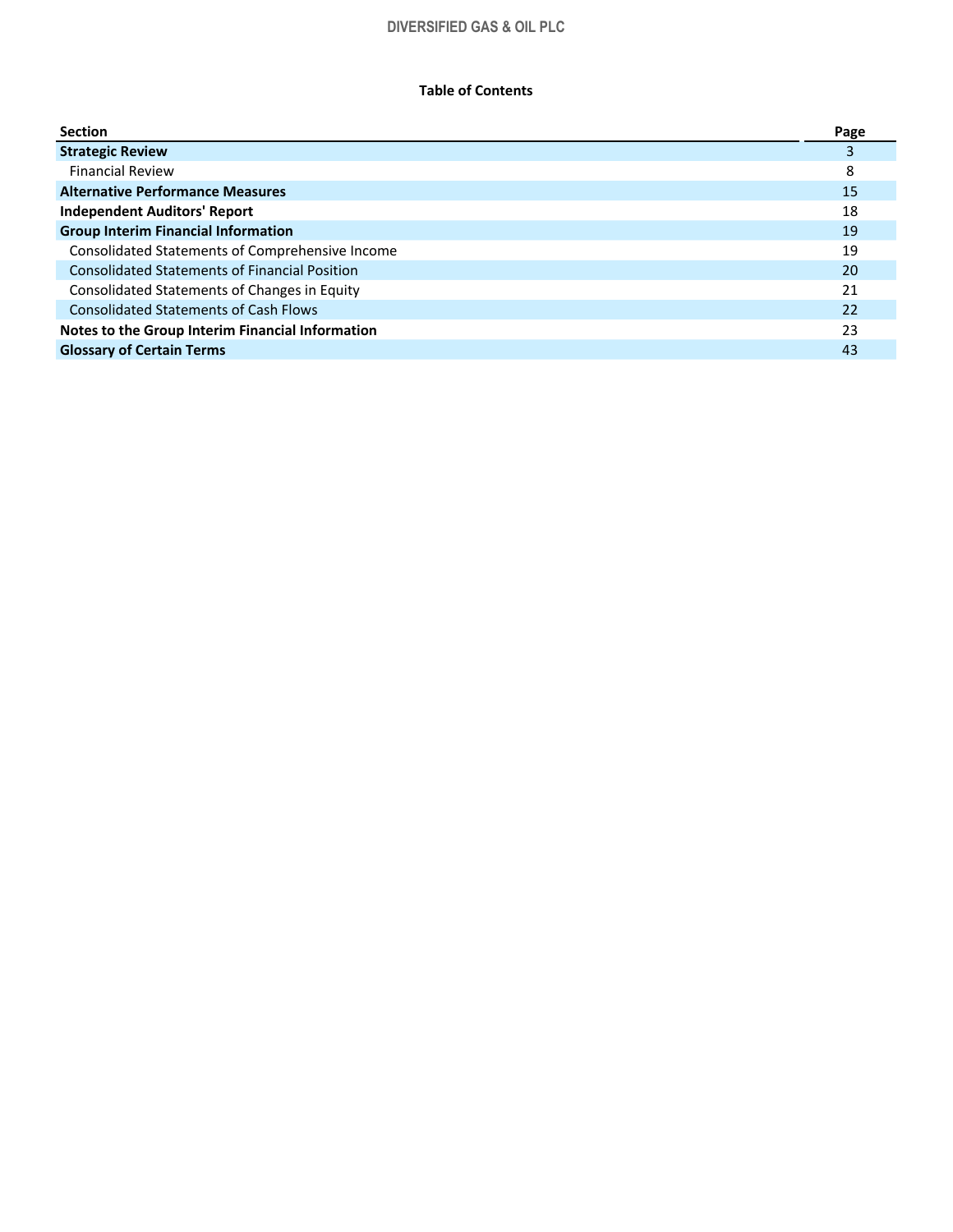**Table of Contents**

| Section | Page |
|---|---|
| **Strategic Review** | 3 |
| Financial Review | 8 |
| **Alternative Performance Measures** | 15 |
| **Independent Auditors' Report** | 18 |
| **Group Interim Financial Information** | 19 |
| Consolidated Statements of Comprehensive Income | 19 |
| Consolidated Statements of Financial Position | 20 |
| Consolidated Statements of Changes in Equity | 21 |
| Consolidated Statements of Cash Flows | 22 |
| **Notes to the Group Interim Financial Information** | 23 |
| **Glossary of Certain Terms** | 43 |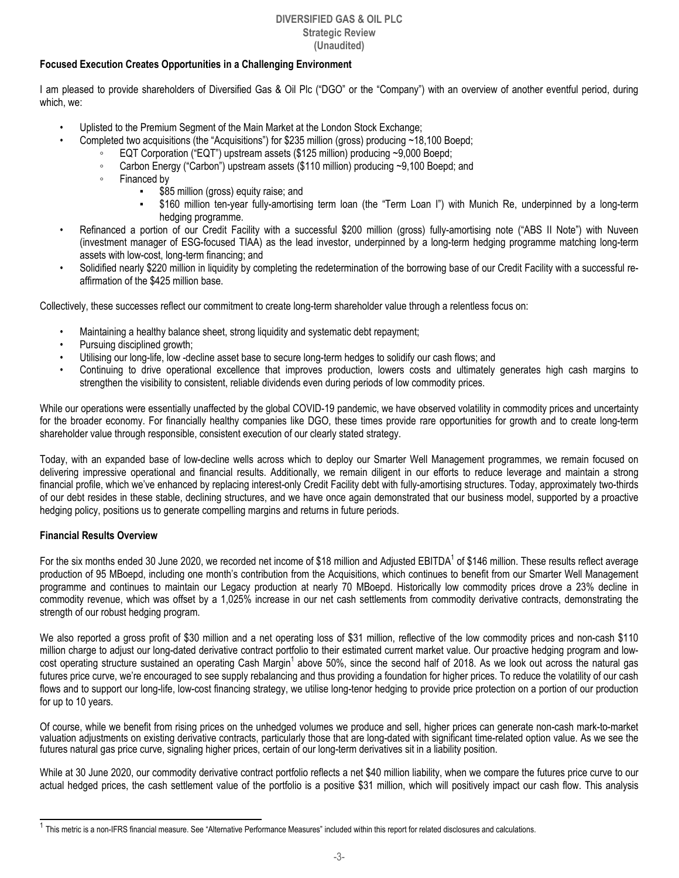**Focused Execution Creates Opportunities in a Challenging Environment**

I am pleased to provide shareholders of Diversified Gas & Oil Plc ("DGO" or the "Company") with an overview of another eventful period, during which, we:

- Uplisted to the Premium Segment of the Main Market at the London Stock Exchange;
- Completed two acquisitions (the "Acquisitions") for $235 million (gross) producing ~18,100 Boepd;
  - EQT Corporation ("EQT") upstream assets ($125 million) producing ~9,000 Boepd;
  - Carbon Energy ("Carbon") upstream assets ($110 million) producing ~9,100 Boepd; and
  - Financed by
    - $85 million (gross) equity raise; and
    - $160 million ten-year fully-amortising term loan (the "Term Loan I") with Munich Re, underpinned by a long-term hedging programme.
- Refinanced a portion of our Credit Facility with a successful $200 million (gross) fully-amortising note ("ABS II Note") with Nuveen (investment manager of ESG-focused TIAA) as the lead investor, underpinned by a long-term hedging programme matching long-term assets with low-cost, long-term financing; and
- Solidified nearly $220 million in liquidity by completing the redetermination of the borrowing base of our Credit Facility with a successful re-affirmation of the $425 million base.

Collectively, these successes reflect our commitment to create long-term shareholder value through a relentless focus on:

- Maintaining a healthy balance sheet, strong liquidity and systematic debt repayment;
- Pursuing disciplined growth;
- Utilising our long-life, low -decline asset base to secure long-term hedges to solidify our cash flows; and
- Continuing to drive operational excellence that improves production, lowers costs and ultimately generates high cash margins to strengthen the visibility to consistent, reliable dividends even during periods of low commodity prices.

While our operations were essentially unaffected by the global COVID-19 pandemic, we have observed volatility in commodity prices and uncertainty for the broader economy. For financially healthy companies like DGO, these times provide rare opportunities for growth and to create long-term shareholder value through responsible, consistent execution of our clearly stated strategy.

Today, with an expanded base of low-decline wells across which to deploy our Smarter Well Management programmes, we remain focused on delivering impressive operational and financial results. Additionally, we remain diligent in our efforts to reduce leverage and maintain a strong financial profile, which we've enhanced by replacing interest-only Credit Facility debt with fully-amortising structures. Today, approximately two-thirds of our debt resides in these stable, declining structures, and we have once again demonstrated that our business model, supported by a proactive hedging policy, positions us to generate compelling margins and returns in future periods.

**Financial Results Overview**

For the six months ended 30 June 2020, we recorded net income of $18 million and Adjusted EBITDA[1] of $146 million. These results reflect average production of 95 MBoepd, including one month's contribution from the Acquisitions, which continues to benefit from our Smarter Well Management programme and continues to maintain our Legacy production at nearly 70 MBoepd. Historically low commodity prices drove a 23% decline in commodity revenue, which was offset by a 1,025% increase in our net cash settlements from commodity derivative contracts, demonstrating the strength of our robust hedging program.

We also reported a gross profit of $30 million and a net operating loss of $31 million, reflective of the low commodity prices and non-cash $110 million charge to adjust our long-dated derivative contract portfolio to their estimated current market value. Our proactive hedging program and low-cost operating structure sustained an operating Cash Margin[1] above 50%, since the second half of 2018. As we look out across the natural gas futures price curve, we're encouraged to see supply rebalancing and thus providing a foundation for higher prices. To reduce the volatility of our cash flows and to support our long-life, low-cost financing strategy, we utilise long-tenor hedging to provide price protection on a portion of our production for up to 10 years.

Of course, while we benefit from rising prices on the unhedged volumes we produce and sell, higher prices can generate non-cash mark-to-market valuation adjustments on existing derivative contracts, particularly those that are long-dated with significant time-related option value. As we see the futures natural gas price curve, signaling higher prices, certain of our long-term derivatives sit in a liability position.

While at 30 June 2020, our commodity derivative contract portfolio reflects a net $40 million liability, when we compare the futures price curve to our actual hedged prices, the cash settlement value of the portfolio is a positive $31 million, which will positively impact our cash flow. This analysis

[1] This metric is a non-IFRS financial measure. See "Alternative Performance Measures" included within this report for related disclosures and calculations.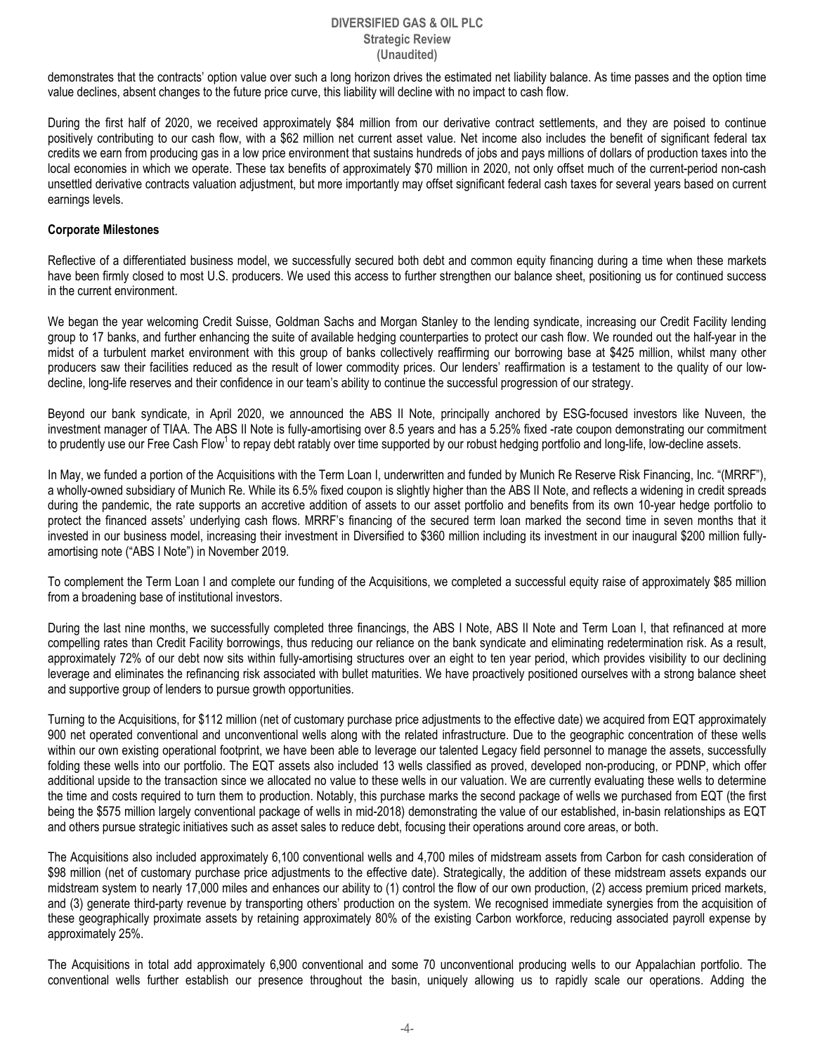demonstrates that the contracts' option value over such a long horizon drives the estimated net liability balance. As time passes and the option time value declines, absent changes to the future price curve, this liability will decline with no impact to cash flow.

During the first half of 2020, we received approximately $84 million from our derivative contract settlements, and they are poised to continue positively contributing to our cash flow, with a $62 million net current asset value. Net income also includes the benefit of significant federal tax credits we earn from producing gas in a low price environment that sustains hundreds of jobs and pays millions of dollars of production taxes into the local economies in which we operate. These tax benefits of approximately $70 million in 2020, not only offset much of the current-period non-cash unsettled derivative contracts valuation adjustment, but more importantly may offset significant federal cash taxes for several years based on current earnings levels.

**Corporate Milestones**

Reflective of a differentiated business model, we successfully secured both debt and common equity financing during a time when these markets have been firmly closed to most U.S. producers. We used this access to further strengthen our balance sheet, positioning us for continued success in the current environment.

We began the year welcoming Credit Suisse, Goldman Sachs and Morgan Stanley to the lending syndicate, increasing our Credit Facility lending group to 17 banks, and further enhancing the suite of available hedging counterparties to protect our cash flow. We rounded out the half-year in the midst of a turbulent market environment with this group of banks collectively reaffirming our borrowing base at $425 million, whilst many other producers saw their facilities reduced as the result of lower commodity prices. Our lenders' reaffirmation is a testament to the quality of our low-decline, long-life reserves and their confidence in our team's ability to continue the successful progression of our strategy.

Beyond our bank syndicate, in April 2020, we announced the ABS II Note, principally anchored by ESG-focused investors like Nuveen, the investment manager of TIAA. The ABS II Note is fully-amortising over 8.5 years and has a 5.25% fixed -rate coupon demonstrating our commitment to prudently use our Free Cash Flow[1] to repay debt ratably over time supported by our robust hedging portfolio and long-life, low-decline assets.

In May, we funded a portion of the Acquisitions with the Term Loan I, underwritten and funded by Munich Re Reserve Risk Financing, Inc. "(MRRF"), a wholly-owned subsidiary of Munich Re. While its 6.5% fixed coupon is slightly higher than the ABS II Note, and reflects a widening in credit spreads during the pandemic, the rate supports an accretive addition of assets to our asset portfolio and benefits from its own 10-year hedge portfolio to protect the financed assets' underlying cash flows. MRRF's financing of the secured term loan marked the second time in seven months that it invested in our business model, increasing their investment in Diversified to $360 million including its investment in our inaugural $200 million fully-amortising note ("ABS I Note") in November 2019.

To complement the Term Loan I and complete our funding of the Acquisitions, we completed a successful equity raise of approximately $85 million from a broadening base of institutional investors.

During the last nine months, we successfully completed three financings, the ABS I Note, ABS II Note and Term Loan I, that refinanced at more compelling rates than Credit Facility borrowings, thus reducing our reliance on the bank syndicate and eliminating redetermination risk. As a result, approximately 72% of our debt now sits within fully-amortising structures over an eight to ten year period, which provides visibility to our declining leverage and eliminates the refinancing risk associated with bullet maturities. We have proactively positioned ourselves with a strong balance sheet and supportive group of lenders to pursue growth opportunities.

Turning to the Acquisitions, for $112 million (net of customary purchase price adjustments to the effective date) we acquired from EQT approximately 900 net operated conventional and unconventional wells along with the related infrastructure. Due to the geographic concentration of these wells within our own existing operational footprint, we have been able to leverage our talented Legacy field personnel to manage the assets, successfully folding these wells into our portfolio. The EQT assets also included 13 wells classified as proved, developed non-producing, or PDNP, which offer additional upside to the transaction since we allocated no value to these wells in our valuation. We are currently evaluating these wells to determine the time and costs required to turn them to production. Notably, this purchase marks the second package of wells we purchased from EQT (the first being the $575 million largely conventional package of wells in mid-2018) demonstrating the value of our established, in-basin relationships as EQT and others pursue strategic initiatives such as asset sales to reduce debt, focusing their operations around core areas, or both.

The Acquisitions also included approximately 6,100 conventional wells and 4,700 miles of midstream assets from Carbon for cash consideration of $98 million (net of customary purchase price adjustments to the effective date). Strategically, the addition of these midstream assets expands our midstream system to nearly 17,000 miles and enhances our ability to (1) control the flow of our own production, (2) access premium priced markets, and (3) generate third-party revenue by transporting others' production on the system. We recognised immediate synergies from the acquisition of these geographically proximate assets by retaining approximately 80% of the existing Carbon workforce, reducing associated payroll expense by approximately 25%.

The Acquisitions in total add approximately 6,900 conventional and some 70 unconventional producing wells to our Appalachian portfolio. The conventional wells further establish our presence throughout the basin, uniquely allowing us to rapidly scale our operations. Adding the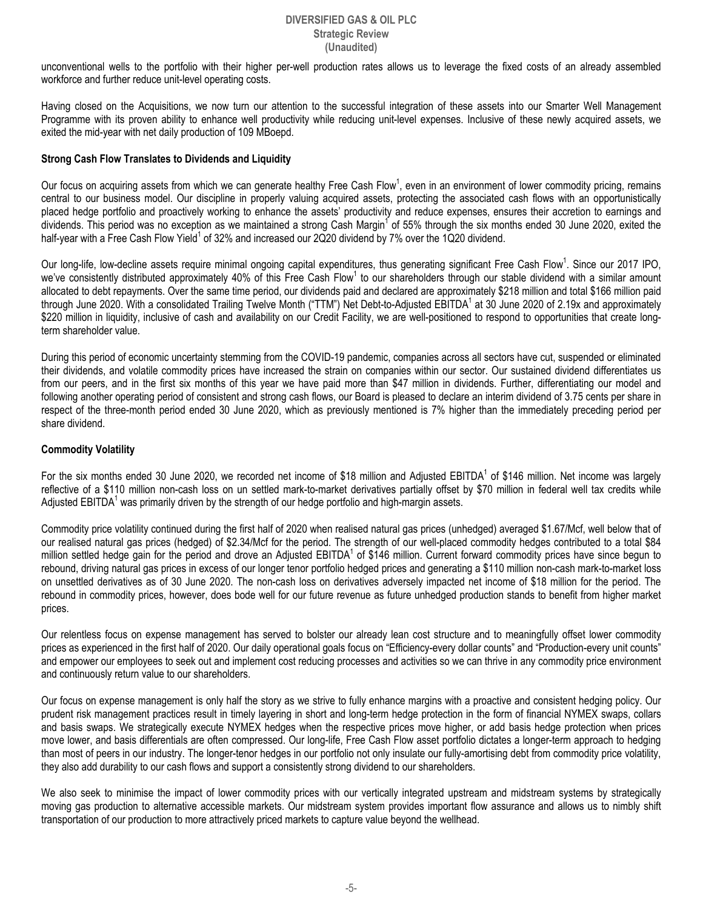unconventional wells to the portfolio with their higher per-well production rates allows us to leverage the fixed costs of an already assembled workforce and further reduce unit-level operating costs.

Having closed on the Acquisitions, we now turn our attention to the successful integration of these assets into our Smarter Well Management Programme with its proven ability to enhance well productivity while reducing unit-level expenses. Inclusive of these newly acquired assets, we exited the mid-year with net daily production of 109 MBoepd.

**Strong Cash Flow Translates to Dividends and Liquidity**

Our focus on acquiring assets from which we can generate healthy Free Cash Flow[1], even in an environment of lower commodity pricing, remains central to our business model. Our discipline in properly valuing acquired assets, protecting the associated cash flows with an opportunistically placed hedge portfolio and proactively working to enhance the assets' productivity and reduce expenses, ensures their accretion to earnings and dividends. This period was no exception as we maintained a strong Cash Margin[1] of 55% through the six months ended 30 June 2020, exited the half-year with a Free Cash Flow Yield[1] of 32% and increased our 2Q20 dividend by 7% over the 1Q20 dividend.

Our long-life, low-decline assets require minimal ongoing capital expenditures, thus generating significant Free Cash Flow[1]. Since our 2017 IPO, we've consistently distributed approximately 40% of this Free Cash Flow[1] to our shareholders through our stable dividend with a similar amount allocated to debt repayments. Over the same time period, our dividends paid and declared are approximately $218 million and total $166 million paid through June 2020. With a consolidated Trailing Twelve Month ("TTM") Net Debt-to-Adjusted EBITDA[1] at 30 June 2020 of 2.19x and approximately $220 million in liquidity, inclusive of cash and availability on our Credit Facility, we are well-positioned to respond to opportunities that create long-term shareholder value.

During this period of economic uncertainty stemming from the COVID-19 pandemic, companies across all sectors have cut, suspended or eliminated their dividends, and volatile commodity prices have increased the strain on companies within our sector. Our sustained dividend differentiates us from our peers, and in the first six months of this year we have paid more than $47 million in dividends. Further, differentiating our model and following another operating period of consistent and strong cash flows, our Board is pleased to declare an interim dividend of 3.75 cents per share in respect of the three-month period ended 30 June 2020, which as previously mentioned is 7% higher than the immediately preceding period per share dividend.

**Commodity Volatility**

For the six months ended 30 June 2020, we recorded net income of $18 million and Adjusted EBITDA[1] of $146 million. Net income was largely reflective of a $110 million non-cash loss on un settled mark-to-market derivatives partially offset by $70 million in federal well tax credits while Adjusted EBITDA[1] was primarily driven by the strength of our hedge portfolio and high-margin assets.

Commodity price volatility continued during the first half of 2020 when realised natural gas prices (unhedged) averaged $1.67/Mcf, well below that of our realised natural gas prices (hedged) of $2.34/Mcf for the period. The strength of our well-placed commodity hedges contributed to a total $84 million settled hedge gain for the period and drove an Adjusted EBITDA[1] of $146 million. Current forward commodity prices have since begun to rebound, driving natural gas prices in excess of our longer tenor portfolio hedged prices and generating a $110 million non-cash mark-to-market loss on unsettled derivatives as of 30 June 2020. The non-cash loss on derivatives adversely impacted net income of $18 million for the period. The rebound in commodity prices, however, does bode well for our future revenue as future unhedged production stands to benefit from higher market prices.

Our relentless focus on expense management has served to bolster our already lean cost structure and to meaningfully offset lower commodity prices as experienced in the first half of 2020. Our daily operational goals focus on "Efficiency-every dollar counts" and "Production-every unit counts" and empower our employees to seek out and implement cost reducing processes and activities so we can thrive in any commodity price environment and continuously return value to our shareholders.

Our focus on expense management is only half the story as we strive to fully enhance margins with a proactive and consistent hedging policy. Our prudent risk management practices result in timely layering in short and long-term hedge protection in the form of financial NYMEX swaps, collars and basis swaps. We strategically execute NYMEX hedges when the respective prices move higher, or add basis hedge protection when prices move lower, and basis differentials are often compressed. Our long-life, Free Cash Flow asset portfolio dictates a longer-term approach to hedging than most of peers in our industry. The longer-tenor hedges in our portfolio not only insulate our fully-amortising debt from commodity price volatility, they also add durability to our cash flows and support a consistently strong dividend to our shareholders.

We also seek to minimise the impact of lower commodity prices with our vertically integrated upstream and midstream systems by strategically moving gas production to alternative accessible markets. Our midstream system provides important flow assurance and allows us to nimbly shift transportation of our production to more attractively priced markets to capture value beyond the wellhead.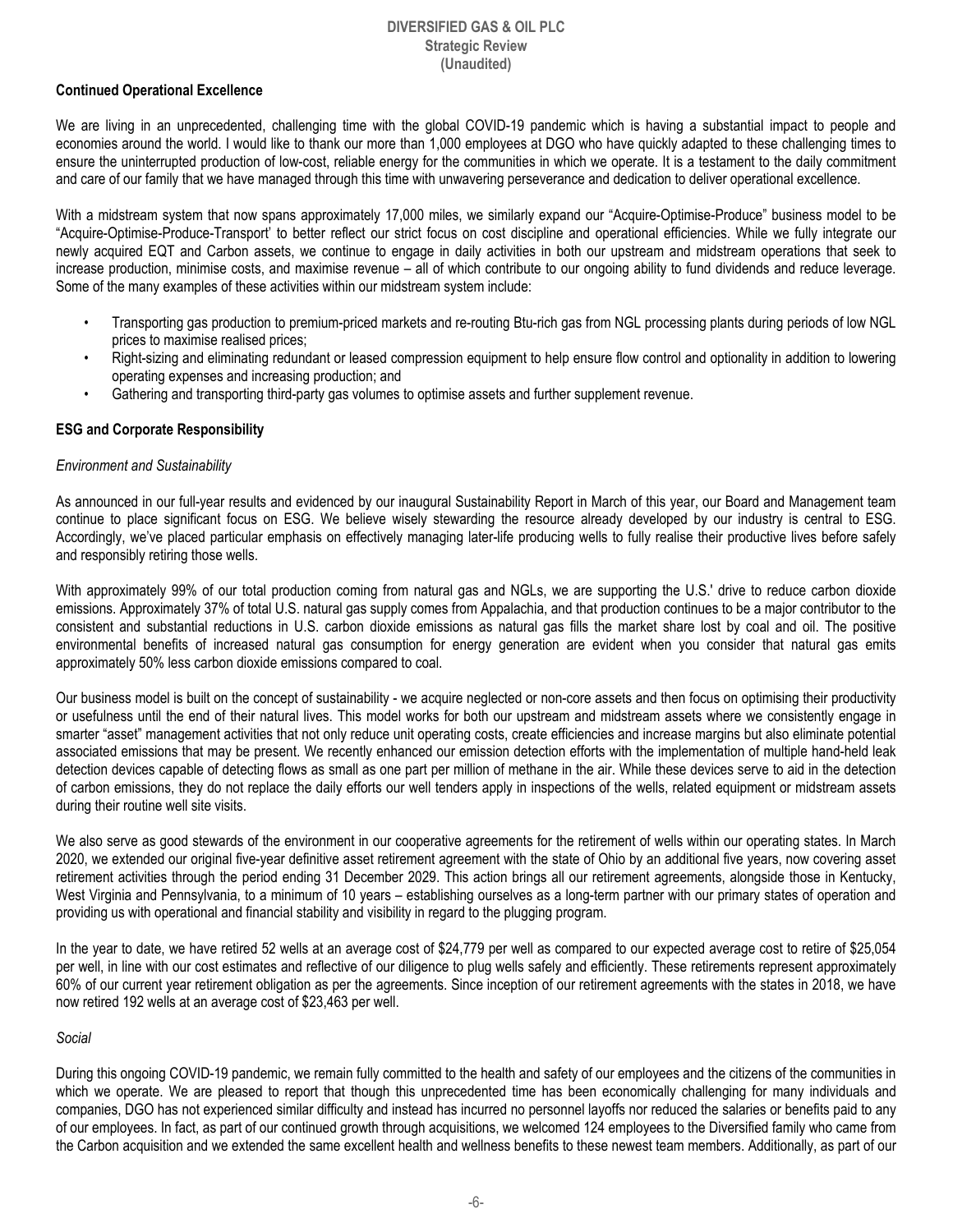## Continued Operational Excellence

We are living in an unprecedented, challenging time with the global COVID-19 pandemic which is having a substantial impact to people and economies around the world. I would like to thank our more than 1,000 employees at DGO who have quickly adapted to these challenging times to ensure the uninterrupted production of low-cost, reliable energy for the communities in which we operate. It is a testament to the daily commitment and care of our family that we have managed through this time with unwavering perseverance and dedication to deliver operational excellence.

With a midstream system that now spans approximately 17,000 miles, we similarly expand our "Acquire-Optimise-Produce" business model to be "Acquire-Optimise-Produce-Transport' to better reflect our strict focus on cost discipline and operational efficiencies. While we fully integrate our newly acquired EQT and Carbon assets, we continue to engage in daily activities in both our upstream and midstream operations that seek to increase production, minimise costs, and maximise revenue – all of which contribute to our ongoing ability to fund dividends and reduce leverage. Some of the many examples of these activities within our midstream system include:

- Transporting gas production to premium-priced markets and re-routing Btu-rich gas from NGL processing plants during periods of low NGL prices to maximise realised prices;
- Right-sizing and eliminating redundant or leased compression equipment to help ensure flow control and optionality in addition to lowering operating expenses and increasing production; and
- Gathering and transporting third-party gas volumes to optimise assets and further supplement revenue.

## ESG and Corporate Responsibility

*Environment and Sustainability*

As announced in our full-year results and evidenced by our inaugural Sustainability Report in March of this year, our Board and Management team continue to place significant focus on ESG. We believe wisely stewarding the resource already developed by our industry is central to ESG. Accordingly, we've placed particular emphasis on effectively managing later-life producing wells to fully realise their productive lives before safely and responsibly retiring those wells.

With approximately 99% of our total production coming from natural gas and NGLs, we are supporting the U.S.' drive to reduce carbon dioxide emissions. Approximately 37% of total U.S. natural gas supply comes from Appalachia, and that production continues to be a major contributor to the consistent and substantial reductions in U.S. carbon dioxide emissions as natural gas fills the market share lost by coal and oil. The positive environmental benefits of increased natural gas consumption for energy generation are evident when you consider that natural gas emits approximately 50% less carbon dioxide emissions compared to coal.

Our business model is built on the concept of sustainability - we acquire neglected or non-core assets and then focus on optimising their productivity or usefulness until the end of their natural lives. This model works for both our upstream and midstream assets where we consistently engage in smarter "asset" management activities that not only reduce unit operating costs, create efficiencies and increase margins but also eliminate potential associated emissions that may be present. We recently enhanced our emission detection efforts with the implementation of multiple hand-held leak detection devices capable of detecting flows as small as one part per million of methane in the air. While these devices serve to aid in the detection of carbon emissions, they do not replace the daily efforts our well tenders apply in inspections of the wells, related equipment or midstream assets during their routine well site visits.

We also serve as good stewards of the environment in our cooperative agreements for the retirement of wells within our operating states. In March 2020, we extended our original five-year definitive asset retirement agreement with the state of Ohio by an additional five years, now covering asset retirement activities through the period ending 31 December 2029. This action brings all our retirement agreements, alongside those in Kentucky, West Virginia and Pennsylvania, to a minimum of 10 years – establishing ourselves as a long-term partner with our primary states of operation and providing us with operational and financial stability and visibility in regard to the plugging program.

In the year to date, we have retired 52 wells at an average cost of $24,779 per well as compared to our expected average cost to retire of $25,054 per well, in line with our cost estimates and reflective of our diligence to plug wells safely and efficiently. These retirements represent approximately 60% of our current year retirement obligation as per the agreements. Since inception of our retirement agreements with the states in 2018, we have now retired 192 wells at an average cost of $23,463 per well.

*Social*

During this ongoing COVID-19 pandemic, we remain fully committed to the health and safety of our employees and the citizens of the communities in which we operate. We are pleased to report that though this unprecedented time has been economically challenging for many individuals and companies, DGO has not experienced similar difficulty and instead has incurred no personnel layoffs nor reduced the salaries or benefits paid to any of our employees. In fact, as part of our continued growth through acquisitions, we welcomed 124 employees to the Diversified family who came from the Carbon acquisition and we extended the same excellent health and wellness benefits to these newest team members. Additionally, as part of our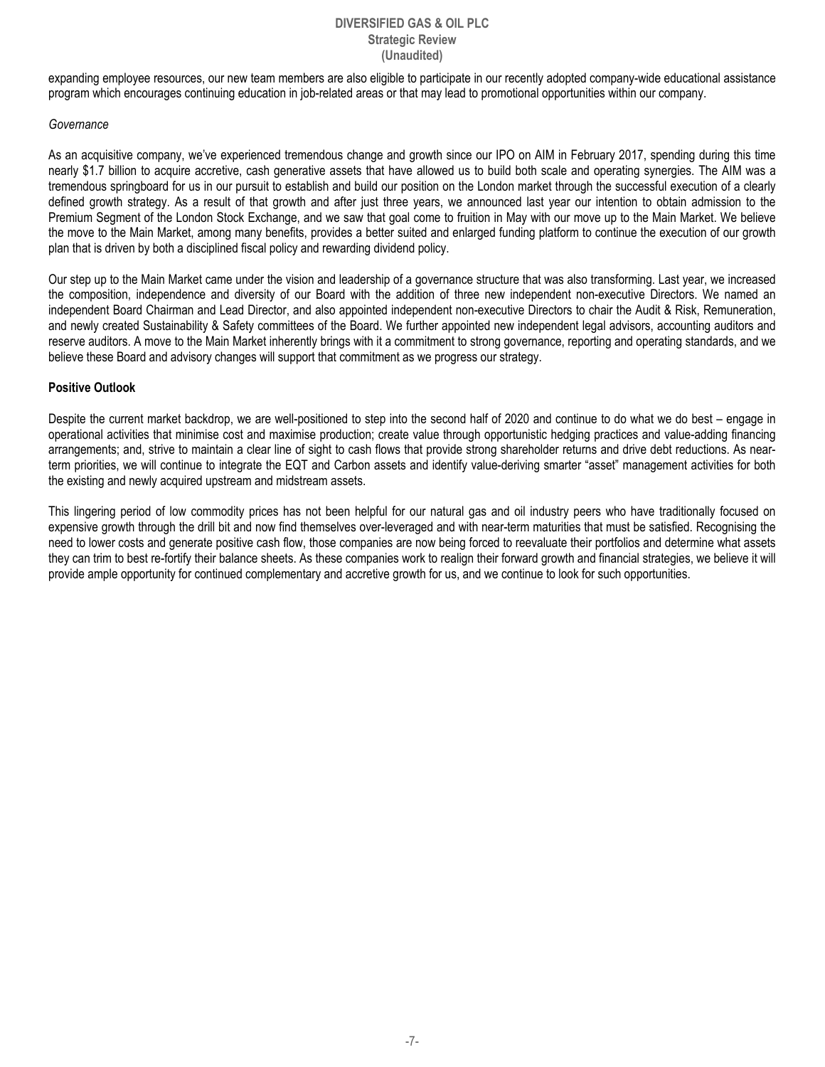expanding employee resources, our new team members are also eligible to participate in our recently adopted company-wide educational assistance program which encourages continuing education in job-related areas or that may lead to promotional opportunities within our company.

*Governance*

As an acquisitive company, we've experienced tremendous change and growth since our IPO on AIM in February 2017, spending during this time nearly $1.7 billion to acquire accretive, cash generative assets that have allowed us to build both scale and operating synergies. The AIM was a tremendous springboard for us in our pursuit to establish and build our position on the London market through the successful execution of a clearly defined growth strategy. As a result of that growth and after just three years, we announced last year our intention to obtain admission to the Premium Segment of the London Stock Exchange, and we saw that goal come to fruition in May with our move up to the Main Market. We believe the move to the Main Market, among many benefits, provides a better suited and enlarged funding platform to continue the execution of our growth plan that is driven by both a disciplined fiscal policy and rewarding dividend policy.

Our step up to the Main Market came under the vision and leadership of a governance structure that was also transforming. Last year, we increased the composition, independence and diversity of our Board with the addition of three new independent non-executive Directors. We named an independent Board Chairman and Lead Director, and also appointed independent non-executive Directors to chair the Audit & Risk, Remuneration, and newly created Sustainability & Safety committees of the Board. We further appointed new independent legal advisors, accounting auditors and reserve auditors. A move to the Main Market inherently brings with it a commitment to strong governance, reporting and operating standards, and we believe these Board and advisory changes will support that commitment as we progress our strategy.

**Positive Outlook**

Despite the current market backdrop, we are well-positioned to step into the second half of 2020 and continue to do what we do best – engage in operational activities that minimise cost and maximise production; create value through opportunistic hedging practices and value-adding financing arrangements; and, strive to maintain a clear line of sight to cash flows that provide strong shareholder returns and drive debt reductions. As near-term priorities, we will continue to integrate the EQT and Carbon assets and identify value-deriving smarter "asset" management activities for both the existing and newly acquired upstream and midstream assets.

This lingering period of low commodity prices has not been helpful for our natural gas and oil industry peers who have traditionally focused on expensive growth through the drill bit and now find themselves over-leveraged and with near-term maturities that must be satisfied. Recognising the need to lower costs and generate positive cash flow, those companies are now being forced to reevaluate their portfolios and determine what assets they can trim to best re-fortify their balance sheets. As these companies work to realign their forward growth and financial strategies, we believe it will provide ample opportunity for continued complementary and accretive growth for us, and we continue to look for such opportunities.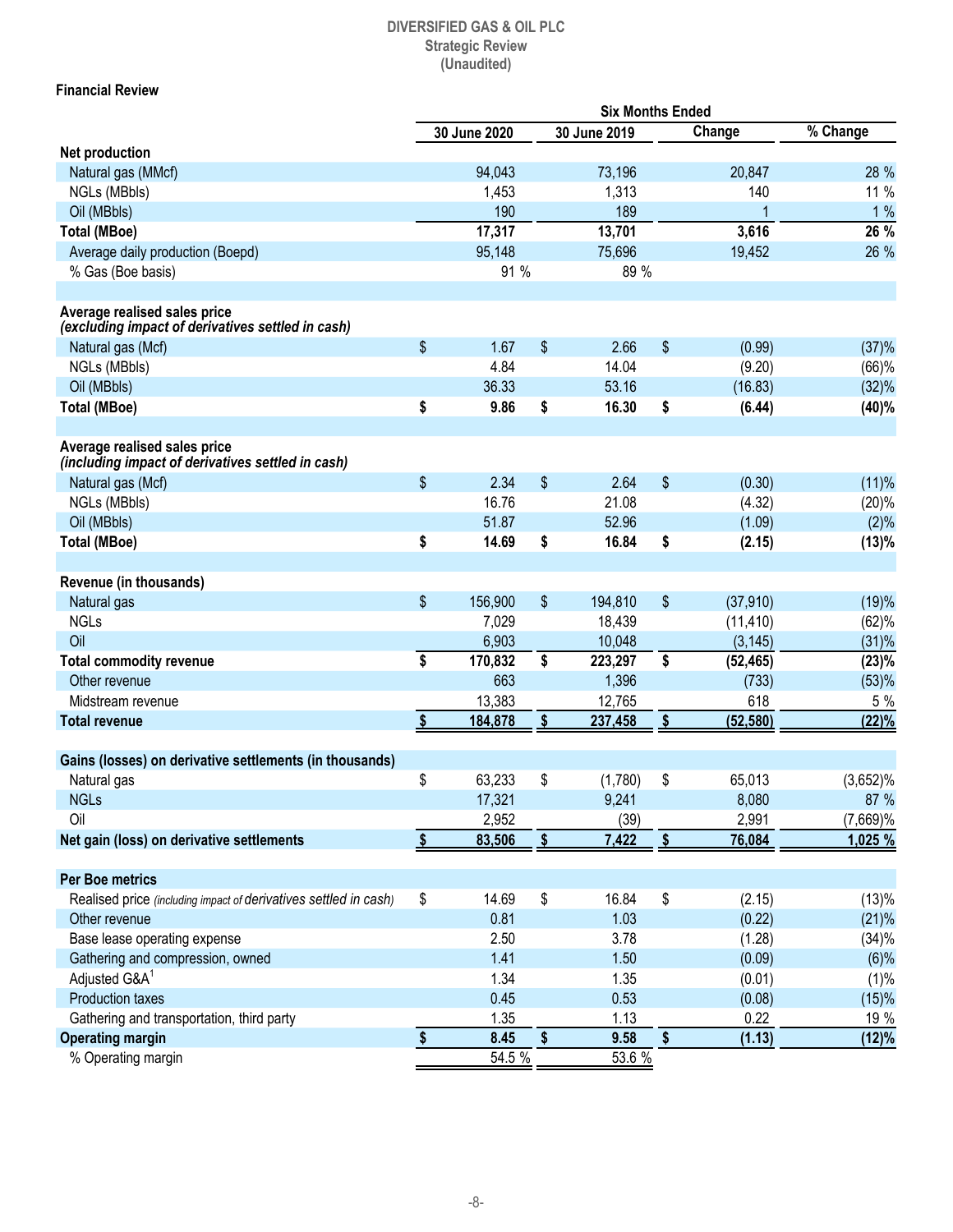DIVERSIFIED GAS & OIL PLC
Strategic Review
(Unaudited)

**Financial Review**

| | Six Months Ended | | | |
|---|---|---|---|---|
| | 30 June 2020 | 30 June 2019 | Change | % Change |
| **Net production** | | | | |
| Natural gas (MMcf) | 94,043 | 73,196 | 20,847 | 28 % |
| NGLs (MBbls) | 1,453 | 1,313 | 140 | 11 % |
| Oil (MBbls) | 190 | 189 | 1 | 1 % |
| **Total (MBoe)** | **17,317** | **13,701** | **3,616** | **26 %** |
| Average daily production (Boepd) | 95,148 | 75,696 | 19,452 | 26 % |
| % Gas (Boe basis) | 91 % | 89 % | | |
| | | | | |
| **Average realised sales price** *(excluding impact of derivatives settled in cash)* | | | | |
| Natural gas (Mcf) | $ 1.67 | $ 2.66 | $ (0.99) | (37)% |
| NGLs (MBbls) | 4.84 | 14.04 | (9.20) | (66)% |
| Oil (MBbls) | 36.33 | 53.16 | (16.83) | (32)% |
| **Total (MBoe)** | **$ 9.86** | **$ 16.30** | **$ (6.44)** | **(40)%** |
| | | | | |
| **Average realised sales price** *(including impact of derivatives settled in cash)* | | | | |
| Natural gas (Mcf) | $ 2.34 | $ 2.64 | $ (0.30) | (11)% |
| NGLs (MBbls) | 16.76 | 21.08 | (4.32) | (20)% |
| Oil (MBbls) | 51.87 | 52.96 | (1.09) | (2)% |
| **Total (MBoe)** | **$ 14.69** | **$ 16.84** | **$ (2.15)** | **(13)%** |
| | | | | |
| **Revenue (in thousands)** | | | | |
| Natural gas | $ 156,900 | $ 194,810 | $ (37,910) | (19)% |
| NGLs | 7,029 | 18,439 | (11,410) | (62)% |
| Oil | 6,903 | 10,048 | (3,145) | (31)% |
| **Total commodity revenue** | **$ 170,832** | **$ 223,297** | **$ (52,465)** | **(23)%** |
| Other revenue | 663 | 1,396 | (733) | (53)% |
| Midstream revenue | 13,383 | 12,765 | 618 | 5 % |
| **Total revenue** | **$ 184,878** | **$ 237,458** | **$ (52,580)** | **(22)%** |
| | | | | |
| **Gains (losses) on derivative settlements (in thousands)** | | | | |
| Natural gas | $ 63,233 | $ (1,780) | $ 65,013 | (3,652)% |
| NGLs | 17,321 | 9,241 | 8,080 | 87 % |
| Oil | 2,952 | (39) | 2,991 | (7,669)% |
| **Net gain (loss) on derivative settlements** | **$ 83,506** | **$ 7,422** | **$ 76,084** | **1,025 %** |
| | | | | |
| **Per Boe metrics** | | | | |
| Realised price *(including impact of derivatives settled in cash)* | $ 14.69 | $ 16.84 | $ (2.15) | (13)% |
| Other revenue | 0.81 | 1.03 | (0.22) | (21)% |
| Base lease operating expense | 2.50 | 3.78 | (1.28) | (34)% |
| Gathering and compression, owned | 1.41 | 1.50 | (0.09) | (6)% |
| Adjusted G&A[1] | 1.34 | 1.35 | (0.01) | (1)% |
| Production taxes | 0.45 | 0.53 | (0.08) | (15)% |
| Gathering and transportation, third party | 1.35 | 1.13 | 0.22 | 19 % |
| **Operating margin** | **$ 8.45** | **$ 9.58** | **$ (1.13)** | **(12)%** |
| % Operating margin | 54.5 % | 53.6 % | | |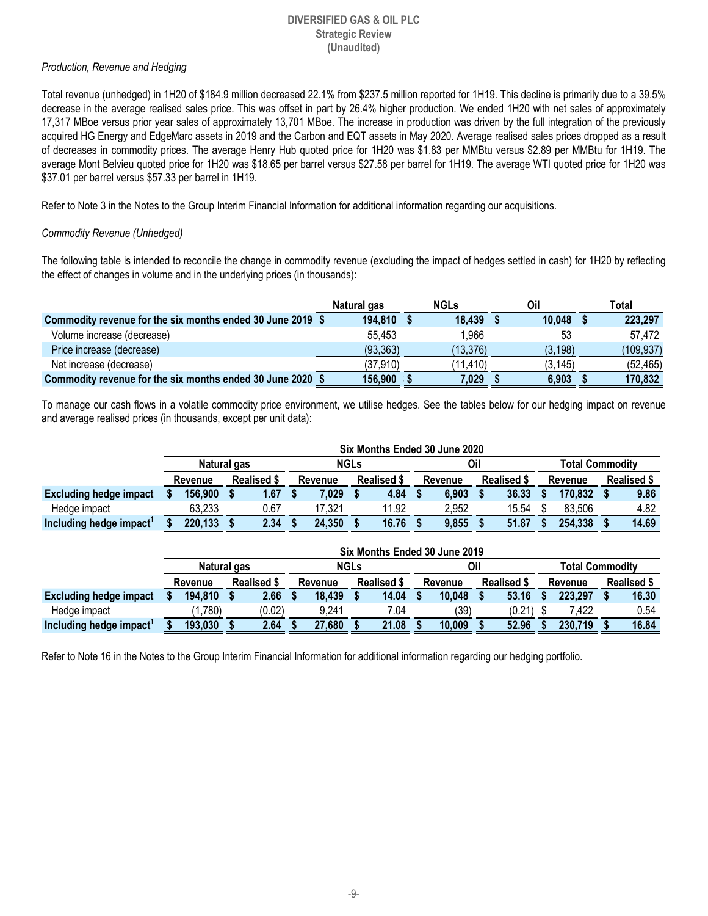# DIVERSIFIED GAS & OIL PLC
## Strategic Review
### (Unaudited)

*Production, Revenue and Hedging*

Total revenue (unhedged) in 1H20 of $184.9 million decreased 22.1% from $237.5 million reported for 1H19. This decline is primarily due to a 39.5% decrease in the average realised sales price. This was offset in part by 26.4% higher production. We ended 1H20 with net sales of approximately 17,317 MBoe versus prior year sales of approximately 13,701 MBoe. The increase in production was driven by the full integration of the previously acquired HG Energy and EdgeMarc assets in 2019 and the Carbon and EQT assets in May 2020. Average realised sales prices dropped as a result of decreases in commodity prices. The average Henry Hub quoted price for 1H20 was $1.83 per MMBtu versus $2.89 per MMBtu for 1H19. The average Mont Belvieu quoted price for 1H20 was $18.65 per barrel versus $27.58 per barrel for 1H19. The average WTI quoted price for 1H20 was $37.01 per barrel versus $57.33 per barrel in 1H19.

Refer to Note 3 in the Notes to the Group Interim Financial Information for additional information regarding our acquisitions.

*Commodity Revenue (Unhedged)*

The following table is intended to reconcile the change in commodity revenue (excluding the impact of hedges settled in cash) for 1H20 by reflecting the effect of changes in volume and in the underlying prices (in thousands):

| | Natural gas | NGLs | Oil | Total |
|---|---|---|---|---|
| **Commodity revenue for the six months ended 30 June 2019** | **$ 194,810** | **$ 18,439** | **$ 10,048** | **$ 223,297** |
| Volume increase (decrease) | 55,453 | 1,966 | 53 | 57,472 |
| Price increase (decrease) | (93,363) | (13,376) | (3,198) | (109,937) |
| Net increase (decrease) | (37,910) | (11,410) | (3,145) | (52,465) |
| **Commodity revenue for the six months ended 30 June 2020** | **$ 156,900** | **$ 7,029** | **$ 6,903** | **$ 170,832** |

To manage our cash flows in a volatile commodity price environment, we utilise hedges. See the tables below for our hedging impact on revenue and average realised prices (in thousands, except per unit data):

| | Six Months Ended 30 June 2020 | | | | | | | |
|---|---|---|---|---|---|---|---|---|
| | Natural gas | | NGLs | | Oil | | Total Commodity | |
| | Revenue | Realised $ | Revenue | Realised $ | Revenue | Realised $ | Revenue | Realised $ |
| **Excluding hedge impact** | **$ 156,900** | **$ 1.67** | **$ 7,029** | **$ 4.84** | **$ 6,903** | **$ 36.33** | **$ 170,832** | **$ 9.86** |
| Hedge impact | 63,233 | 0.67 | 17,321 | 11.92 | 2,952 | 15.54 | $ 83,506 | 4.82 |
| **Including hedge impact[1]** | **$ 220,133** | **$ 2.34** | **$ 24,350** | **$ 16.76** | **$ 9,855** | **$ 51.87** | **$ 254,338** | **$ 14.69** |

| | Six Months Ended 30 June 2019 | | | | | | | |
|---|---|---|---|---|---|---|---|---|
| | Natural gas | | NGLs | | Oil | | Total Commodity | |
| | Revenue | Realised $ | Revenue | Realised $ | Revenue | Realised $ | Revenue | Realised $ |
| **Excluding hedge impact** | **$ 194,810** | **$ 2.66** | **$ 18,439** | **$ 14.04** | **$ 10,048** | **$ 53.16** | **$ 223,297** | **$ 16.30** |
| Hedge impact | (1,780) | (0.02) | 9,241 | 7.04 | (39) | (0.21) | $ 7,422 | 0.54 |
| **Including hedge impact[1]** | **$ 193,030** | **$ 2.64** | **$ 27,680** | **$ 21.08** | **$ 10,009** | **$ 52.96** | **$ 230,719** | **$ 16.84** |

Refer to Note 16 in the Notes to the Group Interim Financial Information for additional information regarding our hedging portfolio.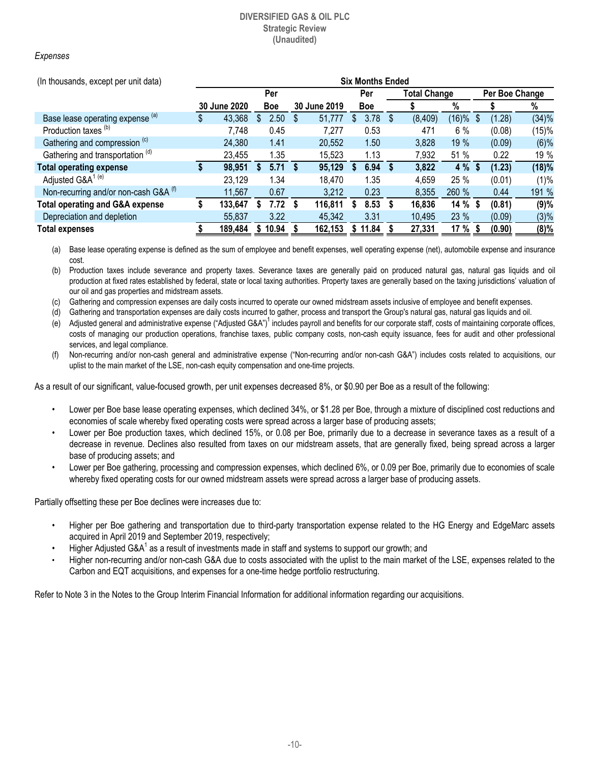*Expenses*

| (In thousands, except per unit data) | Six Months Ended | | | | | | | |
|---|---|---|---|---|---|---|---|---|
| | | Per | | Per | Total Change | | Per Boe Change | |
| | 30 June 2020 | Boe | 30 June 2019 | Boe | $ | % | $ | % |
| Base lease operating expense (a) | $ 43,368 | $ 2.50 | $ 51,777 | $ 3.78 | $ (8,409) | (16)% | $ (1.28) | (34)% |
| Production taxes (b) | 7,748 | 0.45 | 7,277 | 0.53 | 471 | 6 % | (0.08) | (15)% |
| Gathering and compression (c) | 24,380 | 1.41 | 20,552 | 1.50 | 3,828 | 19 % | (0.09) | (6)% |
| Gathering and transportation (d) | 23,455 | 1.35 | 15,523 | 1.13 | 7,932 | 51 % | 0.22 | 19 % |
| **Total operating expense** | **$ 98,951** | **$ 5.71** | **$ 95,129** | **$ 6.94** | **$ 3,822** | **4 %** | **$ (1.23)** | **(18)%** |
| Adjusted G&A[1] (e) | 23,129 | 1.34 | 18,470 | 1.35 | 4,659 | 25 % | (0.01) | (1)% |
| Non-recurring and/or non-cash G&A (f) | 11,567 | 0.67 | 3,212 | 0.23 | 8,355 | 260 % | 0.44 | 191 % |
| **Total operating and G&A expense** | **$ 133,647** | **$ 7.72** | **$ 116,811** | **$ 8.53** | **$ 16,836** | **14 %** | **$ (0.81)** | **(9)%** |
| Depreciation and depletion | 55,837 | 3.22 | 45,342 | 3.31 | 10,495 | 23 % | (0.09) | (3)% |
| **Total expenses** | **$ 189,484** | **$ 10.94** | **$ 162,153** | **$ 11.84** | **$ 27,331** | **17 %** | **$ (0.90)** | **(8)%** |

(a) Base lease operating expense is defined as the sum of employee and benefit expenses, well operating expense (net), automobile expense and insurance cost.

(b) Production taxes include severance and property taxes. Severance taxes are generally paid on produced natural gas, natural gas liquids and oil production at fixed rates established by federal, state or local taxing authorities. Property taxes are generally based on the taxing jurisdictions' valuation of our oil and gas properties and midstream assets.

(c) Gathering and compression expenses are daily costs incurred to operate our owned midstream assets inclusive of employee and benefit expenses.

(d) Gathering and transportation expenses are daily costs incurred to gather, process and transport the Group's natural gas, natural gas liquids and oil.

(e) Adjusted general and administrative expense ("Adjusted G&A")[1] includes payroll and benefits for our corporate staff, costs of maintaining corporate offices, costs of managing our production operations, franchise taxes, public company costs, non-cash equity issuance, fees for audit and other professional services, and legal compliance.

(f) Non-recurring and/or non-cash general and administrative expense ("Non-recurring and/or non-cash G&A") includes costs related to acquisitions, our uplist to the main market of the LSE, non-cash equity compensation and one-time projects.

As a result of our significant, value-focused growth, per unit expenses decreased 8%, or $0.90 per Boe as a result of the following:

- Lower per Boe base lease operating expenses, which declined 34%, or $1.28 per Boe, through a mixture of disciplined cost reductions and economies of scale whereby fixed operating costs were spread across a larger base of producing assets;
- Lower per Boe production taxes, which declined 15%, or 0.08 per Boe, primarily due to a decrease in severance taxes as a result of a decrease in revenue. Declines also resulted from taxes on our midstream assets, that are generally fixed, being spread across a larger base of producing assets; and
- Lower per Boe gathering, processing and compression expenses, which declined 6%, or 0.09 per Boe, primarily due to economies of scale whereby fixed operating costs for our owned midstream assets were spread across a larger base of producing assets.

Partially offsetting these per Boe declines were increases due to:

- Higher per Boe gathering and transportation due to third-party transportation expense related to the HG Energy and EdgeMarc assets acquired in April 2019 and September 2019, respectively;
- Higher Adjusted G&A[1] as a result of investments made in staff and systems to support our growth; and
- Higher non-recurring and/or non-cash G&A due to costs associated with the uplist to the main market of the LSE, expenses related to the Carbon and EQT acquisitions, and expenses for a one-time hedge portfolio restructuring.

Refer to Note 3 in the Notes to the Group Interim Financial Information for additional information regarding our acquisitions.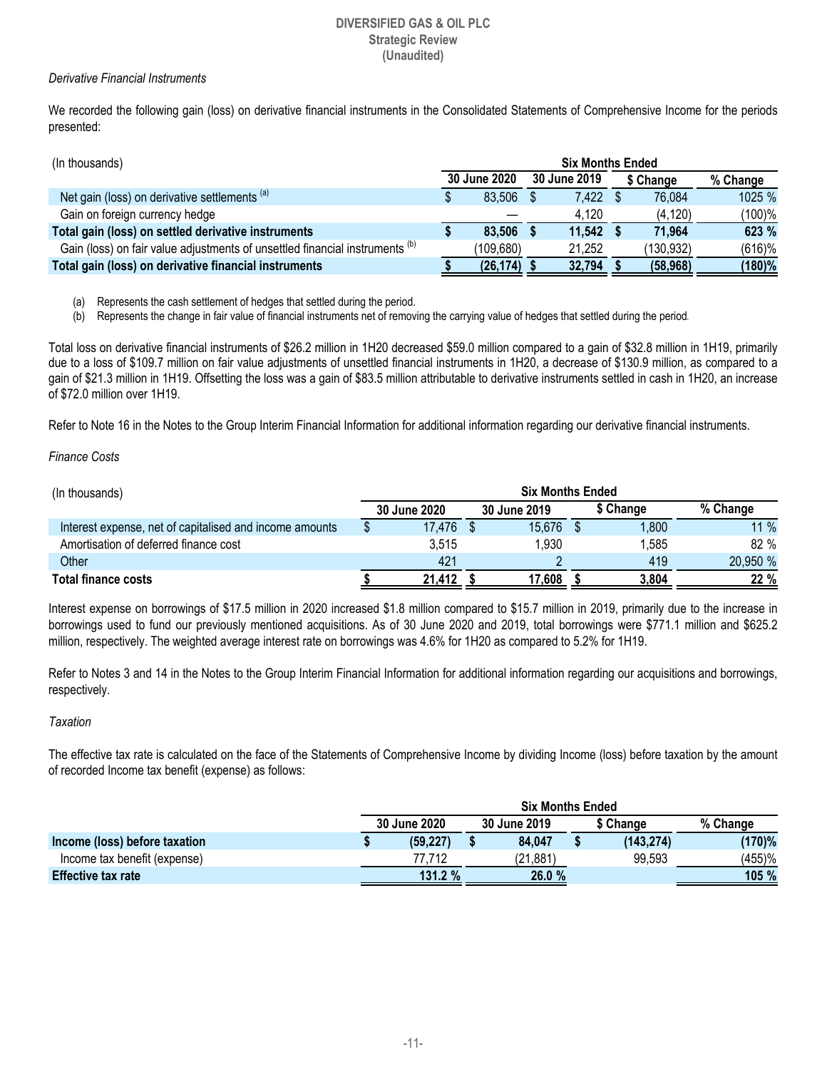*Derivative Financial Instruments*

We recorded the following gain (loss) on derivative financial instruments in the Consolidated Statements of Comprehensive Income for the periods presented:

| (In thousands) | Six Months Ended | | | |
|---|---|---|---|---|
| | 30 June 2020 | 30 June 2019 | $ Change | % Change |
| Net gain (loss) on derivative settlements [(a)] | $ 83,506 | $ 7,422 | $ 76,084 | 1025 % |
| Gain on foreign currency hedge | — | 4,120 | (4,120) | (100)% |
| **Total gain (loss) on settled derivative instruments** | **$ 83,506** | **$ 11,542** | **$ 71,964** | **623 %** |
| Gain (loss) on fair value adjustments of unsettled financial instruments [(b)] | (109,680) | 21,252 | (130,932) | (616)% |
| **Total gain (loss) on derivative financial instruments** | **$ (26,174)** | **$ 32,794** | **$ (58,968)** | **(180)%** |

(a) Represents the cash settlement of hedges that settled during the period.

(b) Represents the change in fair value of financial instruments net of removing the carrying value of hedges that settled during the period.

Total loss on derivative financial instruments of $26.2 million in 1H20 decreased $59.0 million compared to a gain of $32.8 million in 1H19, primarily due to a loss of $109.7 million on fair value adjustments of unsettled financial instruments in 1H20, a decrease of $130.9 million, as compared to a gain of $21.3 million in 1H19. Offsetting the loss was a gain of $83.5 million attributable to derivative instruments settled in cash in 1H20, an increase of $72.0 million over 1H19.

Refer to Note 16 in the Notes to the Group Interim Financial Information for additional information regarding our derivative financial instruments.

*Finance Costs*

| (In thousands) | Six Months Ended | | | |
|---|---|---|---|---|
| | 30 June 2020 | 30 June 2019 | $ Change | % Change |
| Interest expense, net of capitalised and income amounts | $ 17,476 | $ 15,676 | $ 1,800 | 11 % |
| Amortisation of deferred finance cost | 3,515 | 1,930 | 1,585 | 82 % |
| Other | 421 | 2 | 419 | 20,950 % |
| **Total finance costs** | **$ 21,412** | **$ 17,608** | **$ 3,804** | **22 %** |

Interest expense on borrowings of $17.5 million in 2020 increased $1.8 million compared to $15.7 million in 2019, primarily due to the increase in borrowings used to fund our previously mentioned acquisitions. As of 30 June 2020 and 2019, total borrowings were $771.1 million and $625.2 million, respectively. The weighted average interest rate on borrowings was 4.6% for 1H20 as compared to 5.2% for 1H19.

Refer to Notes 3 and 14 in the Notes to the Group Interim Financial Information for additional information regarding our acquisitions and borrowings, respectively.

*Taxation*

The effective tax rate is calculated on the face of the Statements of Comprehensive Income by dividing Income (loss) before taxation by the amount of recorded Income tax benefit (expense) as follows:

| | Six Months Ended | | | |
|---|---|---|---|---|
| | 30 June 2020 | 30 June 2019 | $ Change | % Change |
| **Income (loss) before taxation** | **$ (59,227)** | **$ 84,047** | **$ (143,274)** | **(170)%** |
| Income tax benefit (expense) | 77,712 | (21,881) | 99,593 | (455)% |
| **Effective tax rate** | **131.2 %** | **26.0 %** | | **105 %** |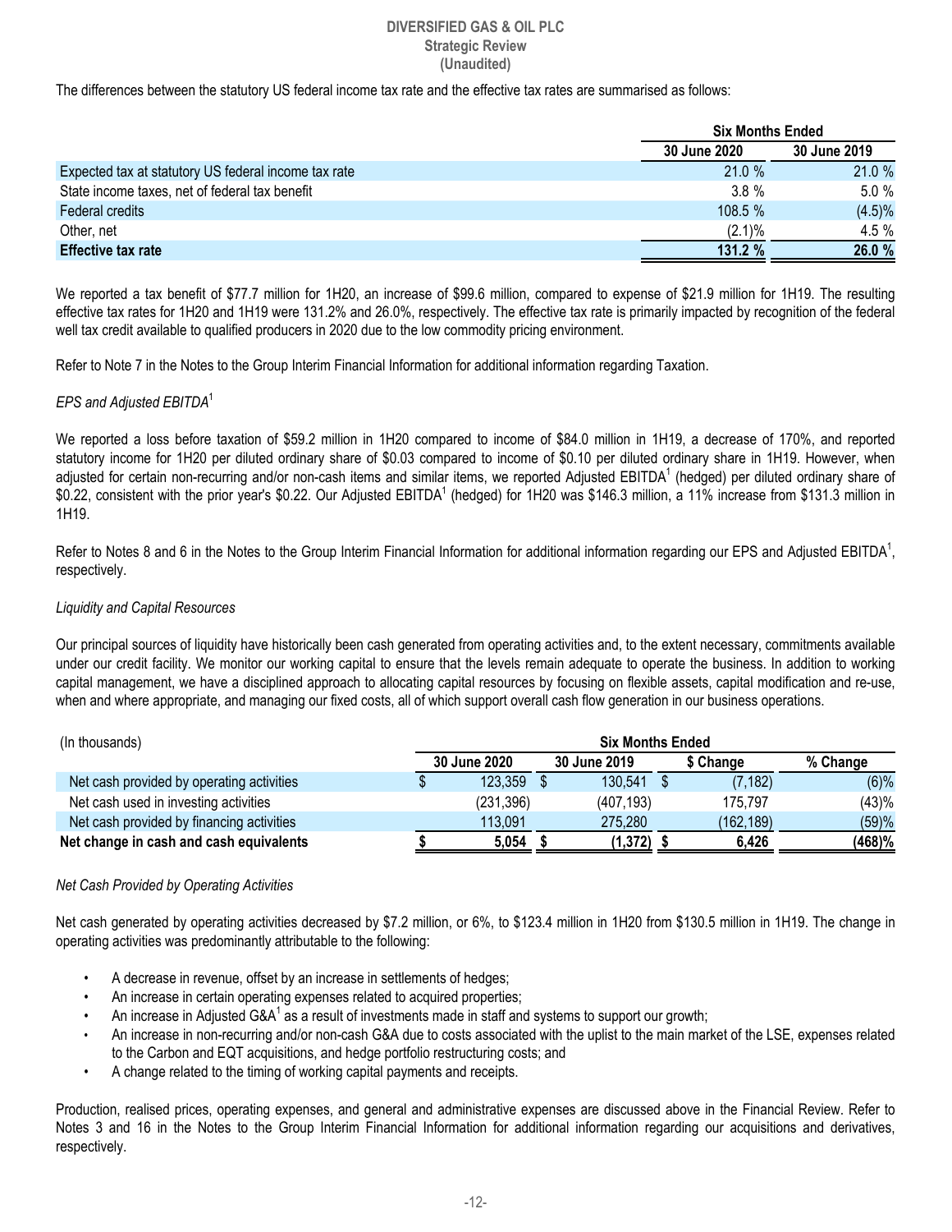The differences between the statutory US federal income tax rate and the effective tax rates are summarised as follows:

| | Six Months Ended | |
|---|---|---|
| | 30 June 2020 | 30 June 2019 |
| Expected tax at statutory US federal income tax rate | 21.0 % | 21.0 % |
| State income taxes, net of federal tax benefit | 3.8 % | 5.0 % |
| Federal credits | 108.5 % | (4.5)% |
| Other, net | (2.1)% | 4.5 % |
| **Effective tax rate** | **131.2 %** | **26.0 %** |

We reported a tax benefit of $77.7 million for 1H20, an increase of $99.6 million, compared to expense of $21.9 million for 1H19. The resulting effective tax rates for 1H20 and 1H19 were 131.2% and 26.0%, respectively. The effective tax rate is primarily impacted by recognition of the federal well tax credit available to qualified producers in 2020 due to the low commodity pricing environment.

Refer to Note 7 in the Notes to the Group Interim Financial Information for additional information regarding Taxation.

*EPS and Adjusted EBITDA*[1]

We reported a loss before taxation of $59.2 million in 1H20 compared to income of $84.0 million in 1H19, a decrease of 170%, and reported statutory income for 1H20 per diluted ordinary share of $0.03 compared to income of $0.10 per diluted ordinary share in 1H19. However, when adjusted for certain non-recurring and/or non-cash items and similar items, we reported Adjusted EBITDA[1] (hedged) per diluted ordinary share of $0.22, consistent with the prior year's $0.22. Our Adjusted EBITDA[1] (hedged) for 1H20 was $146.3 million, a 11% increase from $131.3 million in 1H19.

Refer to Notes 8 and 6 in the Notes to the Group Interim Financial Information for additional information regarding our EPS and Adjusted EBITDA[1], respectively.

*Liquidity and Capital Resources*

Our principal sources of liquidity have historically been cash generated from operating activities and, to the extent necessary, commitments available under our credit facility. We monitor our working capital to ensure that the levels remain adequate to operate the business. In addition to working capital management, we have a disciplined approach to allocating capital resources by focusing on flexible assets, capital modification and re-use, when and where appropriate, and managing our fixed costs, all of which support overall cash flow generation in our business operations.

| (In thousands) | Six Months Ended | | | |
|---|---|---|---|---|
| | 30 June 2020 | 30 June 2019 | $ Change | % Change |
| Net cash provided by operating activities | $ 123,359 | $ 130,541 | $ (7,182) | (6)% |
| Net cash used in investing activities | (231,396) | (407,193) | 175,797 | (43)% |
| Net cash provided by financing activities | 113,091 | 275,280 | (162,189) | (59)% |
| **Net change in cash and cash equivalents** | **$ 5,054** | **$ (1,372)** | **$ 6,426** | **(468)%** |

*Net Cash Provided by Operating Activities*

Net cash generated by operating activities decreased by $7.2 million, or 6%, to $123.4 million in 1H20 from $130.5 million in 1H19. The change in operating activities was predominantly attributable to the following:

- A decrease in revenue, offset by an increase in settlements of hedges;
- An increase in certain operating expenses related to acquired properties;
- An increase in Adjusted G&A[1] as a result of investments made in staff and systems to support our growth;
- An increase in non-recurring and/or non-cash G&A due to costs associated with the uplist to the main market of the LSE, expenses related to the Carbon and EQT acquisitions, and hedge portfolio restructuring costs; and
- A change related to the timing of working capital payments and receipts.

Production, realised prices, operating expenses, and general and administrative expenses are discussed above in the Financial Review. Refer to Notes 3 and 16 in the Notes to the Group Interim Financial Information for additional information regarding our acquisitions and derivatives, respectively.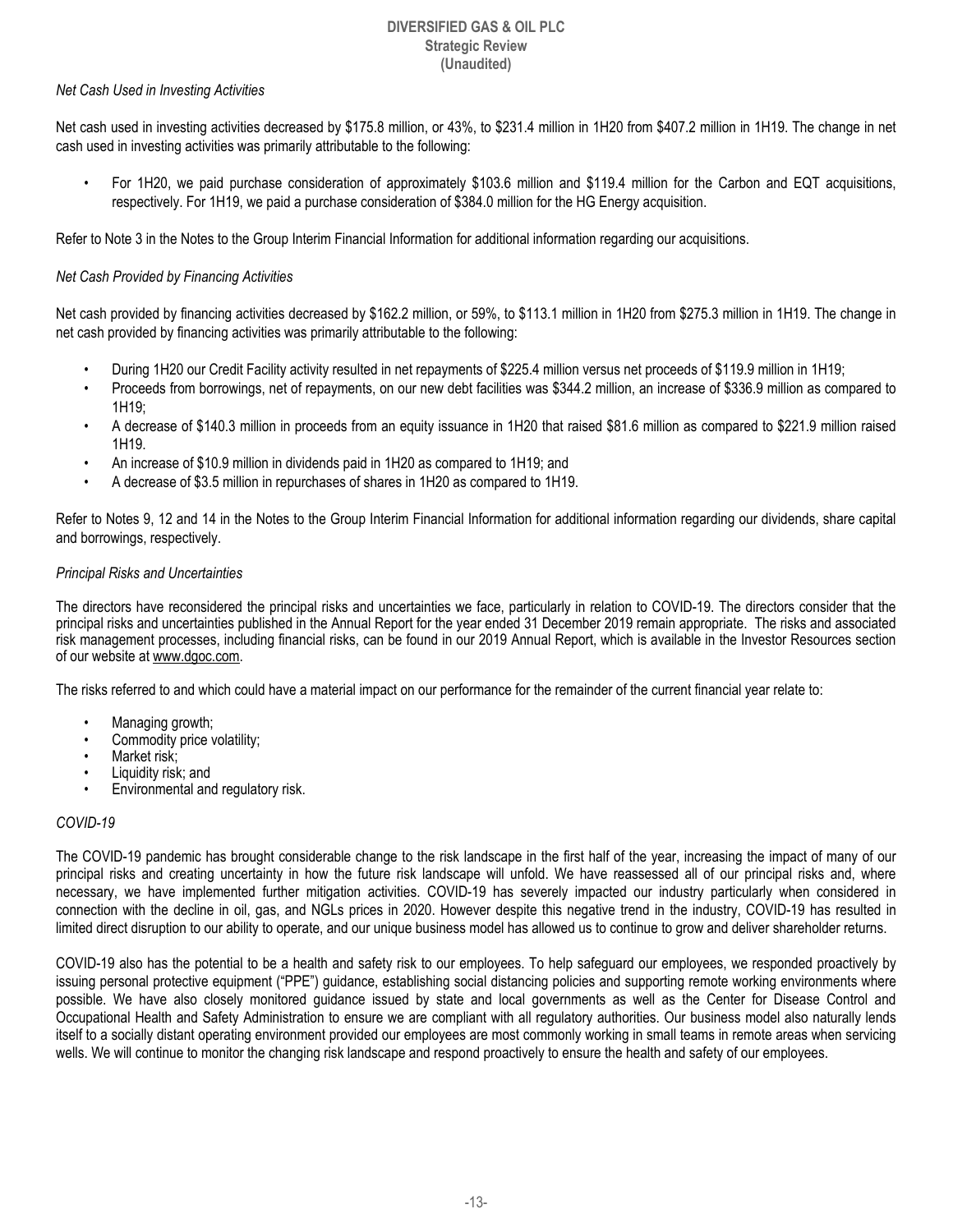*Net Cash Used in Investing Activities*

Net cash used in investing activities decreased by $175.8 million, or 43%, to $231.4 million in 1H20 from $407.2 million in 1H19. The change in net cash used in investing activities was primarily attributable to the following:

- For 1H20, we paid purchase consideration of approximately $103.6 million and $119.4 million for the Carbon and EQT acquisitions, respectively. For 1H19, we paid a purchase consideration of $384.0 million for the HG Energy acquisition.

Refer to Note 3 in the Notes to the Group Interim Financial Information for additional information regarding our acquisitions.

*Net Cash Provided by Financing Activities*

Net cash provided by financing activities decreased by $162.2 million, or 59%, to $113.1 million in 1H20 from $275.3 million in 1H19. The change in net cash provided by financing activities was primarily attributable to the following:

- During 1H20 our Credit Facility activity resulted in net repayments of $225.4 million versus net proceeds of $119.9 million in 1H19;
- Proceeds from borrowings, net of repayments, on our new debt facilities was $344.2 million, an increase of $336.9 million as compared to 1H19;
- A decrease of $140.3 million in proceeds from an equity issuance in 1H20 that raised $81.6 million as compared to $221.9 million raised 1H19.
- An increase of $10.9 million in dividends paid in 1H20 as compared to 1H19; and
- A decrease of $3.5 million in repurchases of shares in 1H20 as compared to 1H19.

Refer to Notes 9, 12 and 14 in the Notes to the Group Interim Financial Information for additional information regarding our dividends, share capital and borrowings, respectively.

*Principal Risks and Uncertainties*

The directors have reconsidered the principal risks and uncertainties we face, particularly in relation to COVID-19. The directors consider that the principal risks and uncertainties published in the Annual Report for the year ended 31 December 2019 remain appropriate. The risks and associated risk management processes, including financial risks, can be found in our 2019 Annual Report, which is available in the Investor Resources section of our website at www.dgoc.com.

The risks referred to and which could have a material impact on our performance for the remainder of the current financial year relate to:

- Managing growth;
- Commodity price volatility;
- Market risk;
- Liquidity risk; and
- Environmental and regulatory risk.

*COVID-19*

The COVID-19 pandemic has brought considerable change to the risk landscape in the first half of the year, increasing the impact of many of our principal risks and creating uncertainty in how the future risk landscape will unfold. We have reassessed all of our principal risks and, where necessary, we have implemented further mitigation activities. COVID-19 has severely impacted our industry particularly when considered in connection with the decline in oil, gas, and NGLs prices in 2020. However despite this negative trend in the industry, COVID-19 has resulted in limited direct disruption to our ability to operate, and our unique business model has allowed us to continue to grow and deliver shareholder returns.

COVID-19 also has the potential to be a health and safety risk to our employees. To help safeguard our employees, we responded proactively by issuing personal protective equipment ("PPE") guidance, establishing social distancing policies and supporting remote working environments where possible. We have also closely monitored guidance issued by state and local governments as well as the Center for Disease Control and Occupational Health and Safety Administration to ensure we are compliant with all regulatory authorities. Our business model also naturally lends itself to a socially distant operating environment provided our employees are most commonly working in small teams in remote areas when servicing wells. We will continue to monitor the changing risk landscape and respond proactively to ensure the health and safety of our employees.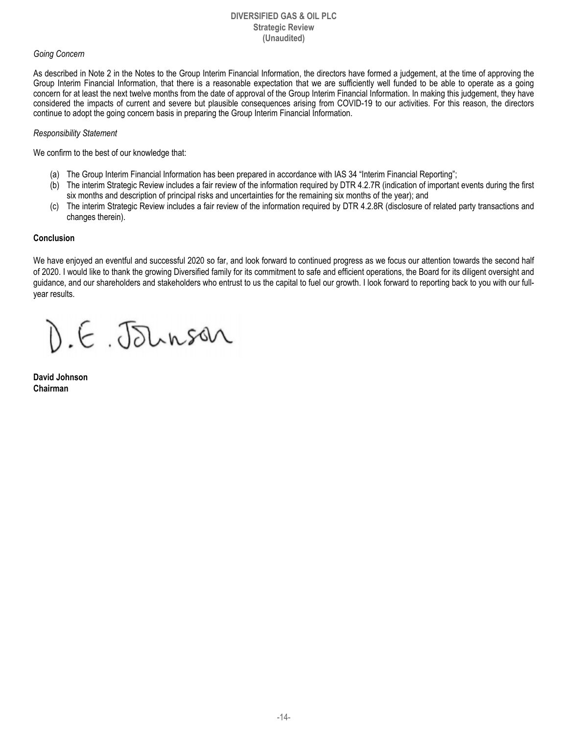*Going Concern*

As described in Note 2 in the Notes to the Group Interim Financial Information, the directors have formed a judgement, at the time of approving the Group Interim Financial Information, that there is a reasonable expectation that we are sufficiently well funded to be able to operate as a going concern for at least the next twelve months from the date of approval of the Group Interim Financial Information. In making this judgement, they have considered the impacts of current and severe but plausible consequences arising from COVID-19 to our activities. For this reason, the directors continue to adopt the going concern basis in preparing the Group Interim Financial Information.

*Responsibility Statement*

We confirm to the best of our knowledge that:

(a) The Group Interim Financial Information has been prepared in accordance with IAS 34 "Interim Financial Reporting";
(b) The interim Strategic Review includes a fair review of the information required by DTR 4.2.7R (indication of important events during the first six months and description of principal risks and uncertainties for the remaining six months of the year); and
(c) The interim Strategic Review includes a fair review of the information required by DTR 4.2.8R (disclosure of related party transactions and changes therein).

**Conclusion**

We have enjoyed an eventful and successful 2020 so far, and look forward to continued progress as we focus our attention towards the second half of 2020. I would like to thank the growing Diversified family for its commitment to safe and efficient operations, the Board for its diligent oversight and guidance, and our shareholders and stakeholders who entrust to us the capital to fuel our growth. I look forward to reporting back to you with our full-year results.

D.E. Johnson

**David Johnson**
**Chairman**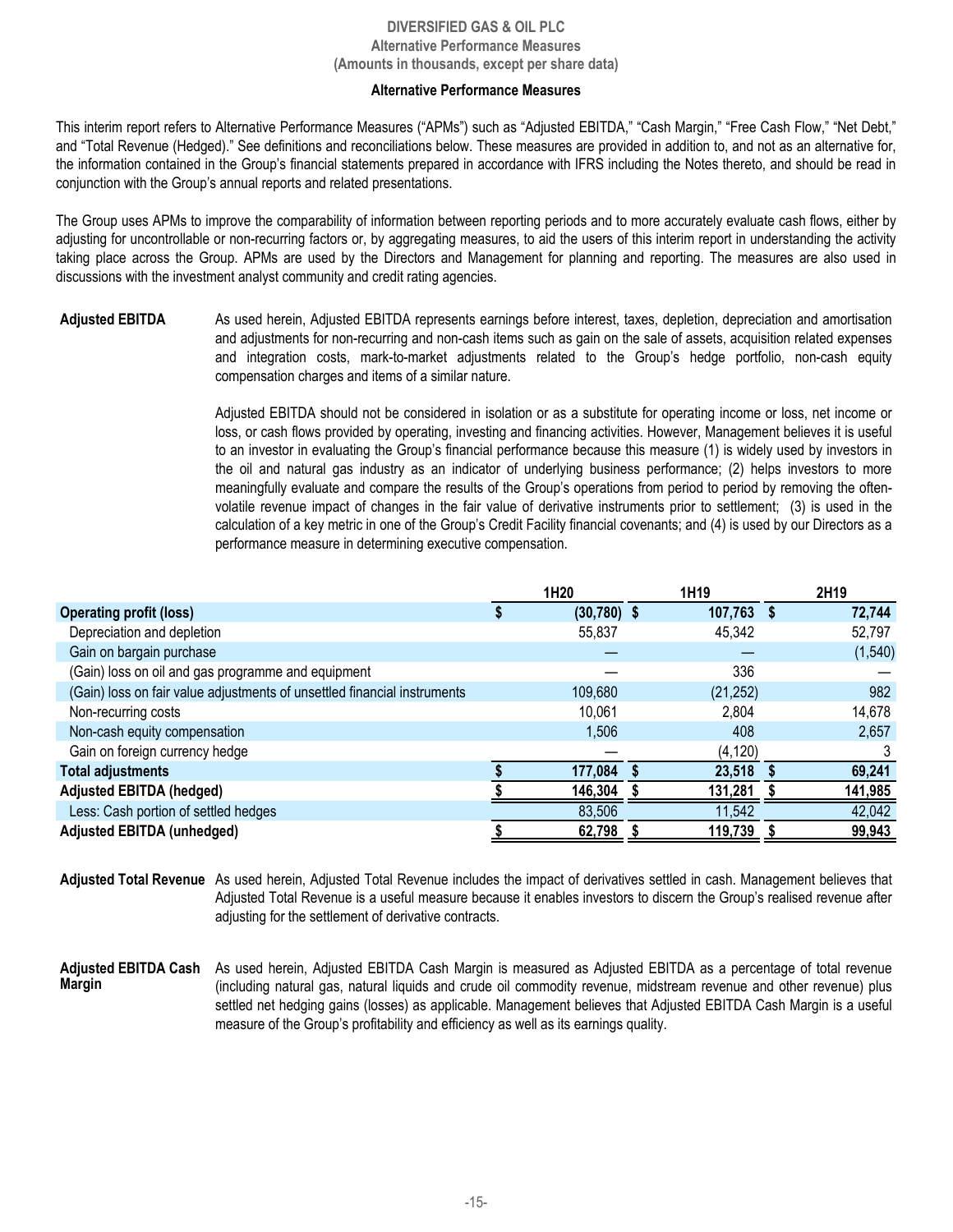**DIVERSIFIED GAS & OIL PLC**
**Alternative Performance Measures**
**(Amounts in thousands, except per share data)**

## Alternative Performance Measures

This interim report refers to Alternative Performance Measures ("APMs") such as "Adjusted EBITDA," "Cash Margin," "Free Cash Flow," "Net Debt," and "Total Revenue (Hedged)." See definitions and reconciliations below. These measures are provided in addition to, and not as an alternative for, the information contained in the Group's financial statements prepared in accordance with IFRS including the Notes thereto, and should be read in conjunction with the Group's annual reports and related presentations.

The Group uses APMs to improve the comparability of information between reporting periods and to more accurately evaluate cash flows, either by adjusting for uncontrollable or non-recurring factors or, by aggregating measures, to aid the users of this interim report in understanding the activity taking place across the Group. APMs are used by the Directors and Management for planning and reporting. The measures are also used in discussions with the investment analyst community and credit rating agencies.

**Adjusted EBITDA**

As used herein, Adjusted EBITDA represents earnings before interest, taxes, depletion, depreciation and amortisation and adjustments for non-recurring and non-cash items such as gain on the sale of assets, acquisition related expenses and integration costs, mark-to-market adjustments related to the Group's hedge portfolio, non-cash equity compensation charges and items of a similar nature.

Adjusted EBITDA should not be considered in isolation or as a substitute for operating income or loss, net income or loss, or cash flows provided by operating, investing and financing activities. However, Management believes it is useful to an investor in evaluating the Group's financial performance because this measure (1) is widely used by investors in the oil and natural gas industry as an indicator of underlying business performance; (2) helps investors to more meaningfully evaluate and compare the results of the Group's operations from period to period by removing the often-volatile revenue impact of changes in the fair value of derivative instruments prior to settlement; (3) is used in the calculation of a key metric in one of the Group's Credit Facility financial covenants; and (4) is used by our Directors as a performance measure in determining executive compensation.

| | 1H20 | 1H19 | 2H19 |
|---|---|---|---|
| **Operating profit (loss)** | $ (30,780) | $ 107,763 | $ 72,744 |
| Depreciation and depletion | 55,837 | 45,342 | 52,797 |
| Gain on bargain purchase | — | — | (1,540) |
| (Gain) loss on oil and gas programme and equipment | — | 336 | — |
| (Gain) loss on fair value adjustments of unsettled financial instruments | 109,680 | (21,252) | 982 |
| Non-recurring costs | 10,061 | 2,804 | 14,678 |
| Non-cash equity compensation | 1,506 | 408 | 2,657 |
| Gain on foreign currency hedge | — | (4,120) | 3 |
| **Total adjustments** | **$ 177,084** | **$ 23,518** | **$ 69,241** |
| **Adjusted EBITDA (hedged)** | **$ 146,304** | **$ 131,281** | **$ 141,985** |
| Less: Cash portion of settled hedges | 83,506 | 11,542 | 42,042 |
| **Adjusted EBITDA (unhedged)** | **$ 62,798** | **$ 119,739** | **$ 99,943** |

**Adjusted Total Revenue**

As used herein, Adjusted Total Revenue includes the impact of derivatives settled in cash. Management believes that Adjusted Total Revenue is a useful measure because it enables investors to discern the Group's realised revenue after adjusting for the settlement of derivative contracts.

**Adjusted EBITDA Cash Margin**

As used herein, Adjusted EBITDA Cash Margin is measured as Adjusted EBITDA as a percentage of total revenue (including natural gas, natural liquids and crude oil commodity revenue, midstream revenue and other revenue) plus settled net hedging gains (losses) as applicable. Management believes that Adjusted EBITDA Cash Margin is a useful measure of the Group's profitability and efficiency as well as its earnings quality.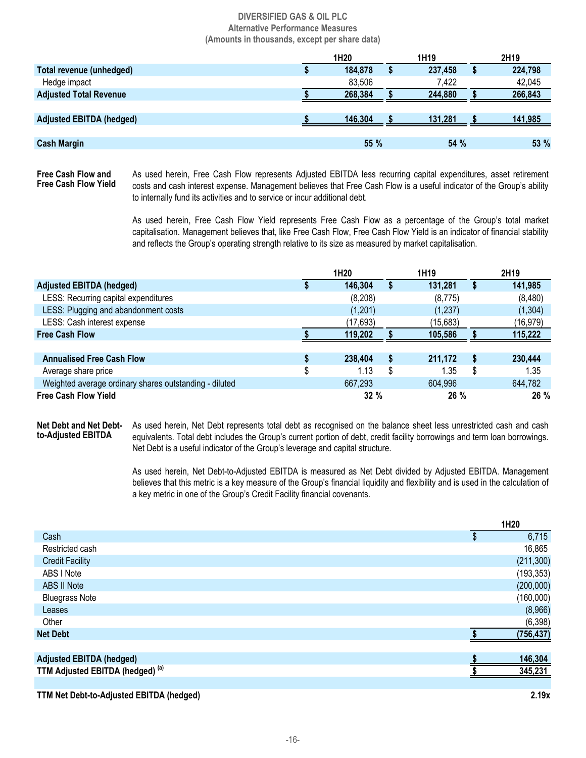**DIVERSIFIED GAS & OIL PLC**
**Alternative Performance Measures**
**(Amounts in thousands, except per share data)**

| | 1H20 | 1H19 | 2H19 |
|---|---|---|---|
| **Total revenue (unhedged)** | **$ 184,878** | **$ 237,458** | **$ 224,798** |
| Hedge impact | 83,506 | 7,422 | 42,045 |
| **Adjusted Total Revenue** | **$ 268,384** | **$ 244,880** | **$ 266,843** |
| | | | |
| **Adjusted EBITDA (hedged)** | **$ 146,304** | **$ 131,281** | **$ 141,985** |
| | | | |
| **Cash Margin** | **55 %** | **54 %** | **53 %** |

**Free Cash Flow and Free Cash Flow Yield**

As used herein, Free Cash Flow represents Adjusted EBITDA less recurring capital expenditures, asset retirement costs and cash interest expense. Management believes that Free Cash Flow is a useful indicator of the Group's ability to internally fund its activities and to service or incur additional debt.

As used herein, Free Cash Flow Yield represents Free Cash Flow as a percentage of the Group's total market capitalisation. Management believes that, like Free Cash Flow, Free Cash Flow Yield is an indicator of financial stability and reflects the Group's operating strength relative to its size as measured by market capitalisation.

| | 1H20 | 1H19 | 2H19 |
|---|---|---|---|
| **Adjusted EBITDA (hedged)** | **$ 146,304** | **$ 131,281** | **$ 141,985** |
| LESS: Recurring capital expenditures | (8,208) | (8,775) | (8,480) |
| LESS: Plugging and abandonment costs | (1,201) | (1,237) | (1,304) |
| LESS: Cash interest expense | (17,693) | (15,683) | (16,979) |
| **Free Cash Flow** | **$ 119,202** | **$ 105,586** | **$ 115,222** |
| | | | |
| **Annualised Free Cash Flow** | **$ 238,404** | **$ 211,172** | **$ 230,444** |
| Average share price | $ 1.13 | $ 1.35 | $ 1.35 |
| Weighted average ordinary shares outstanding - diluted | 667,293 | 604,996 | 644,782 |
| **Free Cash Flow Yield** | **32 %** | **26 %** | **26 %** |

**Net Debt and Net Debt-to-Adjusted EBITDA**

As used herein, Net Debt represents total debt as recognised on the balance sheet less unrestricted cash and cash equivalents. Total debt includes the Group's current portion of debt, credit facility borrowings and term loan borrowings. Net Debt is a useful indicator of the Group's leverage and capital structure.

As used herein, Net Debt-to-Adjusted EBITDA is measured as Net Debt divided by Adjusted EBITDA. Management believes that this metric is a key measure of the Group's financial liquidity and flexibility and is used in the calculation of a key metric in one of the Group's Credit Facility financial covenants.

| | 1H20 |
|---|---|
| Cash | $ 6,715 |
| Restricted cash | 16,865 |
| Credit Facility | (211,300) |
| ABS I Note | (193,353) |
| ABS II Note | (200,000) |
| Bluegrass Note | (160,000) |
| Leases | (8,966) |
| Other | (6,398) |
| **Net Debt** | **$ (756,437)** |
| | |
| **Adjusted EBITDA (hedged)** | **$ 146,304** |
| **TTM Adjusted EBITDA (hedged)** [(a)] | **$ 345,231** |
| | |
| **TTM Net Debt-to-Adjusted EBITDA (hedged)** | **2.19x** |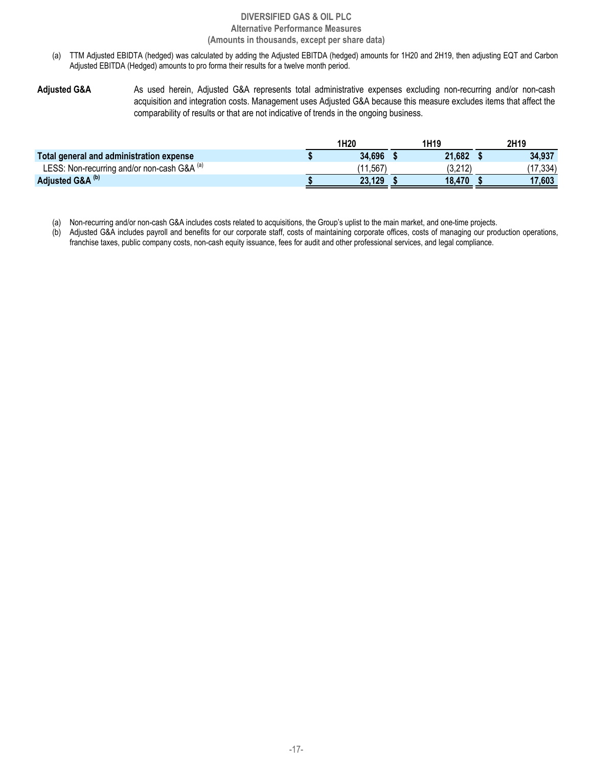**DIVERSIFIED GAS & OIL PLC**
**Alternative Performance Measures**
**(Amounts in thousands, except per share data)**

(a) TTM Adjusted EBIDTA (hedged) was calculated by adding the Adjusted EBITDA (hedged) amounts for 1H20 and 2H19, then adjusting EQT and Carbon Adjusted EBITDA (Hedged) amounts to pro forma their results for a twelve month period.

**Adjusted G&A** As used herein, Adjusted G&A represents total administrative expenses excluding non-recurring and/or non-cash acquisition and integration costs. Management uses Adjusted G&A because this measure excludes items that affect the comparability of results or that are not indicative of trends in the ongoing business.

| | 1H20 | 1H19 | 2H19 |
|---|---|---|---|
| **Total general and administration expense** | **$ 34,696** | **$ 21,682** | **$ 34,937** |
| LESS: Non-recurring and/or non-cash G&A [(a)] | (11,567) | (3,212) | (17,334) |
| **Adjusted G&A [(b)]** | **$ 23,129** | **$ 18,470** | **$ 17,603** |

(a) Non-recurring and/or non-cash G&A includes costs related to acquisitions, the Group's uplist to the main market, and one-time projects.
(b) Adjusted G&A includes payroll and benefits for our corporate staff, costs of maintaining corporate offices, costs of managing our production operations, franchise taxes, public company costs, non-cash equity issuance, fees for audit and other professional services, and legal compliance.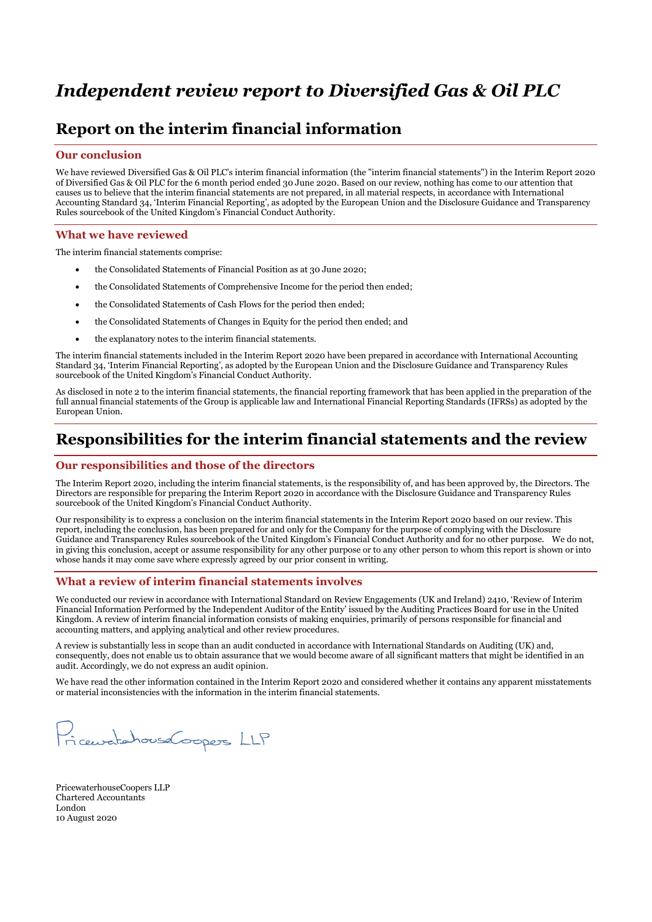# *Independent review report to Diversified Gas & Oil PLC*

## Report on the interim financial information

### Our conclusion

We have reviewed Diversified Gas & Oil PLC's interim financial information (the "interim financial statements") in the Interim Report 2020 of Diversified Gas & Oil PLC for the 6 month period ended 30 June 2020. Based on our review, nothing has come to our attention that causes us to believe that the interim financial statements are not prepared, in all material respects, in accordance with International Accounting Standard 34, 'Interim Financial Reporting', as adopted by the European Union and the Disclosure Guidance and Transparency Rules sourcebook of the United Kingdom's Financial Conduct Authority.

### What we have reviewed

The interim financial statements comprise:

- the Consolidated Statements of Financial Position as at 30 June 2020;
- the Consolidated Statements of Comprehensive Income for the period then ended;
- the Consolidated Statements of Cash Flows for the period then ended;
- the Consolidated Statements of Changes in Equity for the period then ended; and
- the explanatory notes to the interim financial statements.

The interim financial statements included in the Interim Report 2020 have been prepared in accordance with International Accounting Standard 34, 'Interim Financial Reporting', as adopted by the European Union and the Disclosure Guidance and Transparency Rules sourcebook of the United Kingdom's Financial Conduct Authority.

As disclosed in note 2 to the interim financial statements, the financial reporting framework that has been applied in the preparation of the full annual financial statements of the Group is applicable law and International Financial Reporting Standards (IFRSs) as adopted by the European Union.

## Responsibilities for the interim financial statements and the review

### Our responsibilities and those of the directors

The Interim Report 2020, including the interim financial statements, is the responsibility of, and has been approved by, the Directors. The Directors are responsible for preparing the Interim Report 2020 in accordance with the Disclosure Guidance and Transparency Rules sourcebook of the United Kingdom's Financial Conduct Authority.

Our responsibility is to express a conclusion on the interim financial statements in the Interim Report 2020 based on our review. This report, including the conclusion, has been prepared for and only for the Company for the purpose of complying with the Disclosure Guidance and Transparency Rules sourcebook of the United Kingdom's Financial Conduct Authority and for no other purpose. We do not, in giving this conclusion, accept or assume responsibility for any other purpose or to any other person to whom this report is shown or into whose hands it may come save where expressly agreed by our prior consent in writing.

### What a review of interim financial statements involves

We conducted our review in accordance with International Standard on Review Engagements (UK and Ireland) 2410, 'Review of Interim Financial Information Performed by the Independent Auditor of the Entity' issued by the Auditing Practices Board for use in the United Kingdom. A review of interim financial information consists of making enquiries, primarily of persons responsible for financial and accounting matters, and applying analytical and other review procedures.

A review is substantially less in scope than an audit conducted in accordance with International Standards on Auditing (UK) and, consequently, does not enable us to obtain assurance that we would become aware of all significant matters that might be identified in an audit. Accordingly, we do not express an audit opinion.

We have read the other information contained in the Interim Report 2020 and considered whether it contains any apparent misstatements or material inconsistencies with the information in the interim financial statements.

PricewaterhouseCoopers LLP

PricewaterhouseCoopers LLP
Chartered Accountants
London
10 August 2020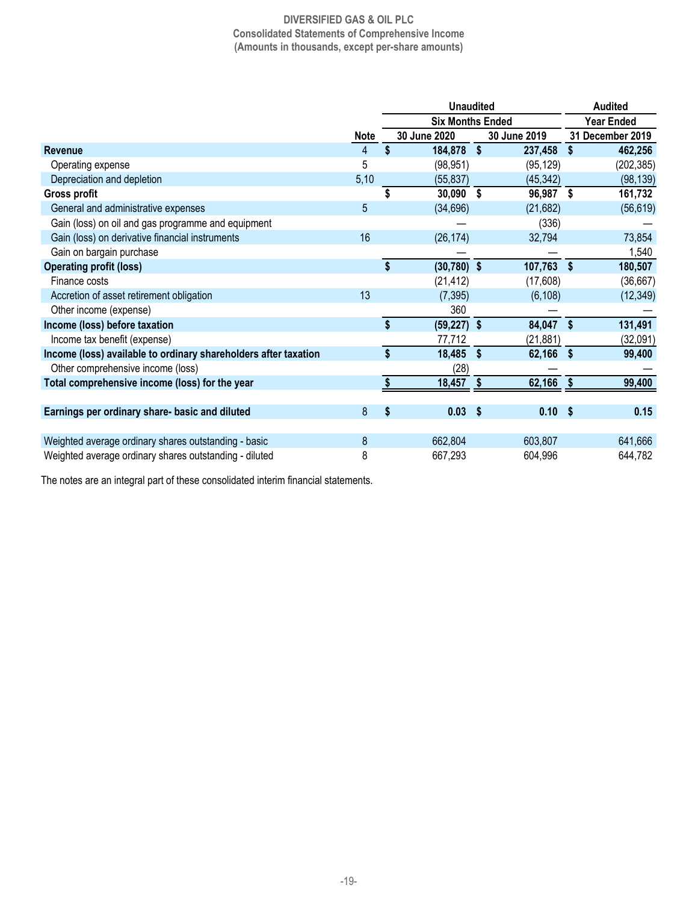# DIVERSIFIED GAS & OIL PLC

## Consolidated Statements of Comprehensive Income

**(Amounts in thousands, except per-share amounts)**

| | | Unaudited | | Audited |
|---|---|---|---|---|
| | | Six Months Ended | | Year Ended |
| | Note | 30 June 2020 | 30 June 2019 | 31 December 2019 |
| **Revenue** | 4 | **$ 184,878** | **$ 237,458** | **$ 462,256** |
| Operating expense | 5 | (98,951) | (95,129) | (202,385) |
| Depreciation and depletion | 5,10 | (55,837) | (45,342) | (98,139) |
| **Gross profit** | | **$ 30,090** | **$ 96,987** | **$ 161,732** |
| General and administrative expenses | 5 | (34,696) | (21,682) | (56,619) |
| Gain (loss) on oil and gas programme and equipment | | — | (336) | — |
| Gain (loss) on derivative financial instruments | 16 | (26,174) | 32,794 | 73,854 |
| Gain on bargain purchase | | — | — | 1,540 |
| **Operating profit (loss)** | | **$ (30,780)** | **$ 107,763** | **$ 180,507** |
| Finance costs | | (21,412) | (17,608) | (36,667) |
| Accretion of asset retirement obligation | 13 | (7,395) | (6,108) | (12,349) |
| Other income (expense) | | 360 | — | — |
| **Income (loss) before taxation** | | **$ (59,227)** | **$ 84,047** | **$ 131,491** |
| Income tax benefit (expense) | | 77,712 | (21,881) | (32,091) |
| **Income (loss) available to ordinary shareholders after taxation** | | **$ 18,485** | **$ 62,166** | **$ 99,400** |
| Other comprehensive income (loss) | | (28) | — | — |
| **Total comprehensive income (loss) for the year** | | **$ 18,457** | **$ 62,166** | **$ 99,400** |
| | | | | |
| **Earnings per ordinary share- basic and diluted** | 8 | **$ 0.03** | **$ 0.10** | **$ 0.15** |
| | | | | |
| Weighted average ordinary shares outstanding - basic | 8 | 662,804 | 603,807 | 641,666 |
| Weighted average ordinary shares outstanding - diluted | 8 | 667,293 | 604,996 | 644,782 |

The notes are an integral part of these consolidated interim financial statements.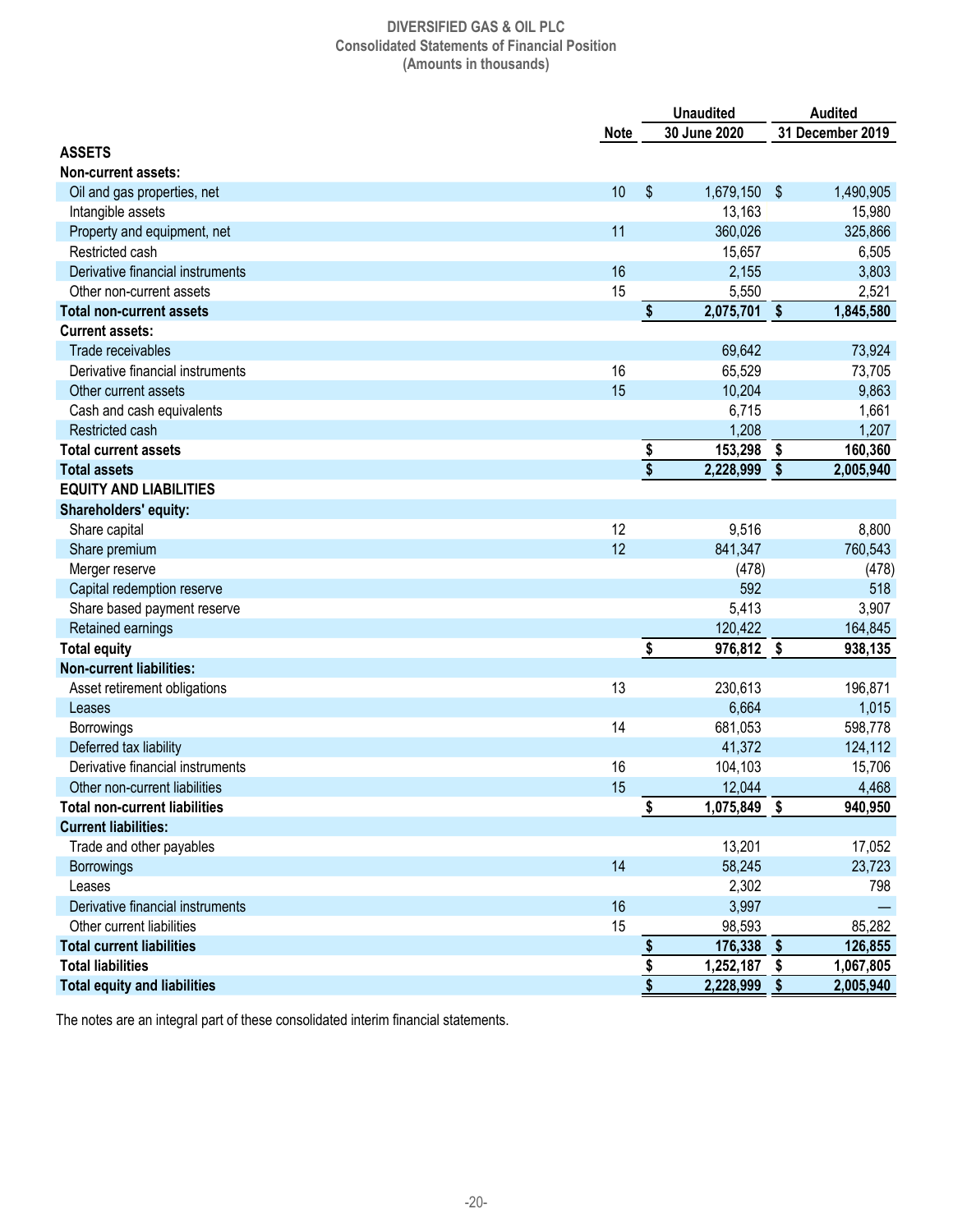# DIVERSIFIED GAS & OIL PLC
## Consolidated Statements of Financial Position
### (Amounts in thousands)

| | Note | Unaudited 30 June 2020 | Audited 31 December 2019 |
|---|---|---|---|
| **ASSETS** | | | |
| **Non-current assets:** | | | |
| Oil and gas properties, net | 10 | $ 1,679,150 | $ 1,490,905 |
| Intangible assets | | 13,163 | 15,980 |
| Property and equipment, net | 11 | 360,026 | 325,866 |
| Restricted cash | | 15,657 | 6,505 |
| Derivative financial instruments | 16 | 2,155 | 3,803 |
| Other non-current assets | 15 | 5,550 | 2,521 |
| **Total non-current assets** | | **$ 2,075,701** | **$ 1,845,580** |
| **Current assets:** | | | |
| Trade receivables | | 69,642 | 73,924 |
| Derivative financial instruments | 16 | 65,529 | 73,705 |
| Other current assets | 15 | 10,204 | 9,863 |
| Cash and cash equivalents | | 6,715 | 1,661 |
| Restricted cash | | 1,208 | 1,207 |
| **Total current assets** | | **$ 153,298** | **$ 160,360** |
| **Total assets** | | **$ 2,228,999** | **$ 2,005,940** |
| **EQUITY AND LIABILITIES** | | | |
| **Shareholders' equity:** | | | |
| Share capital | 12 | 9,516 | 8,800 |
| Share premium | 12 | 841,347 | 760,543 |
| Merger reserve | | (478) | (478) |
| Capital redemption reserve | | 592 | 518 |
| Share based payment reserve | | 5,413 | 3,907 |
| Retained earnings | | 120,422 | 164,845 |
| **Total equity** | | **$ 976,812** | **$ 938,135** |
| **Non-current liabilities:** | | | |
| Asset retirement obligations | 13 | 230,613 | 196,871 |
| Leases | | 6,664 | 1,015 |
| Borrowings | 14 | 681,053 | 598,778 |
| Deferred tax liability | | 41,372 | 124,112 |
| Derivative financial instruments | 16 | 104,103 | 15,706 |
| Other non-current liabilities | 15 | 12,044 | 4,468 |
| **Total non-current liabilities** | | **$ 1,075,849** | **$ 940,950** |
| **Current liabilities:** | | | |
| Trade and other payables | | 13,201 | 17,052 |
| Borrowings | 14 | 58,245 | 23,723 |
| Leases | | 2,302 | 798 |
| Derivative financial instruments | 16 | 3,997 | — |
| Other current liabilities | 15 | 98,593 | 85,282 |
| **Total current liabilities** | | **$ 176,338** | **$ 126,855** |
| **Total liabilities** | | **$ 1,252,187** | **$ 1,067,805** |
| **Total equity and liabilities** | | **$ 2,228,999** | **$ 2,005,940** |

The notes are an integral part of these consolidated interim financial statements.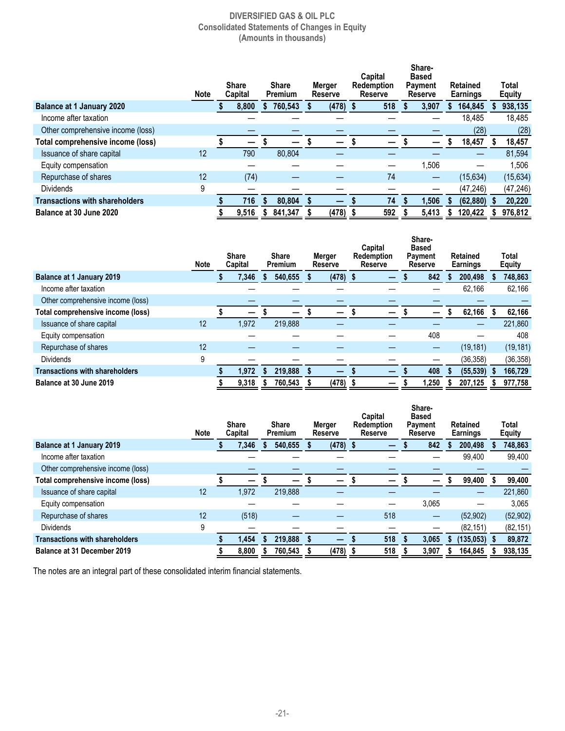# DIVERSIFIED GAS & OIL PLC
## Consolidated Statements of Changes in Equity
### (Amounts in thousands)

| | Note | Share Capital | Share Premium | Merger Reserve | Capital Redemption Reserve | Share-Based Payment Reserve | Retained Earnings | Total Equity |
|---|---|---|---|---|---|---|---|---|
| **Balance at 1 January 2020** | | $ 8,800 | $ 760,543 | $ (478) | $ 518 | $ 3,907 | $ 164,845 | $ 938,135 |
| Income after taxation | | — | — | — | — | — | 18,485 | 18,485 |
| Other comprehensive income (loss) | | — | — | — | — | — | (28) | (28) |
| **Total comprehensive income (loss)** | | $ — | $ — | $ — | $ — | $ — | $ 18,457 | $ 18,457 |
| Issuance of share capital | 12 | 790 | 80,804 | — | — | — | — | 81,594 |
| Equity compensation | | — | — | — | — | 1,506 | — | 1,506 |
| Repurchase of shares | 12 | (74) | — | — | 74 | — | (15,634) | (15,634) |
| Dividends | 9 | — | — | — | — | — | (47,246) | (47,246) |
| **Transactions with shareholders** | | $ 716 | $ 80,804 | $ — | $ 74 | $ 1,506 | $ (62,880) | $ 20,220 |
| **Balance at 30 June 2020** | | $ 9,516 | $ 841,347 | $ (478) | $ 592 | $ 5,413 | $ 120,422 | $ 976,812 |

| | Note | Share Capital | Share Premium | Merger Reserve | Capital Redemption Reserve | Share-Based Payment Reserve | Retained Earnings | Total Equity |
|---|---|---|---|---|---|---|---|---|
| **Balance at 1 January 2019** | | $ 7,346 | $ 540,655 | $ (478) | $ — | $ 842 | $ 200,498 | $ 748,863 |
| Income after taxation | | — | — | — | — | — | 62,166 | 62,166 |
| Other comprehensive income (loss) | | — | — | — | — | — | — | — |
| **Total comprehensive income (loss)** | | $ — | $ — | $ — | $ — | $ — | $ 62,166 | $ 62,166 |
| Issuance of share capital | 12 | 1,972 | 219,888 | — | — | — | — | 221,860 |
| Equity compensation | | — | — | — | — | 408 | — | 408 |
| Repurchase of shares | 12 | — | — | — | — | — | (19,181) | (19,181) |
| Dividends | 9 | — | — | — | — | — | (36,358) | (36,358) |
| **Transactions with shareholders** | | $ 1,972 | $ 219,888 | $ — | $ — | $ 408 | $ (55,539) | $ 166,729 |
| **Balance at 30 June 2019** | | $ 9,318 | $ 760,543 | $ (478) | $ — | $ 1,250 | $ 207,125 | $ 977,758 |

| | Note | Share Capital | Share Premium | Merger Reserve | Capital Redemption Reserve | Share-Based Payment Reserve | Retained Earnings | Total Equity |
|---|---|---|---|---|---|---|---|---|
| **Balance at 1 January 2019** | | $ 7,346 | $ 540,655 | $ (478) | $ — | $ 842 | $ 200,498 | $ 748,863 |
| Income after taxation | | — | — | — | — | — | 99,400 | 99,400 |
| Other comprehensive income (loss) | | — | — | — | — | — | — | — |
| **Total comprehensive income (loss)** | | $ — | $ — | $ — | $ — | $ — | $ 99,400 | $ 99,400 |
| Issuance of share capital | 12 | 1,972 | 219,888 | — | — | — | — | 221,860 |
| Equity compensation | | — | — | — | — | 3,065 | — | 3,065 |
| Repurchase of shares | 12 | (518) | — | — | 518 | — | (52,902) | (52,902) |
| Dividends | 9 | — | — | — | — | — | (82,151) | (82,151) |
| **Transactions with shareholders** | | $ 1,454 | $ 219,888 | $ — | $ 518 | $ 3,065 | $ (135,053) | $ 89,872 |
| **Balance at 31 December 2019** | | $ 8,800 | $ 760,543 | $ (478) | $ 518 | $ 3,907 | $ 164,845 | $ 938,135 |

The notes are an integral part of these consolidated interim financial statements.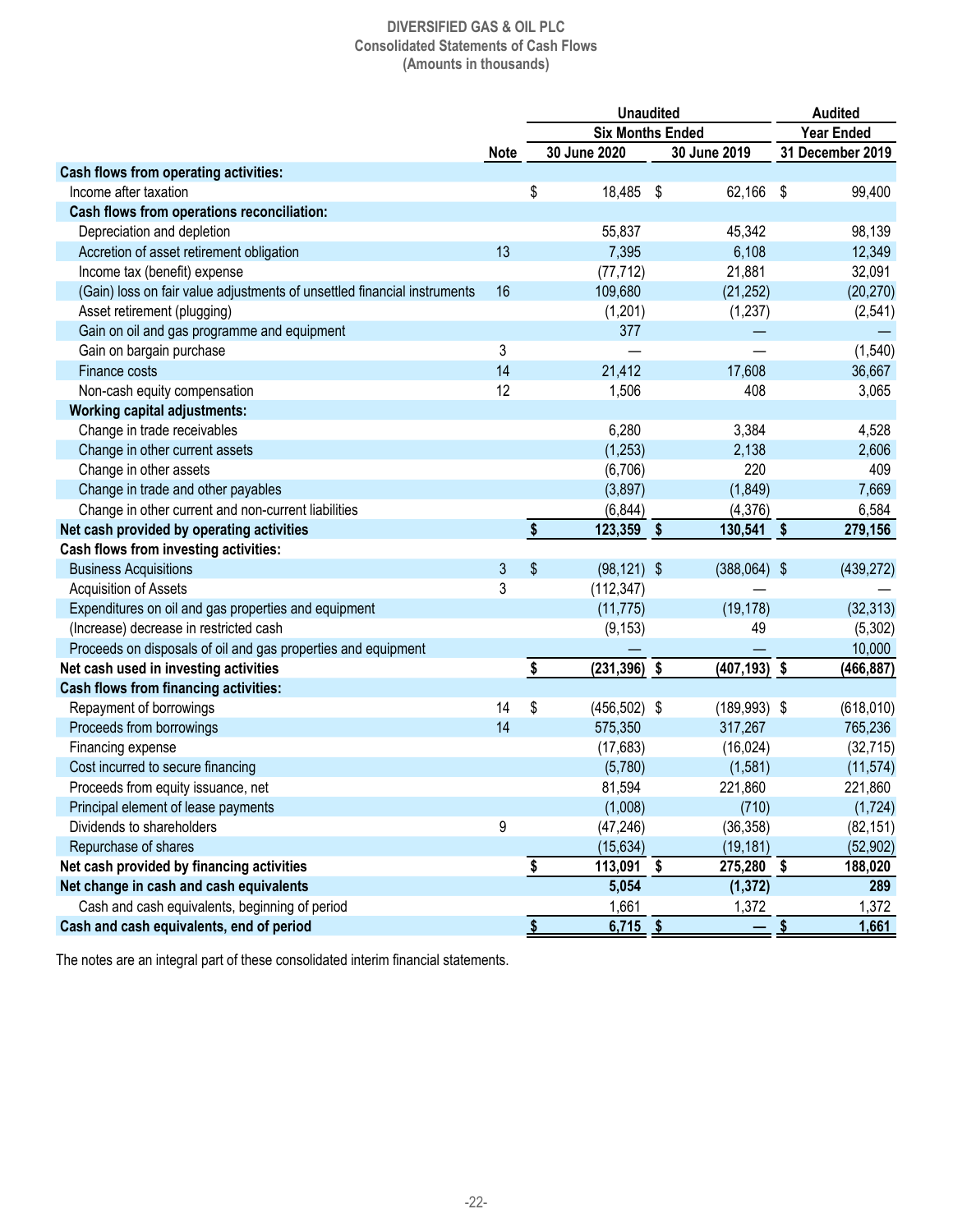**DIVERSIFIED GAS & OIL PLC**
**Consolidated Statements of Cash Flows**
**(Amounts in thousands)**

| | | Unaudited | | Audited |
|---|---|---|---|---|
| | | Six Months Ended | | Year Ended |
| | Note | 30 June 2020 | 30 June 2019 | 31 December 2019 |
| **Cash flows from operating activities:** | | | | |
| Income after taxation | | $ 18,485 | $ 62,166 | $ 99,400 |
| **Cash flows from operations reconciliation:** | | | | |
| Depreciation and depletion | | 55,837 | 45,342 | 98,139 |
| Accretion of asset retirement obligation | 13 | 7,395 | 6,108 | 12,349 |
| Income tax (benefit) expense | | (77,712) | 21,881 | 32,091 |
| (Gain) loss on fair value adjustments of unsettled financial instruments | 16 | 109,680 | (21,252) | (20,270) |
| Asset retirement (plugging) | | (1,201) | (1,237) | (2,541) |
| Gain on oil and gas programme and equipment | | 377 | — | — |
| Gain on bargain purchase | 3 | — | — | (1,540) |
| Finance costs | 14 | 21,412 | 17,608 | 36,667 |
| Non-cash equity compensation | 12 | 1,506 | 408 | 3,065 |
| **Working capital adjustments:** | | | | |
| Change in trade receivables | | 6,280 | 3,384 | 4,528 |
| Change in other current assets | | (1,253) | 2,138 | 2,606 |
| Change in other assets | | (6,706) | 220 | 409 |
| Change in trade and other payables | | (3,897) | (1,849) | 7,669 |
| Change in other current and non-current liabilities | | (6,844) | (4,376) | 6,584 |
| **Net cash provided by operating activities** | | **$ 123,359** | **$ 130,541** | **$ 279,156** |
| **Cash flows from investing activities:** | | | | |
| Business Acquisitions | 3 | $ (98,121) | $ (388,064) | $ (439,272) |
| Acquisition of Assets | 3 | (112,347) | — | — |
| Expenditures on oil and gas properties and equipment | | (11,775) | (19,178) | (32,313) |
| (Increase) decrease in restricted cash | | (9,153) | 49 | (5,302) |
| Proceeds on disposals of oil and gas properties and equipment | | — | — | 10,000 |
| **Net cash used in investing activities** | | **$ (231,396)** | **$ (407,193)** | **$ (466,887)** |
| **Cash flows from financing activities:** | | | | |
| Repayment of borrowings | 14 | $ (456,502) | $ (189,993) | $ (618,010) |
| Proceeds from borrowings | 14 | 575,350 | 317,267 | 765,236 |
| Financing expense | | (17,683) | (16,024) | (32,715) |
| Cost incurred to secure financing | | (5,780) | (1,581) | (11,574) |
| Proceeds from equity issuance, net | | 81,594 | 221,860 | 221,860 |
| Principal element of lease payments | | (1,008) | (710) | (1,724) |
| Dividends to shareholders | 9 | (47,246) | (36,358) | (82,151) |
| Repurchase of shares | | (15,634) | (19,181) | (52,902) |
| **Net cash provided by financing activities** | | **$ 113,091** | **$ 275,280** | **$ 188,020** |
| **Net change in cash and cash equivalents** | | **5,054** | **(1,372)** | **289** |
| Cash and cash equivalents, beginning of period | | 1,661 | 1,372 | 1,372 |
| **Cash and cash equivalents, end of period** | | **$ 6,715** | **$ —** | **$ 1,661** |

The notes are an integral part of these consolidated interim financial statements.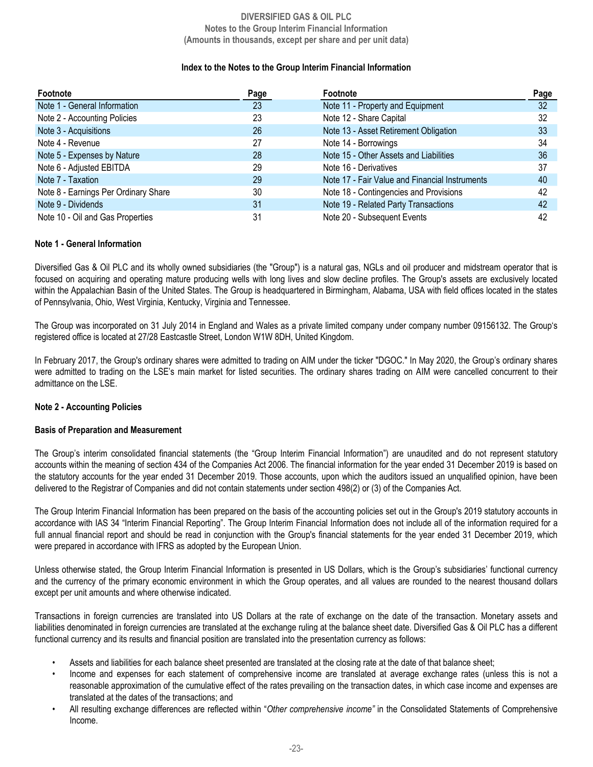# DIVERSIFIED GAS & OIL PLC

**Notes to the Group Interim Financial Information**
**(Amounts in thousands, except per share and per unit data)**

**Index to the Notes to the Group Interim Financial Information**

| Footnote | Page | Footnote | Page |
|---|---|---|---|
| Note 1 - General Information | 23 | Note 11 - Property and Equipment | 32 |
| Note 2 - Accounting Policies | 23 | Note 12 - Share Capital | 32 |
| Note 3 - Acquisitions | 26 | Note 13 - Asset Retirement Obligation | 33 |
| Note 4 - Revenue | 27 | Note 14 - Borrowings | 34 |
| Note 5 - Expenses by Nature | 28 | Note 15 - Other Assets and Liabilities | 36 |
| Note 6 - Adjusted EBITDA | 29 | Note 16 - Derivatives | 37 |
| Note 7 - Taxation | 29 | Note 17 - Fair Value and Financial Instruments | 40 |
| Note 8 - Earnings Per Ordinary Share | 30 | Note 18 - Contingencies and Provisions | 42 |
| Note 9 - Dividends | 31 | Note 19 - Related Party Transactions | 42 |
| Note 10 - Oil and Gas Properties | 31 | Note 20 - Subsequent Events | 42 |

## Note 1 - General Information

Diversified Gas & Oil PLC and its wholly owned subsidiaries (the "Group") is a natural gas, NGLs and oil producer and midstream operator that is focused on acquiring and operating mature producing wells with long lives and slow decline profiles. The Group's assets are exclusively located within the Appalachian Basin of the United States. The Group is headquartered in Birmingham, Alabama, USA with field offices located in the states of Pennsylvania, Ohio, West Virginia, Kentucky, Virginia and Tennessee.

The Group was incorporated on 31 July 2014 in England and Wales as a private limited company under company number 09156132. The Group's registered office is located at 27/28 Eastcastle Street, London W1W 8DH, United Kingdom.

In February 2017, the Group's ordinary shares were admitted to trading on AIM under the ticker "DGOC." In May 2020, the Group's ordinary shares were admitted to trading on the LSE's main market for listed securities. The ordinary shares trading on AIM were cancelled concurrent to their admittance on the LSE.

## Note 2 - Accounting Policies

### Basis of Preparation and Measurement

The Group's interim consolidated financial statements (the "Group Interim Financial Information") are unaudited and do not represent statutory accounts within the meaning of section 434 of the Companies Act 2006. The financial information for the year ended 31 December 2019 is based on the statutory accounts for the year ended 31 December 2019. Those accounts, upon which the auditors issued an unqualified opinion, have been delivered to the Registrar of Companies and did not contain statements under section 498(2) or (3) of the Companies Act.

The Group Interim Financial Information has been prepared on the basis of the accounting policies set out in the Group's 2019 statutory accounts in accordance with IAS 34 "Interim Financial Reporting". The Group Interim Financial Information does not include all of the information required for a full annual financial report and should be read in conjunction with the Group's financial statements for the year ended 31 December 2019, which were prepared in accordance with IFRS as adopted by the European Union.

Unless otherwise stated, the Group Interim Financial Information is presented in US Dollars, which is the Group's subsidiaries' functional currency and the currency of the primary economic environment in which the Group operates, and all values are rounded to the nearest thousand dollars except per unit amounts and where otherwise indicated.

Transactions in foreign currencies are translated into US Dollars at the rate of exchange on the date of the transaction. Monetary assets and liabilities denominated in foreign currencies are translated at the exchange ruling at the balance sheet date. Diversified Gas & Oil PLC has a different functional currency and its results and financial position are translated into the presentation currency as follows:

- Assets and liabilities for each balance sheet presented are translated at the closing rate at the date of that balance sheet;
- Income and expenses for each statement of comprehensive income are translated at average exchange rates (unless this is not a reasonable approximation of the cumulative effect of the rates prevailing on the transaction dates, in which case income and expenses are translated at the dates of the transactions; and
- All resulting exchange differences are reflected within "*Other comprehensive income"* in the Consolidated Statements of Comprehensive Income.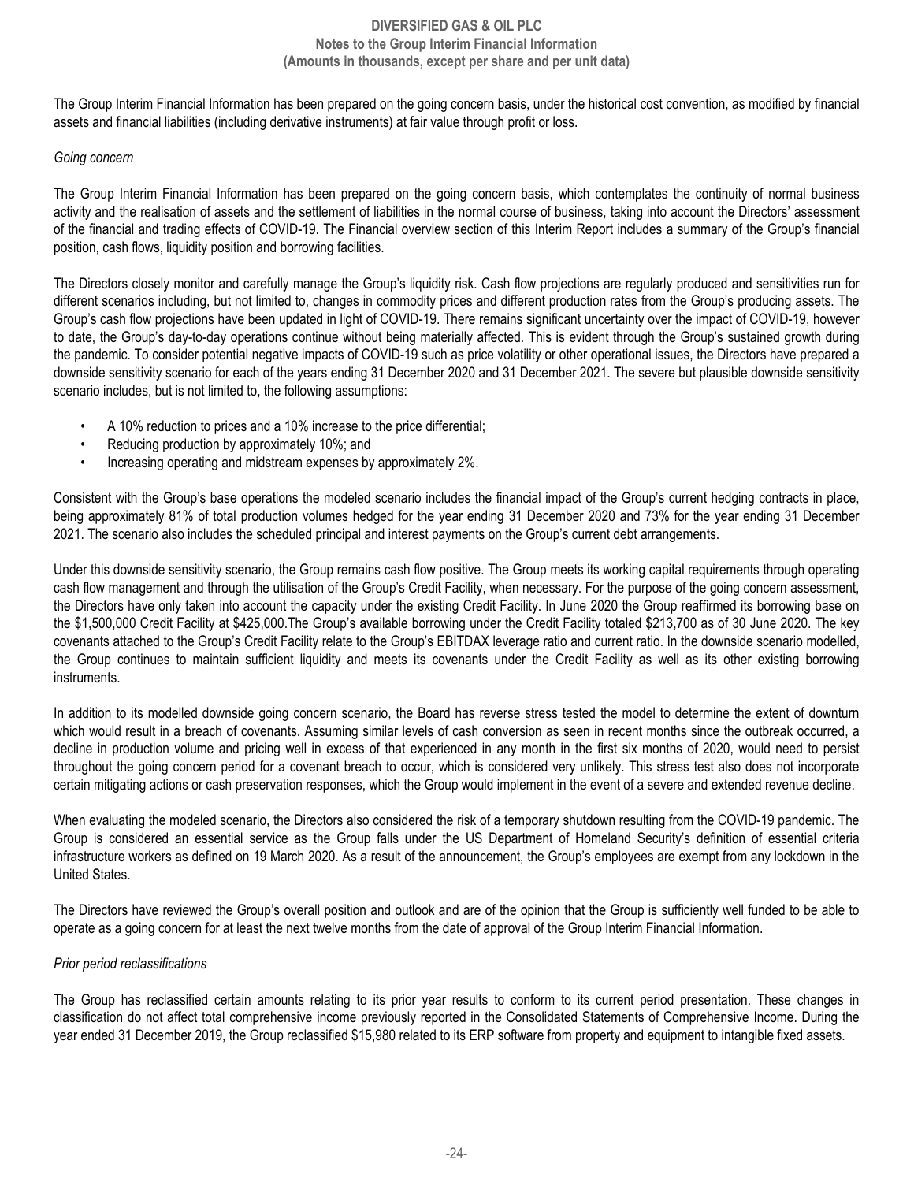The Group Interim Financial Information has been prepared on the going concern basis, under the historical cost convention, as modified by financial assets and financial liabilities (including derivative instruments) at fair value through profit or loss.

*Going concern*

The Group Interim Financial Information has been prepared on the going concern basis, which contemplates the continuity of normal business activity and the realisation of assets and the settlement of liabilities in the normal course of business, taking into account the Directors' assessment of the financial and trading effects of COVID-19. The Financial overview section of this Interim Report includes a summary of the Group's financial position, cash flows, liquidity position and borrowing facilities.

The Directors closely monitor and carefully manage the Group's liquidity risk. Cash flow projections are regularly produced and sensitivities run for different scenarios including, but not limited to, changes in commodity prices and different production rates from the Group's producing assets. The Group's cash flow projections have been updated in light of COVID-19. There remains significant uncertainty over the impact of COVID-19, however to date, the Group's day-to-day operations continue without being materially affected. This is evident through the Group's sustained growth during the pandemic. To consider potential negative impacts of COVID-19 such as price volatility or other operational issues, the Directors have prepared a downside sensitivity scenario for each of the years ending 31 December 2020 and 31 December 2021. The severe but plausible downside sensitivity scenario includes, but is not limited to, the following assumptions:

- A 10% reduction to prices and a 10% increase to the price differential;
- Reducing production by approximately 10%; and
- Increasing operating and midstream expenses by approximately 2%.

Consistent with the Group's base operations the modeled scenario includes the financial impact of the Group's current hedging contracts in place, being approximately 81% of total production volumes hedged for the year ending 31 December 2020 and 73% for the year ending 31 December 2021. The scenario also includes the scheduled principal and interest payments on the Group's current debt arrangements.

Under this downside sensitivity scenario, the Group remains cash flow positive. The Group meets its working capital requirements through operating cash flow management and through the utilisation of the Group's Credit Facility, when necessary. For the purpose of the going concern assessment, the Directors have only taken into account the capacity under the existing Credit Facility. In June 2020 the Group reaffirmed its borrowing base on the $1,500,000 Credit Facility at $425,000.The Group's available borrowing under the Credit Facility totaled $213,700 as of 30 June 2020. The key covenants attached to the Group's Credit Facility relate to the Group's EBITDAX leverage ratio and current ratio. In the downside scenario modelled, the Group continues to maintain sufficient liquidity and meets its covenants under the Credit Facility as well as its other existing borrowing instruments.

In addition to its modelled downside going concern scenario, the Board has reverse stress tested the model to determine the extent of downturn which would result in a breach of covenants. Assuming similar levels of cash conversion as seen in recent months since the outbreak occurred, a decline in production volume and pricing well in excess of that experienced in any month in the first six months of 2020, would need to persist throughout the going concern period for a covenant breach to occur, which is considered very unlikely. This stress test also does not incorporate certain mitigating actions or cash preservation responses, which the Group would implement in the event of a severe and extended revenue decline.

When evaluating the modeled scenario, the Directors also considered the risk of a temporary shutdown resulting from the COVID-19 pandemic. The Group is considered an essential service as the Group falls under the US Department of Homeland Security's definition of essential criteria infrastructure workers as defined on 19 March 2020. As a result of the announcement, the Group's employees are exempt from any lockdown in the United States.

The Directors have reviewed the Group's overall position and outlook and are of the opinion that the Group is sufficiently well funded to be able to operate as a going concern for at least the next twelve months from the date of approval of the Group Interim Financial Information.

*Prior period reclassifications*

The Group has reclassified certain amounts relating to its prior year results to conform to its current period presentation. These changes in classification do not affect total comprehensive income previously reported in the Consolidated Statements of Comprehensive Income. During the year ended 31 December 2019, the Group reclassified $15,980 related to its ERP software from property and equipment to intangible fixed assets.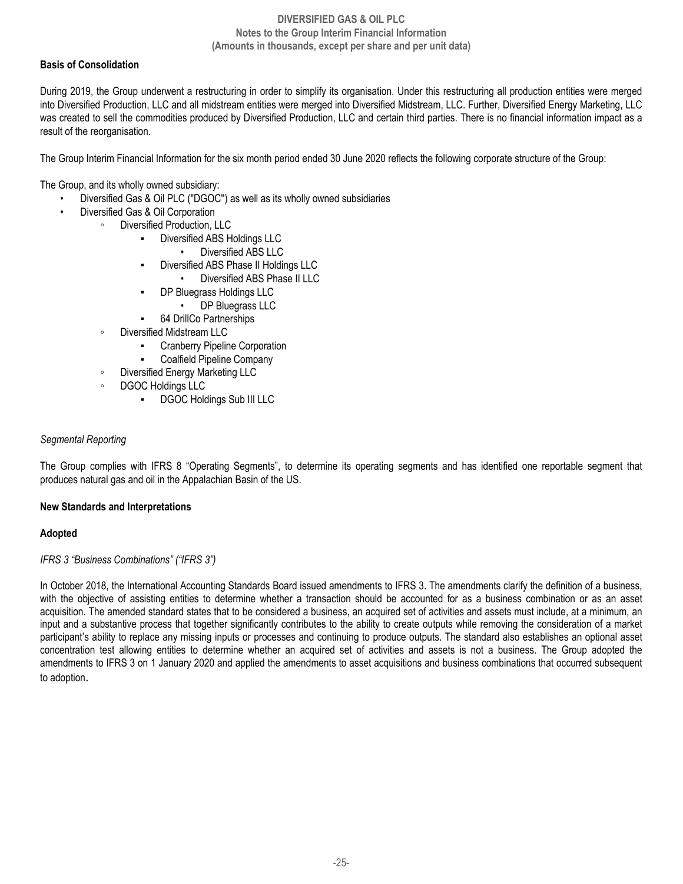**Basis of Consolidation**

During 2019, the Group underwent a restructuring in order to simplify its organisation. Under this restructuring all production entities were merged into Diversified Production, LLC and all midstream entities were merged into Diversified Midstream, LLC. Further, Diversified Energy Marketing, LLC was created to sell the commodities produced by Diversified Production, LLC and certain third parties. There is no financial information impact as a result of the reorganisation.

The Group Interim Financial Information for the six month period ended 30 June 2020 reflects the following corporate structure of the Group:

The Group, and its wholly owned subsidiary:

- Diversified Gas & Oil PLC ("DGOC") as well as its wholly owned subsidiaries
- Diversified Gas & Oil Corporation
  - Diversified Production, LLC
    - Diversified ABS Holdings LLC
      - Diversified ABS LLC
    - Diversified ABS Phase II Holdings LLC
      - Diversified ABS Phase II LLC
    - DP Bluegrass Holdings LLC
      - DP Bluegrass LLC
    - 64 DrillCo Partnerships
  - Diversified Midstream LLC
    - Cranberry Pipeline Corporation
    - Coalfield Pipeline Company
  - Diversified Energy Marketing LLC
  - DGOC Holdings LLC
    - DGOC Holdings Sub III LLC

*Segmental Reporting*

The Group complies with IFRS 8 "Operating Segments", to determine its operating segments and has identified one reportable segment that produces natural gas and oil in the Appalachian Basin of the US.

**New Standards and Interpretations**

**Adopted**

*IFRS 3 "Business Combinations" ("IFRS 3")*

In October 2018, the International Accounting Standards Board issued amendments to IFRS 3. The amendments clarify the definition of a business, with the objective of assisting entities to determine whether a transaction should be accounted for as a business combination or as an asset acquisition. The amended standard states that to be considered a business, an acquired set of activities and assets must include, at a minimum, an input and a substantive process that together significantly contributes to the ability to create outputs while removing the consideration of a market participant's ability to replace any missing inputs or processes and continuing to produce outputs. The standard also establishes an optional asset concentration test allowing entities to determine whether an acquired set of activities and assets is not a business. The Group adopted the amendments to IFRS 3 on 1 January 2020 and applied the amendments to asset acquisitions and business combinations that occurred subsequent to adoption.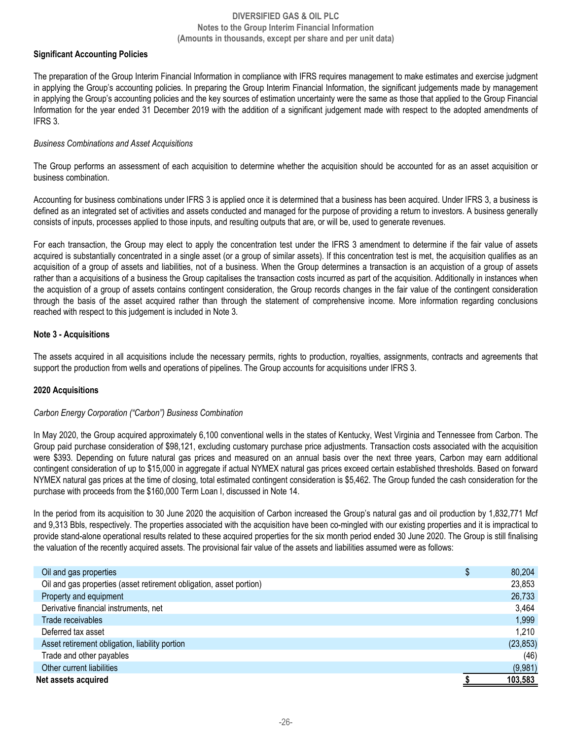**Significant Accounting Policies**

The preparation of the Group Interim Financial Information in compliance with IFRS requires management to make estimates and exercise judgment in applying the Group's accounting policies. In preparing the Group Interim Financial Information, the significant judgements made by management in applying the Group's accounting policies and the key sources of estimation uncertainty were the same as those that applied to the Group Financial Information for the year ended 31 December 2019 with the addition of a significant judgement made with respect to the adopted amendments of IFRS 3.

*Business Combinations and Asset Acquisitions*

The Group performs an assessment of each acquisition to determine whether the acquisition should be accounted for as an asset acquisition or business combination.

Accounting for business combinations under IFRS 3 is applied once it is determined that a business has been acquired. Under IFRS 3, a business is defined as an integrated set of activities and assets conducted and managed for the purpose of providing a return to investors. A business generally consists of inputs, processes applied to those inputs, and resulting outputs that are, or will be, used to generate revenues.

For each transaction, the Group may elect to apply the concentration test under the IFRS 3 amendment to determine if the fair value of assets acquired is substantially concentrated in a single asset (or a group of similar assets). If this concentration test is met, the acquisition qualifies as an acquisition of a group of assets and liabilities, not of a business. When the Group determines a transaction is an acquisition of a group of assets rather than a acquisitions of a business the Group capitalises the transaction costs incurred as part of the acquisition. Additionally in instances when the acquistion of a group of assets contains contingent consideration, the Group records changes in the fair value of the contingent consideration through the basis of the asset acquired rather than through the statement of comprehensive income. More information regarding conclusions reached with respect to this judgement is included in Note 3.

**Note 3 - Acquisitions**

The assets acquired in all acquisitions include the necessary permits, rights to production, royalties, assignments, contracts and agreements that support the production from wells and operations of pipelines. The Group accounts for acquisitions under IFRS 3.

**2020 Acquisitions**

*Carbon Energy Corporation ("Carbon") Business Combination*

In May 2020, the Group acquired approximately 6,100 conventional wells in the states of Kentucky, West Virginia and Tennessee from Carbon. The Group paid purchase consideration of $98,121, excluding customary purchase price adjustments. Transaction costs associated with the acquisition were $393. Depending on future natural gas prices and measured on an annual basis over the next three years, Carbon may earn additional contingent consideration of up to $15,000 in aggregate if actual NYMEX natural gas prices exceed certain established thresholds. Based on forward NYMEX natural gas prices at the time of closing, total estimated contingent consideration is $5,462. The Group funded the cash consideration for the purchase with proceeds from the $160,000 Term Loan I, discussed in Note 14.

In the period from its acquisition to 30 June 2020 the acquisition of Carbon increased the Group's natural gas and oil production by 1,832,771 Mcf and 9,313 Bbls, respectively. The properties associated with the acquisition have been co-mingled with our existing properties and it is impractical to provide stand-alone operational results related to these acquired properties for the six month period ended 30 June 2020. The Group is still finalising the valuation of the recently acquired assets. The provisional fair value of the assets and liabilities assumed were as follows:

| | |
|---|---|
| Oil and gas properties | $ 80,204 |
| Oil and gas properties (asset retirement obligation, asset portion) | 23,853 |
| Property and equipment | 26,733 |
| Derivative financial instruments, net | 3,464 |
| Trade receivables | 1,999 |
| Deferred tax asset | 1,210 |
| Asset retirement obligation, liability portion | (23,853) |
| Trade and other payables | (46) |
| Other current liabilities | (9,981) |
| **Net assets acquired** | **$ 103,583** |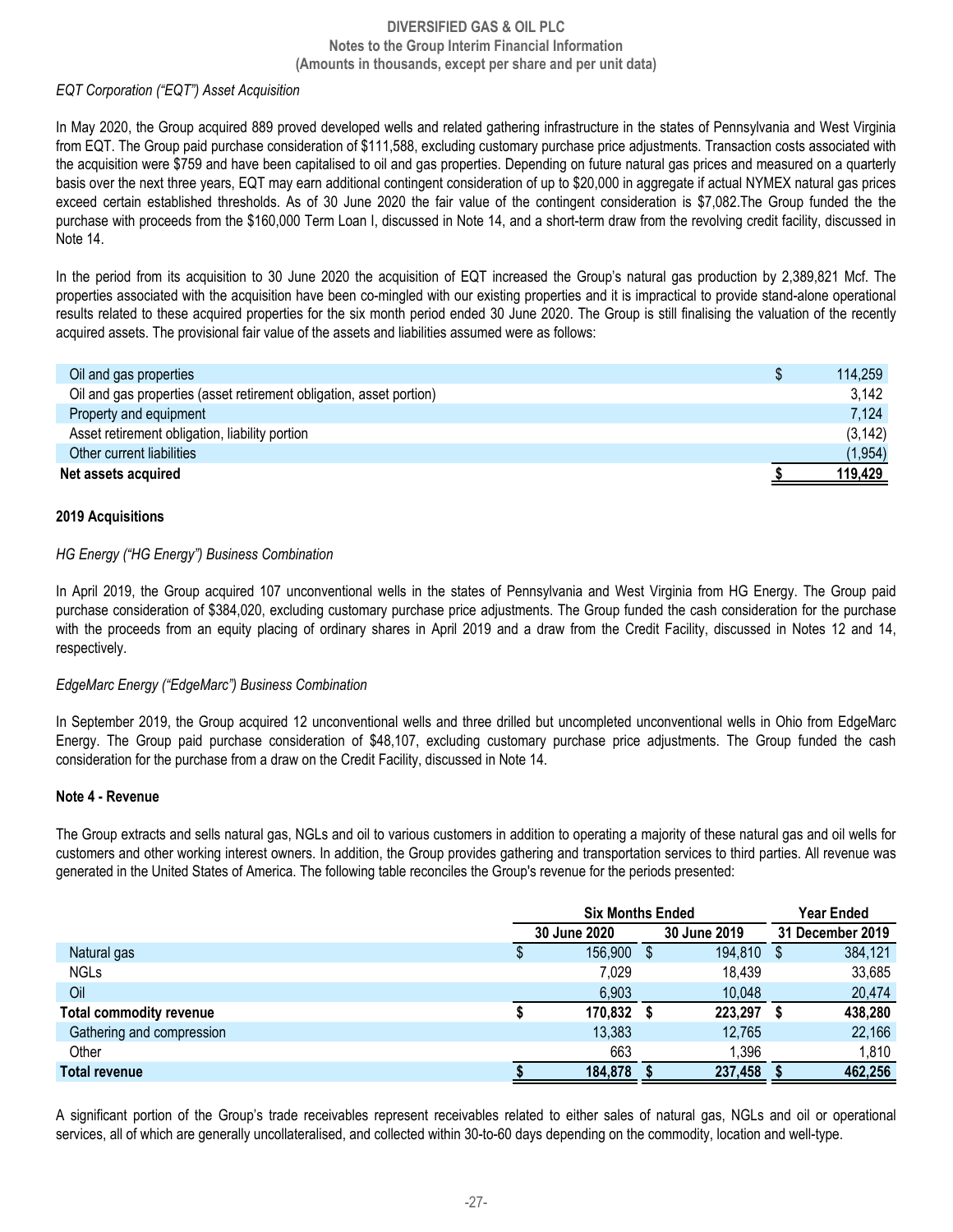*EQT Corporation ("EQT") Asset Acquisition*

In May 2020, the Group acquired 889 proved developed wells and related gathering infrastructure in the states of Pennsylvania and West Virginia from EQT. The Group paid purchase consideration of $111,588, excluding customary purchase price adjustments. Transaction costs associated with the acquisition were $759 and have been capitalised to oil and gas properties. Depending on future natural gas prices and measured on a quarterly basis over the next three years, EQT may earn additional contingent consideration of up to $20,000 in aggregate if actual NYMEX natural gas prices exceed certain established thresholds. As of 30 June 2020 the fair value of the contingent consideration is $7,082.The Group funded the the purchase with proceeds from the $160,000 Term Loan I, discussed in Note 14, and a short-term draw from the revolving credit facility, discussed in Note 14.

In the period from its acquisition to 30 June 2020 the acquisition of EQT increased the Group's natural gas production by 2,389,821 Mcf. The properties associated with the acquisition have been co-mingled with our existing properties and it is impractical to provide stand-alone operational results related to these acquired properties for the six month period ended 30 June 2020. The Group is still finalising the valuation of the recently acquired assets. The provisional fair value of the assets and liabilities assumed were as follows:

| | |
|---|---|
| Oil and gas properties | $ 114,259 |
| Oil and gas properties (asset retirement obligation, asset portion) | 3,142 |
| Property and equipment | 7,124 |
| Asset retirement obligation, liability portion | (3,142) |
| Other current liabilities | (1,954) |
| **Net assets acquired** | **$ 119,429** |

**2019 Acquisitions**

*HG Energy ("HG Energy") Business Combination*

In April 2019, the Group acquired 107 unconventional wells in the states of Pennsylvania and West Virginia from HG Energy. The Group paid purchase consideration of $384,020, excluding customary purchase price adjustments. The Group funded the cash consideration for the purchase with the proceeds from an equity placing of ordinary shares in April 2019 and a draw from the Credit Facility, discussed in Notes 12 and 14, respectively.

*EdgeMarc Energy ("EdgeMarc") Business Combination*

In September 2019, the Group acquired 12 unconventional wells and three drilled but uncompleted unconventional wells in Ohio from EdgeMarc Energy. The Group paid purchase consideration of $48,107, excluding customary purchase price adjustments. The Group funded the cash consideration for the purchase from a draw on the Credit Facility, discussed in Note 14.

**Note 4 - Revenue**

The Group extracts and sells natural gas, NGLs and oil to various customers in addition to operating a majority of these natural gas and oil wells for customers and other working interest owners. In addition, the Group provides gathering and transportation services to third parties. All revenue was generated in the United States of America. The following table reconciles the Group's revenue for the periods presented:

| | Six Months Ended | | Year Ended |
|---|---|---|---|
| | 30 June 2020 | 30 June 2019 | 31 December 2019 |
| Natural gas | $ 156,900 | $ 194,810 | $ 384,121 |
| NGLs | 7,029 | 18,439 | 33,685 |
| Oil | 6,903 | 10,048 | 20,474 |
| **Total commodity revenue** | **$ 170,832** | **$ 223,297** | **$ 438,280** |
| Gathering and compression | 13,383 | 12,765 | 22,166 |
| Other | 663 | 1,396 | 1,810 |
| **Total revenue** | **$ 184,878** | **$ 237,458** | **$ 462,256** |

A significant portion of the Group's trade receivables represent receivables related to either sales of natural gas, NGLs and oil or operational services, all of which are generally uncollateralised, and collected within 30-to-60 days depending on the commodity, location and well-type.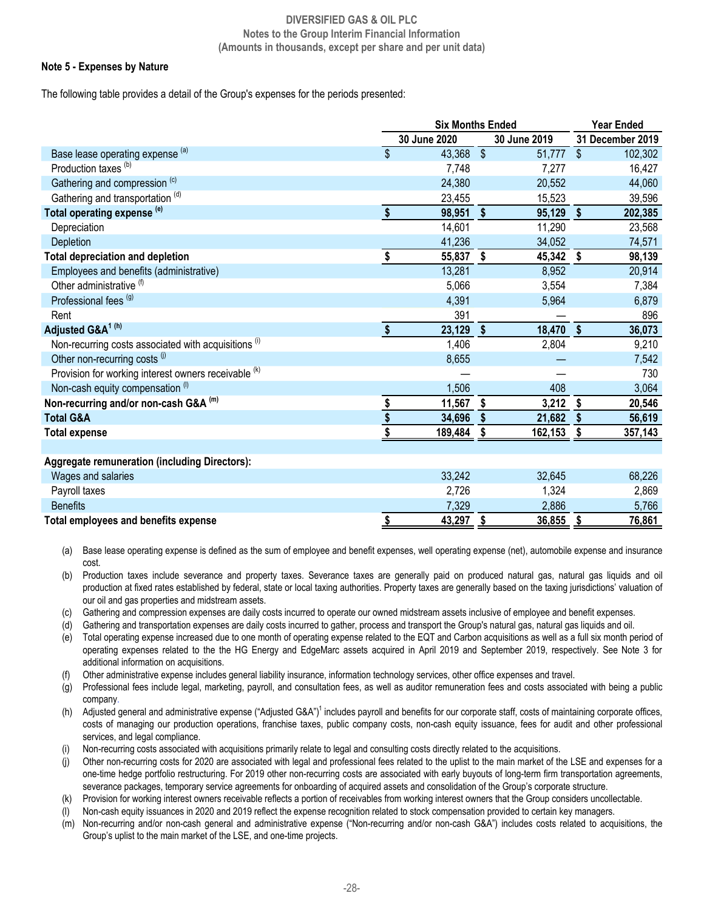DIVERSIFIED GAS & OIL PLC
Notes to the Group Interim Financial Information
(Amounts in thousands, except per share and per unit data)

### Note 5 - Expenses by Nature

The following table provides a detail of the Group's expenses for the periods presented:

| | Six Months Ended | | Year Ended |
|---|---|---|---|
| | 30 June 2020 | 30 June 2019 | 31 December 2019 |
| Base lease operating expense [(a)] | $ 43,368 | $ 51,777 | $ 102,302 |
| Production taxes [(b)] | 7,748 | 7,277 | 16,427 |
| Gathering and compression [(c)] | 24,380 | 20,552 | 44,060 |
| Gathering and transportation [(d)] | 23,455 | 15,523 | 39,596 |
| **Total operating expense [(e)]** | **$ 98,951** | **$ 95,129** | **$ 202,385** |
| Depreciation | 14,601 | 11,290 | 23,568 |
| Depletion | 41,236 | 34,052 | 74,571 |
| **Total depreciation and depletion** | **$ 55,837** | **$ 45,342** | **$ 98,139** |
| Employees and benefits (administrative) | 13,281 | 8,952 | 20,914 |
| Other administrative [(f)] | 5,066 | 3,554 | 7,384 |
| Professional fees [(g)] | 4,391 | 5,964 | 6,879 |
| Rent | 391 | — | 896 |
| **Adjusted G&A[1] [(h)]** | **$ 23,129** | **$ 18,470** | **$ 36,073** |
| Non-recurring costs associated with acquisitions [(i)] | 1,406 | 2,804 | 9,210 |
| Other non-recurring costs [(j)] | 8,655 | — | 7,542 |
| Provision for working interest owners receivable [(k)] | — | — | 730 |
| Non-cash equity compensation [(l)] | 1,506 | 408 | 3,064 |
| **Non-recurring and/or non-cash G&A [(m)]** | **$ 11,567** | **$ 3,212** | **$ 20,546** |
| **Total G&A** | **$ 34,696** | **$ 21,682** | **$ 56,619** |
| **Total expense** | **$ 189,484** | **$ 162,153** | **$ 357,143** |
| | | | |
| **Aggregate remuneration (including Directors):** | | | |
| Wages and salaries | 33,242 | 32,645 | 68,226 |
| Payroll taxes | 2,726 | 1,324 | 2,869 |
| Benefits | 7,329 | 2,886 | 5,766 |
| **Total employees and benefits expense** | **$ 43,297** | **$ 36,855** | **$ 76,861** |

(a) Base lease operating expense is defined as the sum of employee and benefit expenses, well operating expense (net), automobile expense and insurance cost.

(b) Production taxes include severance and property taxes. Severance taxes are generally paid on produced natural gas, natural gas liquids and oil production at fixed rates established by federal, state or local taxing authorities. Property taxes are generally based on the taxing jurisdictions' valuation of our oil and gas properties and midstream assets.

(c) Gathering and compression expenses are daily costs incurred to operate our owned midstream assets inclusive of employee and benefit expenses.

(d) Gathering and transportation expenses are daily costs incurred to gather, process and transport the Group's natural gas, natural gas liquids and oil.

(e) Total operating expense increased due to one month of operating expense related to the EQT and Carbon acquisitions as well as a full six month period of operating expenses related to the the HG Energy and EdgeMarc assets acquired in April 2019 and September 2019, respectively. See Note 3 for additional information on acquisitions.

(f) Other administrative expense includes general liability insurance, information technology services, other office expenses and travel.

(g) Professional fees include legal, marketing, payroll, and consultation fees, as well as auditor remuneration fees and costs associated with being a public company.

(h) Adjusted general and administrative expense ("Adjusted G&A")[1] includes payroll and benefits for our corporate staff, costs of maintaining corporate offices, costs of managing our production operations, franchise taxes, public company costs, non-cash equity issuance, fees for audit and other professional services, and legal compliance.

(i) Non-recurring costs associated with acquisitions primarily relate to legal and consulting costs directly related to the acquisitions.

(j) Other non-recurring costs for 2020 are associated with legal and professional fees related to the uplist to the main market of the LSE and expenses for a one-time hedge portfolio restructuring. For 2019 other non-recurring costs are associated with early buyouts of long-term firm transportation agreements, severance packages, temporary service agreements for onboarding of acquired assets and consolidation of the Group's corporate structure.

(k) Provision for working interest owners receivable reflects a portion of receivables from working interest owners that the Group considers uncollectable.

(l) Non-cash equity issuances in 2020 and 2019 reflect the expense recognition related to stock compensation provided to certain key managers.

(m) Non-recurring and/or non-cash general and administrative expense ("Non-recurring and/or non-cash G&A") includes costs related to acquisitions, the Group's uplist to the main market of the LSE, and one-time projects.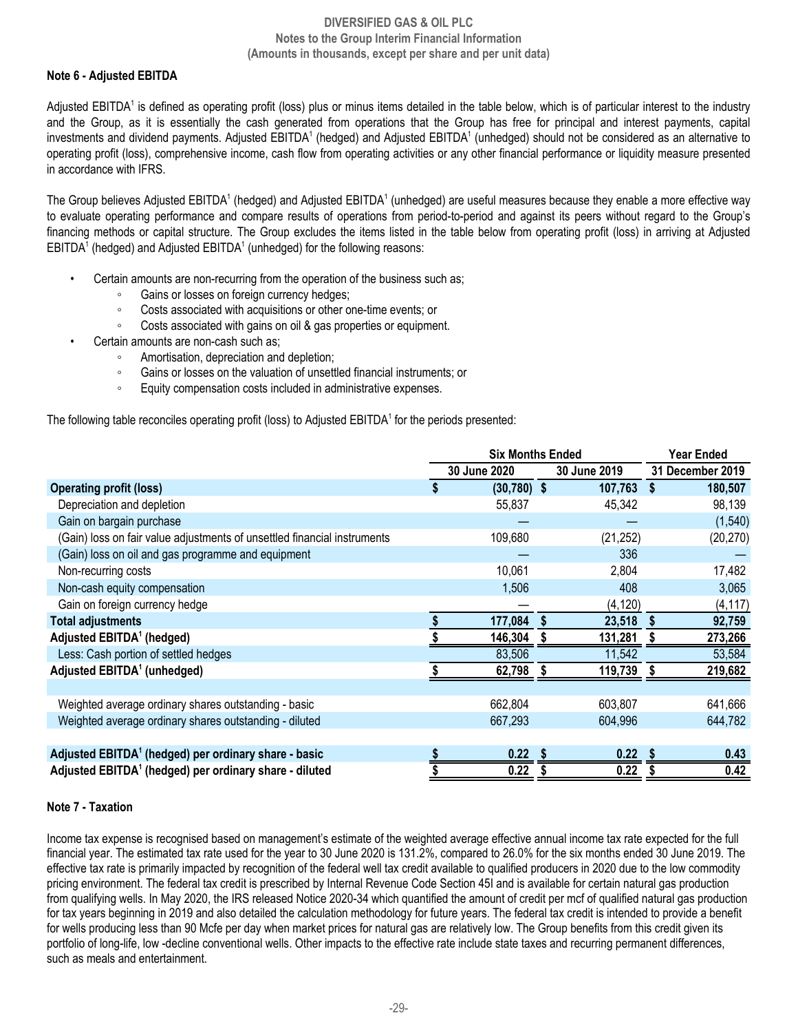## Note 6 - Adjusted EBITDA

Adjusted EBITDA[1] is defined as operating profit (loss) plus or minus items detailed in the table below, which is of particular interest to the industry and the Group, as it is essentially the cash generated from operations that the Group has free for principal and interest payments, capital investments and dividend payments. Adjusted EBITDA[1] (hedged) and Adjusted EBITDA[1] (unhedged) should not be considered as an alternative to operating profit (loss), comprehensive income, cash flow from operating activities or any other financial performance or liquidity measure presented in accordance with IFRS.

The Group believes Adjusted EBITDA[1] (hedged) and Adjusted EBITDA[1] (unhedged) are useful measures because they enable a more effective way to evaluate operating performance and compare results of operations from period-to-period and against its peers without regard to the Group's financing methods or capital structure. The Group excludes the items listed in the table below from operating profit (loss) in arriving at Adjusted EBITDA[1] (hedged) and Adjusted EBITDA[1] (unhedged) for the following reasons:

- Certain amounts are non-recurring from the operation of the business such as;
  - Gains or losses on foreign currency hedges;
  - Costs associated with acquisitions or other one-time events; or
  - Costs associated with gains on oil & gas properties or equipment.
- Certain amounts are non-cash such as;
  - Amortisation, depreciation and depletion;
  - Gains or losses on the valuation of unsettled financial instruments; or
  - Equity compensation costs included in administrative expenses.

The following table reconciles operating profit (loss) to Adjusted EBITDA[1] for the periods presented:

| | Six Months Ended | | Year Ended |
|---|---|---|---|
| | 30 June 2020 | 30 June 2019 | 31 December 2019 |
| **Operating profit (loss)** | **$ (30,780)** | **$ 107,763** | **$ 180,507** |
| Depreciation and depletion | 55,837 | 45,342 | 98,139 |
| Gain on bargain purchase | — | — | (1,540) |
| (Gain) loss on fair value adjustments of unsettled financial instruments | 109,680 | (21,252) | (20,270) |
| (Gain) loss on oil and gas programme and equipment | — | 336 | — |
| Non-recurring costs | 10,061 | 2,804 | 17,482 |
| Non-cash equity compensation | 1,506 | 408 | 3,065 |
| Gain on foreign currency hedge | — | (4,120) | (4,117) |
| **Total adjustments** | **$ 177,084** | **$ 23,518** | **$ 92,759** |
| **Adjusted EBITDA[1] (hedged)** | **$ 146,304** | **$ 131,281** | **$ 273,266** |
| Less: Cash portion of settled hedges | 83,506 | 11,542 | 53,584 |
| **Adjusted EBITDA[1] (unhedged)** | **$ 62,798** | **$ 119,739** | **$ 219,682** |
| | | | |
| Weighted average ordinary shares outstanding - basic | 662,804 | 603,807 | 641,666 |
| Weighted average ordinary shares outstanding - diluted | 667,293 | 604,996 | 644,782 |
| | | | |
| **Adjusted EBITDA[1] (hedged) per ordinary share - basic** | **$ 0.22** | **$ 0.22** | **$ 0.43** |
| **Adjusted EBITDA[1] (hedged) per ordinary share - diluted** | **$ 0.22** | **$ 0.22** | **$ 0.42** |

## Note 7 - Taxation

Income tax expense is recognised based on management's estimate of the weighted average effective annual income tax rate expected for the full financial year. The estimated tax rate used for the year to 30 June 2020 is 131.2%, compared to 26.0% for the six months ended 30 June 2019. The effective tax rate is primarily impacted by recognition of the federal well tax credit available to qualified producers in 2020 due to the low commodity pricing environment. The federal tax credit is prescribed by Internal Revenue Code Section 45I and is available for certain natural gas production from qualifying wells. In May 2020, the IRS released Notice 2020-34 which quantified the amount of credit per mcf of qualified natural gas production for tax years beginning in 2019 and also detailed the calculation methodology for future years. The federal tax credit is intended to provide a benefit for wells producing less than 90 Mcfe per day when market prices for natural gas are relatively low. The Group benefits from this credit given its portfolio of long-life, low -decline conventional wells. Other impacts to the effective rate include state taxes and recurring permanent differences, such as meals and entertainment.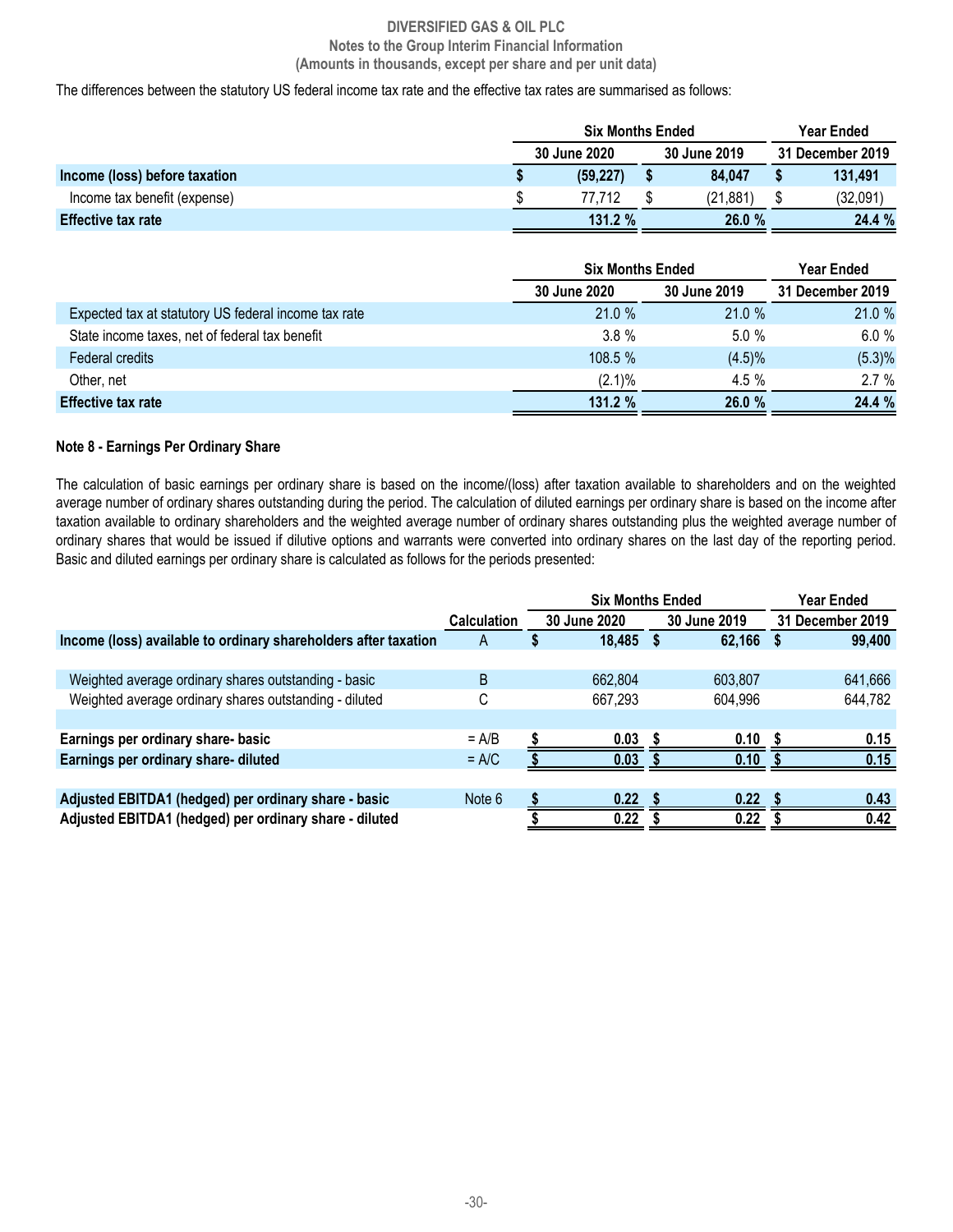The differences between the statutory US federal income tax rate and the effective tax rates are summarised as follows:

| | Six Months Ended | | Year Ended |
|---|---|---|---|
| | 30 June 2020 | 30 June 2019 | 31 December 2019 |
| **Income (loss) before taxation** | **$ (59,227)** | **$ 84,047** | **$ 131,491** |
| Income tax benefit (expense) | $ 77,712 | $ (21,881) | $ (32,091) |
| **Effective tax rate** | **131.2 %** | **26.0 %** | **24.4 %** |

| | Six Months Ended | | Year Ended |
|---|---|---|---|
| | 30 June 2020 | 30 June 2019 | 31 December 2019 |
| Expected tax at statutory US federal income tax rate | 21.0 % | 21.0 % | 21.0 % |
| State income taxes, net of federal tax benefit | 3.8 % | 5.0 % | 6.0 % |
| Federal credits | 108.5 % | (4.5)% | (5.3)% |
| Other, net | (2.1)% | 4.5 % | 2.7 % |
| **Effective tax rate** | **131.2 %** | **26.0 %** | **24.4 %** |

**Note 8 - Earnings Per Ordinary Share**

The calculation of basic earnings per ordinary share is based on the income/(loss) after taxation available to shareholders and on the weighted average number of ordinary shares outstanding during the period. The calculation of diluted earnings per ordinary share is based on the income after taxation available to ordinary shareholders and the weighted average number of ordinary shares outstanding plus the weighted average number of ordinary shares that would be issued if dilutive options and warrants were converted into ordinary shares on the last day of the reporting period. Basic and diluted earnings per ordinary share is calculated as follows for the periods presented:

| | | Six Months Ended | | Year Ended |
|---|---|---|---|---|
| | Calculation | 30 June 2020 | 30 June 2019 | 31 December 2019 |
| **Income (loss) available to ordinary shareholders after taxation** | A | **$ 18,485** | **$ 62,166** | **$ 99,400** |
| | | | | |
| Weighted average ordinary shares outstanding - basic | B | 662,804 | 603,807 | 641,666 |
| Weighted average ordinary shares outstanding - diluted | C | 667,293 | 604,996 | 644,782 |
| | | | | |
| **Earnings per ordinary share- basic** | = A/B | **$ 0.03** | **$ 0.10** | **$ 0.15** |
| **Earnings per ordinary share- diluted** | = A/C | **$ 0.03** | **$ 0.10** | **$ 0.15** |
| | | | | |
| **Adjusted EBITDA1 (hedged) per ordinary share - basic** | Note 6 | **$ 0.22** | **$ 0.22** | **$ 0.43** |
| **Adjusted EBITDA1 (hedged) per ordinary share - diluted** | | **$ 0.22** | **$ 0.22** | **$ 0.42** |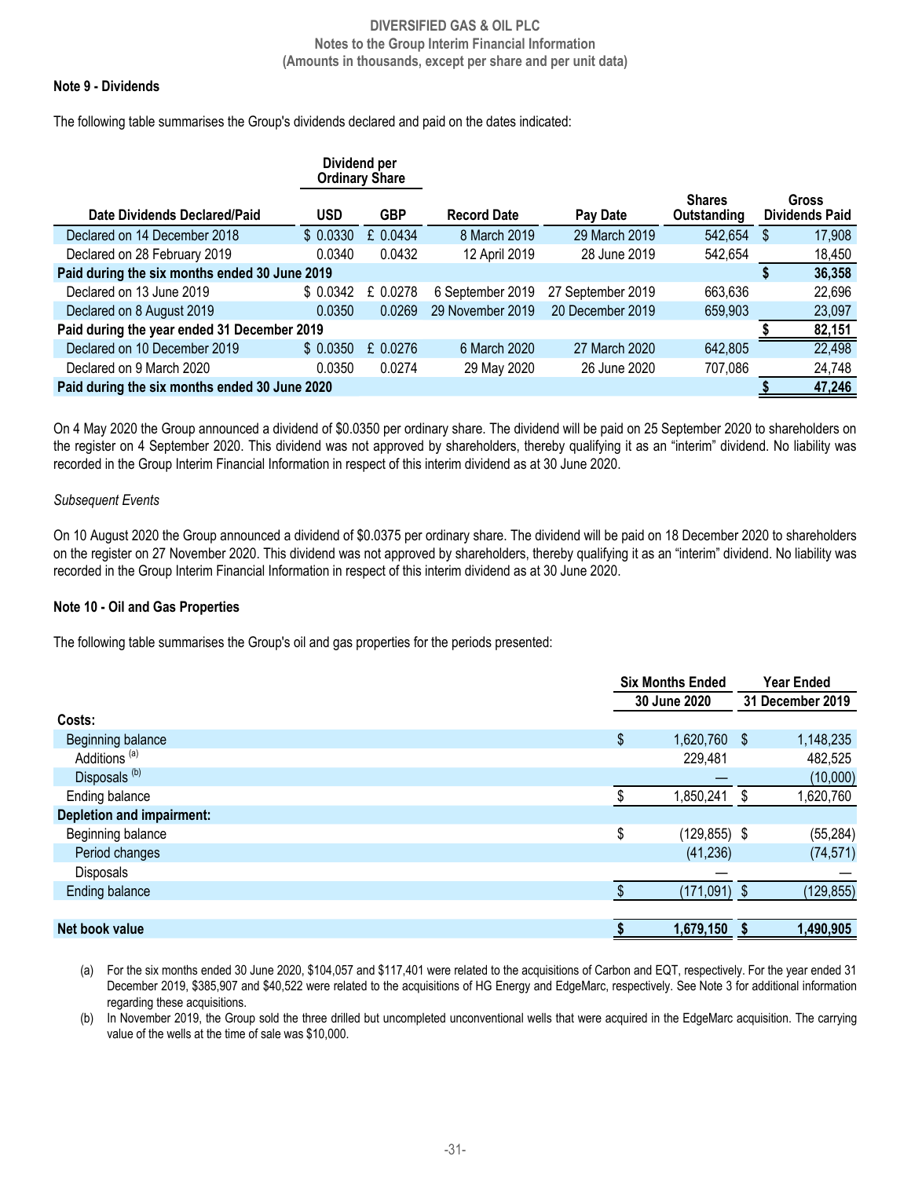## Note 9 - Dividends

The following table summarises the Group's dividends declared and paid on the dates indicated:

| | Dividend per Ordinary Share | | | | | |
|---|---|---|---|---|---|---|
| Date Dividends Declared/Paid | USD | GBP | Record Date | Pay Date | Shares Outstanding | Gross Dividends Paid |
| Declared on 14 December 2018 | $ 0.0330 | £ 0.0434 | 8 March 2019 | 29 March 2019 | 542,654 | $ 17,908 |
| Declared on 28 February 2019 | 0.0340 | 0.0432 | 12 April 2019 | 28 June 2019 | 542,654 | 18,450 |
| **Paid during the six months ended 30 June 2019** | | | | | | **$ 36,358** |
| Declared on 13 June 2019 | $ 0.0342 | £ 0.0278 | 6 September 2019 | 27 September 2019 | 663,636 | 22,696 |
| Declared on 8 August 2019 | 0.0350 | 0.0269 | 29 November 2019 | 20 December 2019 | 659,903 | 23,097 |
| **Paid during the year ended 31 December 2019** | | | | | | **$ 82,151** |
| Declared on 10 December 2019 | $ 0.0350 | £ 0.0276 | 6 March 2020 | 27 March 2020 | 642,805 | 22,498 |
| Declared on 9 March 2020 | 0.0350 | 0.0274 | 29 May 2020 | 26 June 2020 | 707,086 | 24,748 |
| **Paid during the six months ended 30 June 2020** | | | | | | **$ 47,246** |

On 4 May 2020 the Group announced a dividend of $0.0350 per ordinary share. The dividend will be paid on 25 September 2020 to shareholders on the register on 4 September 2020. This dividend was not approved by shareholders, thereby qualifying it as an "interim" dividend. No liability was recorded in the Group Interim Financial Information in respect of this interim dividend as at 30 June 2020.

*Subsequent Events*

On 10 August 2020 the Group announced a dividend of $0.0375 per ordinary share. The dividend will be paid on 18 December 2020 to shareholders on the register on 27 November 2020. This dividend was not approved by shareholders, thereby qualifying it as an "interim" dividend. No liability was recorded in the Group Interim Financial Information in respect of this interim dividend as at 30 June 2020.

## Note 10 - Oil and Gas Properties

The following table summarises the Group's oil and gas properties for the periods presented:

| | Six Months Ended 30 June 2020 | Year Ended 31 December 2019 |
|---|---|---|
| **Costs:** | | |
| Beginning balance | $ 1,620,760 | $ 1,148,235 |
| Additions [(a)] | 229,481 | 482,525 |
| Disposals [(b)] | — | (10,000) |
| Ending balance | $ 1,850,241 | $ 1,620,760 |
| **Depletion and impairment:** | | |
| Beginning balance | $ (129,855) | $ (55,284) |
| Period changes | (41,236) | (74,571) |
| Disposals | — | — |
| Ending balance | $ (171,091) | $ (129,855) |
| **Net book value** | **$ 1,679,150** | **$ 1,490,905** |

(a) For the six months ended 30 June 2020, $104,057 and $117,401 were related to the acquisitions of Carbon and EQT, respectively. For the year ended 31 December 2019, $385,907 and $40,522 were related to the acquisitions of HG Energy and EdgeMarc, respectively. See Note 3 for additional information regarding these acquisitions.

(b) In November 2019, the Group sold the three drilled but uncompleted unconventional wells that were acquired in the EdgeMarc acquisition. The carrying value of the wells at the time of sale was $10,000.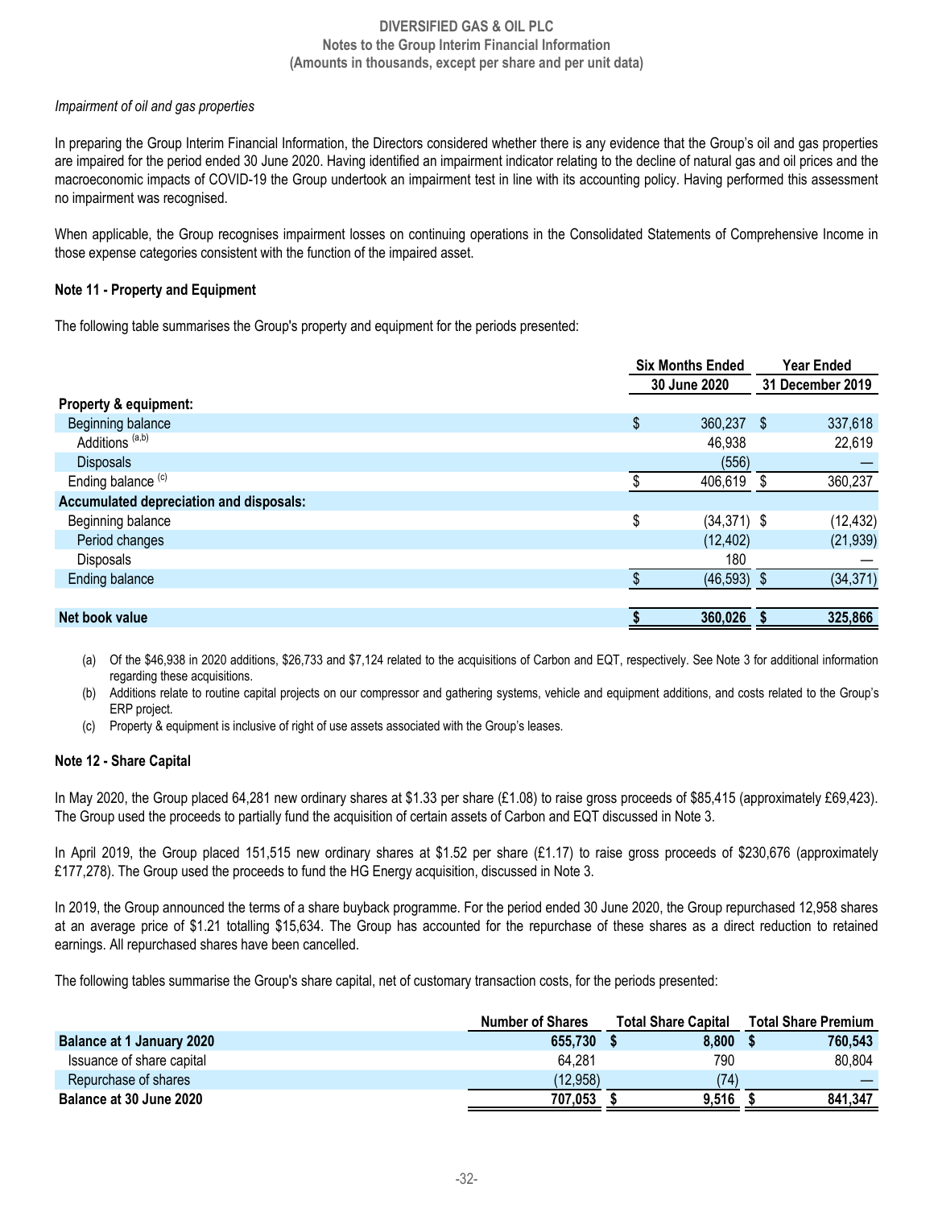*Impairment of oil and gas properties*

In preparing the Group Interim Financial Information, the Directors considered whether there is any evidence that the Group's oil and gas properties are impaired for the period ended 30 June 2020. Having identified an impairment indicator relating to the decline of natural gas and oil prices and the macroeconomic impacts of COVID-19 the Group undertook an impairment test in line with its accounting policy. Having performed this assessment no impairment was recognised.

When applicable, the Group recognises impairment losses on continuing operations in the Consolidated Statements of Comprehensive Income in those expense categories consistent with the function of the impaired asset.

### Note 11 - Property and Equipment

The following table summarises the Group's property and equipment for the periods presented:

| | Six Months Ended 30 June 2020 | Year Ended 31 December 2019 |
|---|---|---|
| **Property & equipment:** | | |
| Beginning balance | $ 360,237 | $ 337,618 |
| Additions [a,b] | 46,938 | 22,619 |
| Disposals | (556) | — |
| Ending balance [c] | $ 406,619 | $ 360,237 |
| **Accumulated depreciation and disposals:** | | |
| Beginning balance | $ (34,371) | $ (12,432) |
| Period changes | (12,402) | (21,939) |
| Disposals | 180 | — |
| Ending balance | $ (46,593) | $ (34,371) |
| **Net book value** | **$ 360,026** | **$ 325,866** |

(a) Of the $46,938 in 2020 additions, $26,733 and $7,124 related to the acquisitions of Carbon and EQT, respectively. See Note 3 for additional information regarding these acquisitions.

(b) Additions relate to routine capital projects on our compressor and gathering systems, vehicle and equipment additions, and costs related to the Group's ERP project.

(c) Property & equipment is inclusive of right of use assets associated with the Group's leases.

### Note 12 - Share Capital

In May 2020, the Group placed 64,281 new ordinary shares at $1.33 per share (£1.08) to raise gross proceeds of $85,415 (approximately £69,423). The Group used the proceeds to partially fund the acquisition of certain assets of Carbon and EQT discussed in Note 3.

In April 2019, the Group placed 151,515 new ordinary shares at $1.52 per share (£1.17) to raise gross proceeds of $230,676 (approximately £177,278). The Group used the proceeds to fund the HG Energy acquisition, discussed in Note 3.

In 2019, the Group announced the terms of a share buyback programme. For the period ended 30 June 2020, the Group repurchased 12,958 shares at an average price of $1.21 totalling $15,634. The Group has accounted for the repurchase of these shares as a direct reduction to retained earnings. All repurchased shares have been cancelled.

The following tables summarise the Group's share capital, net of customary transaction costs, for the periods presented:

| | Number of Shares | Total Share Capital | Total Share Premium |
|---|---|---|---|
| **Balance at 1 January 2020** | **655,730** | **$ 8,800** | **$ 760,543** |
| Issuance of share capital | 64,281 | 790 | 80,804 |
| Repurchase of shares | (12,958) | (74) | — |
| **Balance at 30 June 2020** | **707,053** | **$ 9,516** | **$ 841,347** |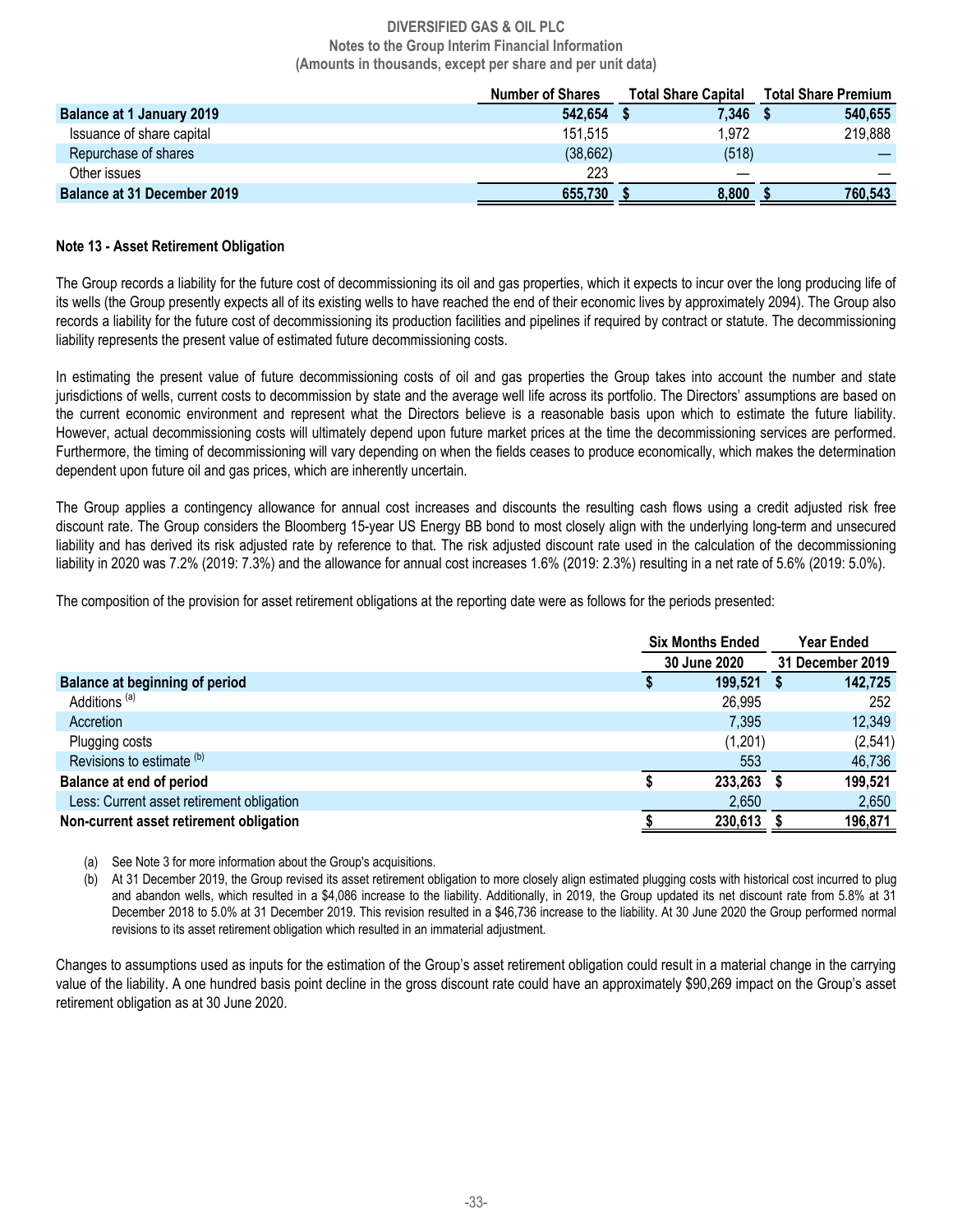| | Number of Shares | Total Share Capital | Total Share Premium |
|---|---|---|---|
| **Balance at 1 January 2019** | **542,654** | **$ 7,346** | **$ 540,655** |
| Issuance of share capital | 151,515 | 1,972 | 219,888 |
| Repurchase of shares | (38,662) | (518) | — |
| Other issues | 223 | — | — |
| **Balance at 31 December 2019** | **655,730** | **$ 8,800** | **$ 760,543** |

## Note 13 - Asset Retirement Obligation

The Group records a liability for the future cost of decommissioning its oil and gas properties, which it expects to incur over the long producing life of its wells (the Group presently expects all of its existing wells to have reached the end of their economic lives by approximately 2094). The Group also records a liability for the future cost of decommissioning its production facilities and pipelines if required by contract or statute. The decommissioning liability represents the present value of estimated future decommissioning costs.

In estimating the present value of future decommissioning costs of oil and gas properties the Group takes into account the number and state jurisdictions of wells, current costs to decommission by state and the average well life across its portfolio. The Directors' assumptions are based on the current economic environment and represent what the Directors believe is a reasonable basis upon which to estimate the future liability. However, actual decommissioning costs will ultimately depend upon future market prices at the time the decommissioning services are performed. Furthermore, the timing of decommissioning will vary depending on when the fields ceases to produce economically, which makes the determination dependent upon future oil and gas prices, which are inherently uncertain.

The Group applies a contingency allowance for annual cost increases and discounts the resulting cash flows using a credit adjusted risk free discount rate. The Group considers the Bloomberg 15-year US Energy BB bond to most closely align with the underlying long-term and unsecured liability and has derived its risk adjusted rate by reference to that. The risk adjusted discount rate used in the calculation of the decommissioning liability in 2020 was 7.2% (2019: 7.3%) and the allowance for annual cost increases 1.6% (2019: 2.3%) resulting in a net rate of 5.6% (2019: 5.0%).

The composition of the provision for asset retirement obligations at the reporting date were as follows for the periods presented:

| | Six Months Ended 30 June 2020 | Year Ended 31 December 2019 |
|---|---|---|
| **Balance at beginning of period** | **$ 199,521** | **$ 142,725** |
| Additions [(a)] | 26,995 | 252 |
| Accretion | 7,395 | 12,349 |
| Plugging costs | (1,201) | (2,541) |
| Revisions to estimate [(b)] | 553 | 46,736 |
| **Balance at end of period** | **$ 233,263** | **$ 199,521** |
| Less: Current asset retirement obligation | 2,650 | 2,650 |
| **Non-current asset retirement obligation** | **$ 230,613** | **$ 196,871** |

(a) See Note 3 for more information about the Group's acquisitions.

(b) At 31 December 2019, the Group revised its asset retirement obligation to more closely align estimated plugging costs with historical cost incurred to plug and abandon wells, which resulted in a $4,086 increase to the liability. Additionally, in 2019, the Group updated its net discount rate from 5.8% at 31 December 2018 to 5.0% at 31 December 2019. This revision resulted in a $46,736 increase to the liability. At 30 June 2020 the Group performed normal revisions to its asset retirement obligation which resulted in an immaterial adjustment.

Changes to assumptions used as inputs for the estimation of the Group's asset retirement obligation could result in a material change in the carrying value of the liability. A one hundred basis point decline in the gross discount rate could have an approximately $90,269 impact on the Group's asset retirement obligation as at 30 June 2020.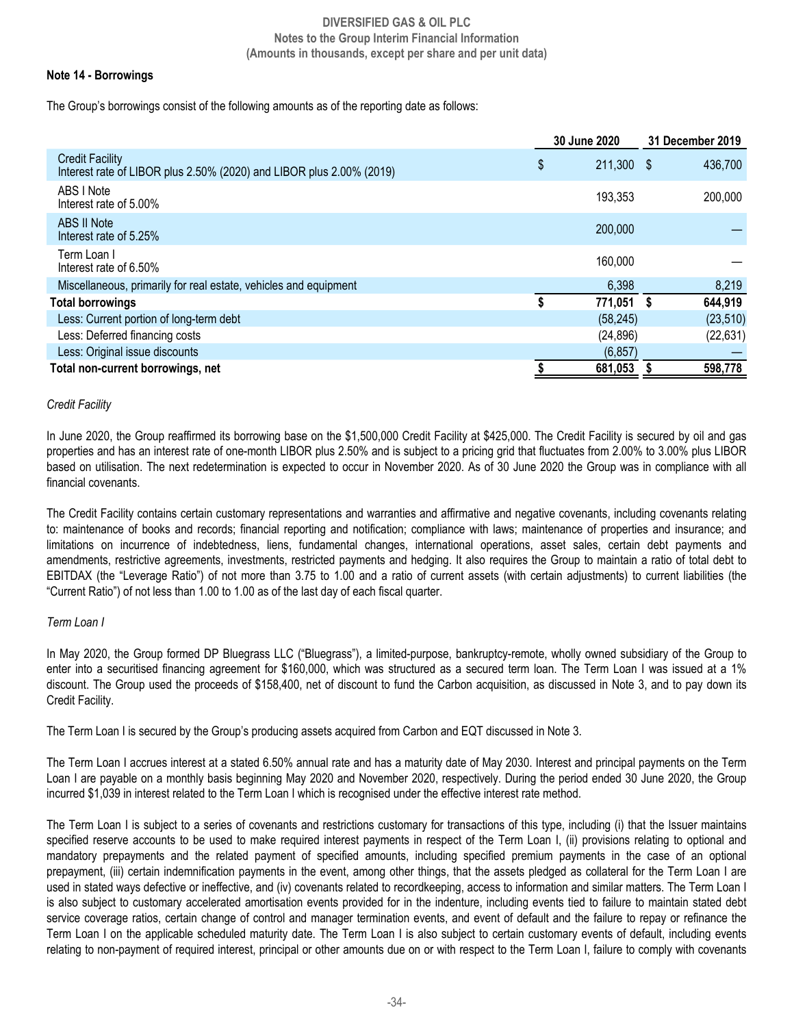## Note 14 - Borrowings

The Group's borrowings consist of the following amounts as of the reporting date as follows:

| | 30 June 2020 | 31 December 2019 |
|---|---|---|
| Credit Facility<br>Interest rate of LIBOR plus 2.50% (2020) and LIBOR plus 2.00% (2019) | $ 211,300 | $ 436,700 |
| ABS I Note<br>Interest rate of 5.00% | 193,353 | 200,000 |
| ABS II Note<br>Interest rate of 5.25% | 200,000 | — |
| Term Loan I<br>Interest rate of 6.50% | 160,000 | — |
| Miscellaneous, primarily for real estate, vehicles and equipment | 6,398 | 8,219 |
| **Total borrowings** | **$ 771,051** | **$ 644,919** |
| Less: Current portion of long-term debt | (58,245) | (23,510) |
| Less: Deferred financing costs | (24,896) | (22,631) |
| Less: Original issue discounts | (6,857) | — |
| **Total non-current borrowings, net** | **$ 681,053** | **$ 598,778** |

*Credit Facility*

In June 2020, the Group reaffirmed its borrowing base on the $1,500,000 Credit Facility at $425,000. The Credit Facility is secured by oil and gas properties and has an interest rate of one-month LIBOR plus 2.50% and is subject to a pricing grid that fluctuates from 2.00% to 3.00% plus LIBOR based on utilisation. The next redetermination is expected to occur in November 2020. As of 30 June 2020 the Group was in compliance with all financial covenants.

The Credit Facility contains certain customary representations and warranties and affirmative and negative covenants, including covenants relating to: maintenance of books and records; financial reporting and notification; compliance with laws; maintenance of properties and insurance; and limitations on incurrence of indebtedness, liens, fundamental changes, international operations, asset sales, certain debt payments and amendments, restrictive agreements, investments, restricted payments and hedging. It also requires the Group to maintain a ratio of total debt to EBITDAX (the "Leverage Ratio") of not more than 3.75 to 1.00 and a ratio of current assets (with certain adjustments) to current liabilities (the "Current Ratio") of not less than 1.00 to 1.00 as of the last day of each fiscal quarter.

*Term Loan I*

In May 2020, the Group formed DP Bluegrass LLC ("Bluegrass"), a limited-purpose, bankruptcy-remote, wholly owned subsidiary of the Group to enter into a securitised financing agreement for $160,000, which was structured as a secured term loan. The Term Loan I was issued at a 1% discount. The Group used the proceeds of $158,400, net of discount to fund the Carbon acquisition, as discussed in Note 3, and to pay down its Credit Facility.

The Term Loan I is secured by the Group's producing assets acquired from Carbon and EQT discussed in Note 3.

The Term Loan I accrues interest at a stated 6.50% annual rate and has a maturity date of May 2030. Interest and principal payments on the Term Loan I are payable on a monthly basis beginning May 2020 and November 2020, respectively. During the period ended 30 June 2020, the Group incurred $1,039 in interest related to the Term Loan I which is recognised under the effective interest rate method.

The Term Loan I is subject to a series of covenants and restrictions customary for transactions of this type, including (i) that the Issuer maintains specified reserve accounts to be used to make required interest payments in respect of the Term Loan I, (ii) provisions relating to optional and mandatory prepayments and the related payment of specified amounts, including specified premium payments in the case of an optional prepayment, (iii) certain indemnification payments in the event, among other things, that the assets pledged as collateral for the Term Loan I are used in stated ways defective or ineffective, and (iv) covenants related to recordkeeping, access to information and similar matters. The Term Loan I is also subject to customary accelerated amortisation events provided for in the indenture, including events tied to failure to maintain stated debt service coverage ratios, certain change of control and manager termination events, and event of default and the failure to repay or refinance the Term Loan I on the applicable scheduled maturity date. The Term Loan I is also subject to certain customary events of default, including events relating to non-payment of required interest, principal or other amounts due on or with respect to the Term Loan I, failure to comply with covenants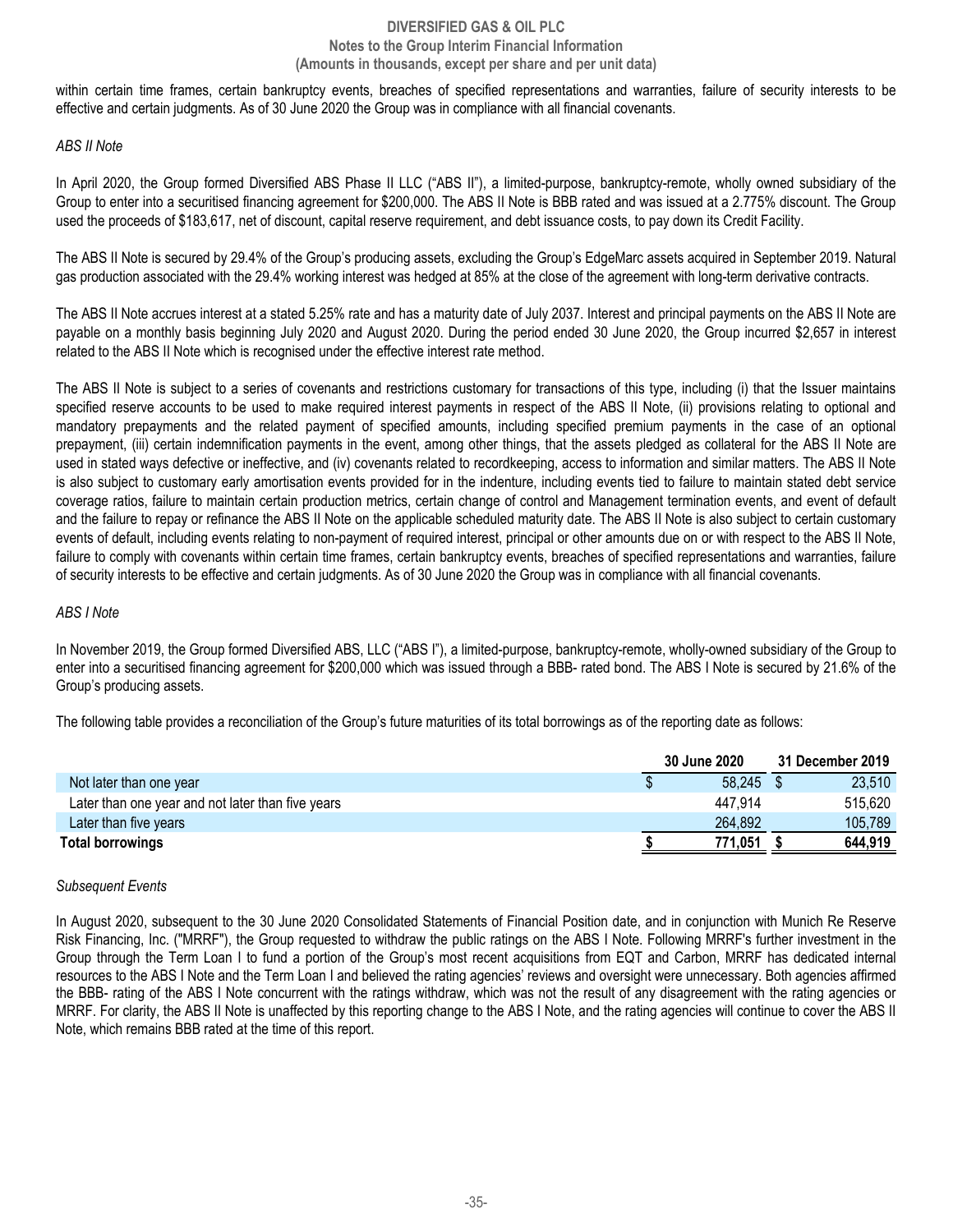within certain time frames, certain bankruptcy events, breaches of specified representations and warranties, failure of security interests to be effective and certain judgments. As of 30 June 2020 the Group was in compliance with all financial covenants.

*ABS II Note*

In April 2020, the Group formed Diversified ABS Phase II LLC ("ABS II"), a limited-purpose, bankruptcy-remote, wholly owned subsidiary of the Group to enter into a securitised financing agreement for $200,000. The ABS II Note is BBB rated and was issued at a 2.775% discount. The Group used the proceeds of $183,617, net of discount, capital reserve requirement, and debt issuance costs, to pay down its Credit Facility.

The ABS II Note is secured by 29.4% of the Group's producing assets, excluding the Group's EdgeMarc assets acquired in September 2019. Natural gas production associated with the 29.4% working interest was hedged at 85% at the close of the agreement with long-term derivative contracts.

The ABS II Note accrues interest at a stated 5.25% rate and has a maturity date of July 2037. Interest and principal payments on the ABS II Note are payable on a monthly basis beginning July 2020 and August 2020. During the period ended 30 June 2020, the Group incurred $2,657 in interest related to the ABS II Note which is recognised under the effective interest rate method.

The ABS II Note is subject to a series of covenants and restrictions customary for transactions of this type, including (i) that the Issuer maintains specified reserve accounts to be used to make required interest payments in respect of the ABS II Note, (ii) provisions relating to optional and mandatory prepayments and the related payment of specified amounts, including specified premium payments in the case of an optional prepayment, (iii) certain indemnification payments in the event, among other things, that the assets pledged as collateral for the ABS II Note are used in stated ways defective or ineffective, and (iv) covenants related to recordkeeping, access to information and similar matters. The ABS II Note is also subject to customary early amortisation events provided for in the indenture, including events tied to failure to maintain stated debt service coverage ratios, failure to maintain certain production metrics, certain change of control and Management termination events, and event of default and the failure to repay or refinance the ABS II Note on the applicable scheduled maturity date. The ABS II Note is also subject to certain customary events of default, including events relating to non-payment of required interest, principal or other amounts due on or with respect to the ABS II Note, failure to comply with covenants within certain time frames, certain bankruptcy events, breaches of specified representations and warranties, failure of security interests to be effective and certain judgments. As of 30 June 2020 the Group was in compliance with all financial covenants.

*ABS I Note*

In November 2019, the Group formed Diversified ABS, LLC ("ABS I"), a limited-purpose, bankruptcy-remote, wholly-owned subsidiary of the Group to enter into a securitised financing agreement for $200,000 which was issued through a BBB- rated bond. The ABS I Note is secured by 21.6% of the Group's producing assets.

The following table provides a reconciliation of the Group's future maturities of its total borrowings as of the reporting date as follows:

| | 30 June 2020 | 31 December 2019 |
|---|---|---|
| Not later than one year | $ 58,245 | $ 23,510 |
| Later than one year and not later than five years | 447,914 | 515,620 |
| Later than five years | 264,892 | 105,789 |
| **Total borrowings** | **$ 771,051** | **$ 644,919** |

*Subsequent Events*

In August 2020, subsequent to the 30 June 2020 Consolidated Statements of Financial Position date, and in conjunction with Munich Re Reserve Risk Financing, Inc. ("MRRF"), the Group requested to withdraw the public ratings on the ABS I Note. Following MRRF's further investment in the Group through the Term Loan I to fund a portion of the Group's most recent acquisitions from EQT and Carbon, MRRF has dedicated internal resources to the ABS I Note and the Term Loan I and believed the rating agencies' reviews and oversight were unnecessary. Both agencies affirmed the BBB- rating of the ABS I Note concurrent with the ratings withdraw, which was not the result of any disagreement with the rating agencies or MRRF. For clarity, the ABS II Note is unaffected by this reporting change to the ABS I Note, and the rating agencies will continue to cover the ABS II Note, which remains BBB rated at the time of this report.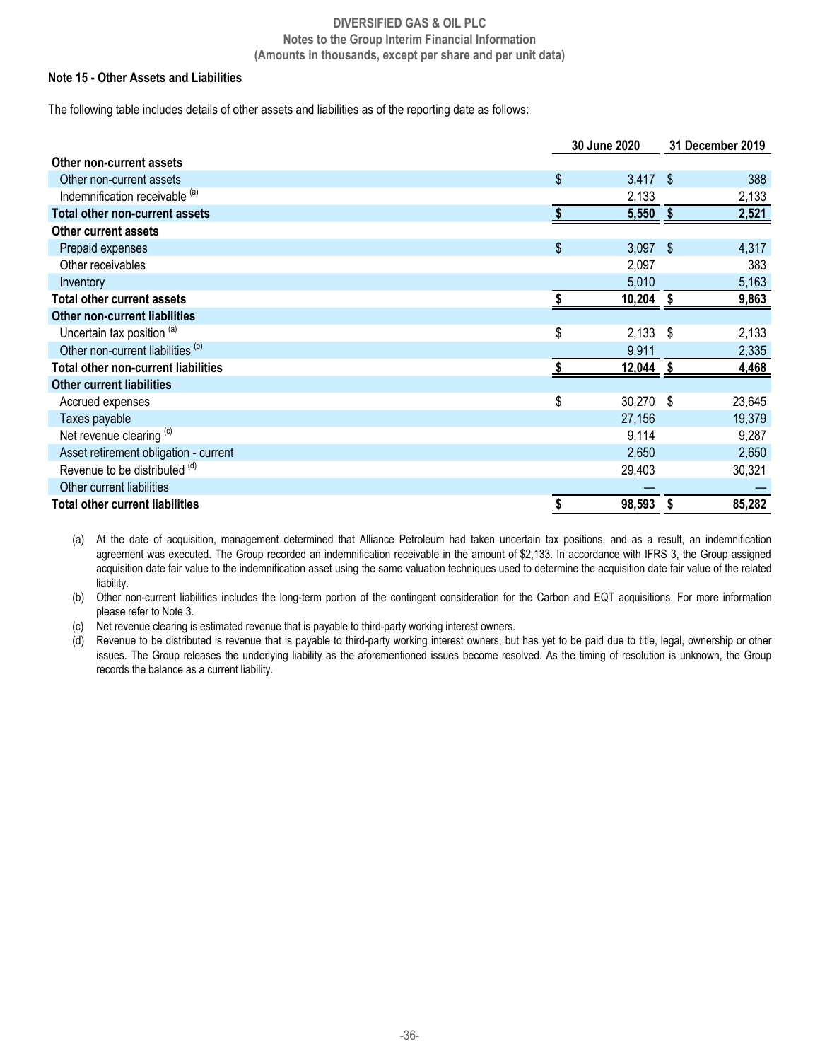## Note 15 - Other Assets and Liabilities

The following table includes details of other assets and liabilities as of the reporting date as follows:

| | 30 June 2020 | 31 December 2019 |
|---|---|---|
| **Other non-current assets** | | |
| Other non-current assets | $ 3,417 | $ 388 |
| Indemnification receivable [(a)] | 2,133 | 2,133 |
| **Total other non-current assets** | **$ 5,550** | **$ 2,521** |
| **Other current assets** | | |
| Prepaid expenses | $ 3,097 | $ 4,317 |
| Other receivables | 2,097 | 383 |
| Inventory | 5,010 | 5,163 |
| **Total other current assets** | **$ 10,204** | **$ 9,863** |
| **Other non-current liabilities** | | |
| Uncertain tax position [(a)] | $ 2,133 | $ 2,133 |
| Other non-current liabilities [(b)] | 9,911 | 2,335 |
| **Total other non-current liabilities** | **$ 12,044** | **$ 4,468** |
| **Other current liabilities** | | |
| Accrued expenses | $ 30,270 | $ 23,645 |
| Taxes payable | 27,156 | 19,379 |
| Net revenue clearing [(c)] | 9,114 | 9,287 |
| Asset retirement obligation - current | 2,650 | 2,650 |
| Revenue to be distributed [(d)] | 29,403 | 30,321 |
| Other current liabilities | — | — |
| **Total other current liabilities** | **$ 98,593** | **$ 85,282** |

(a) At the date of acquisition, management determined that Alliance Petroleum had taken uncertain tax positions, and as a result, an indemnification agreement was executed. The Group recorded an indemnification receivable in the amount of $2,133. In accordance with IFRS 3, the Group assigned acquisition date fair value to the indemnification asset using the same valuation techniques used to determine the acquisition date fair value of the related liability.

(b) Other non-current liabilities includes the long-term portion of the contingent consideration for the Carbon and EQT acquisitions. For more information please refer to Note 3.

(c) Net revenue clearing is estimated revenue that is payable to third-party working interest owners.

(d) Revenue to be distributed is revenue that is payable to third-party working interest owners, but has yet to be paid due to title, legal, ownership or other issues. The Group releases the underlying liability as the aforementioned issues become resolved. As the timing of resolution is unknown, the Group records the balance as a current liability.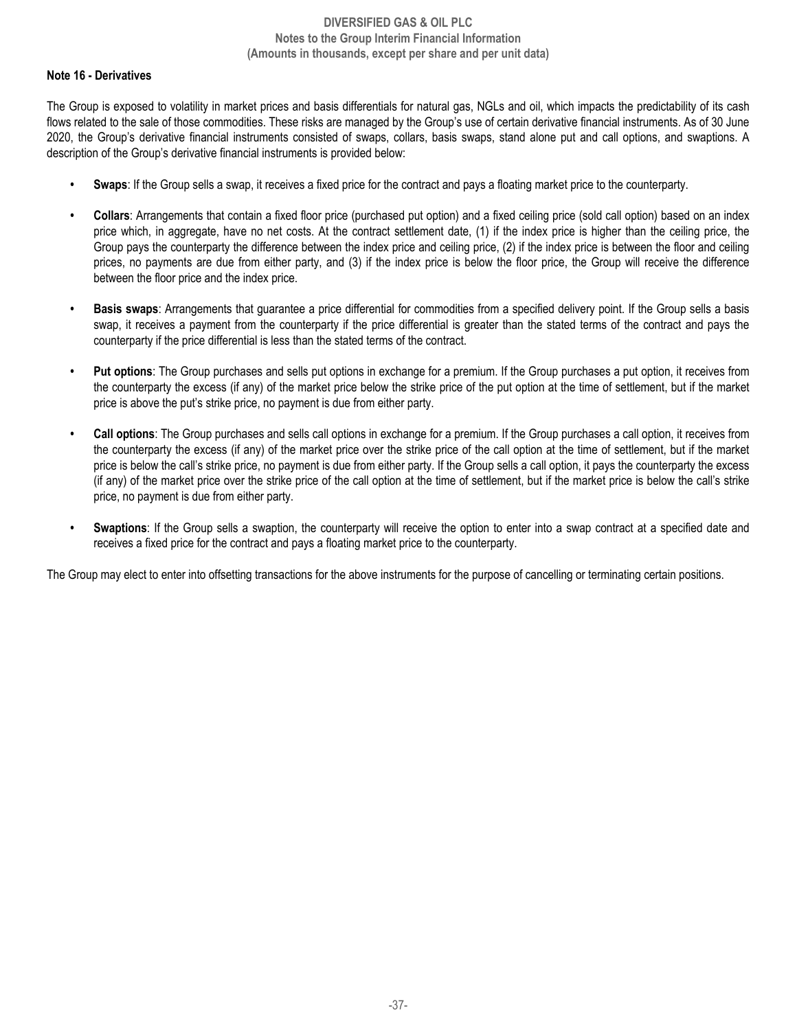#### Note 16 - Derivatives

The Group is exposed to volatility in market prices and basis differentials for natural gas, NGLs and oil, which impacts the predictability of its cash flows related to the sale of those commodities. These risks are managed by the Group's use of certain derivative financial instruments. As of 30 June 2020, the Group's derivative financial instruments consisted of swaps, collars, basis swaps, stand alone put and call options, and swaptions. A description of the Group's derivative financial instruments is provided below:

- **Swaps**: If the Group sells a swap, it receives a fixed price for the contract and pays a floating market price to the counterparty.
- **Collars**: Arrangements that contain a fixed floor price (purchased put option) and a fixed ceiling price (sold call option) based on an index price which, in aggregate, have no net costs. At the contract settlement date, (1) if the index price is higher than the ceiling price, the Group pays the counterparty the difference between the index price and ceiling price, (2) if the index price is between the floor and ceiling prices, no payments are due from either party, and (3) if the index price is below the floor price, the Group will receive the difference between the floor price and the index price.
- **Basis swaps**: Arrangements that guarantee a price differential for commodities from a specified delivery point. If the Group sells a basis swap, it receives a payment from the counterparty if the price differential is greater than the stated terms of the contract and pays the counterparty if the price differential is less than the stated terms of the contract.
- **Put options**: The Group purchases and sells put options in exchange for a premium. If the Group purchases a put option, it receives from the counterparty the excess (if any) of the market price below the strike price of the put option at the time of settlement, but if the market price is above the put's strike price, no payment is due from either party.
- **Call options**: The Group purchases and sells call options in exchange for a premium. If the Group purchases a call option, it receives from the counterparty the excess (if any) of the market price over the strike price of the call option at the time of settlement, but if the market price is below the call's strike price, no payment is due from either party. If the Group sells a call option, it pays the counterparty the excess (if any) of the market price over the strike price of the call option at the time of settlement, but if the market price is below the call's strike price, no payment is due from either party.
- **Swaptions**: If the Group sells a swaption, the counterparty will receive the option to enter into a swap contract at a specified date and receives a fixed price for the contract and pays a floating market price to the counterparty.

The Group may elect to enter into offsetting transactions for the above instruments for the purpose of cancelling or terminating certain positions.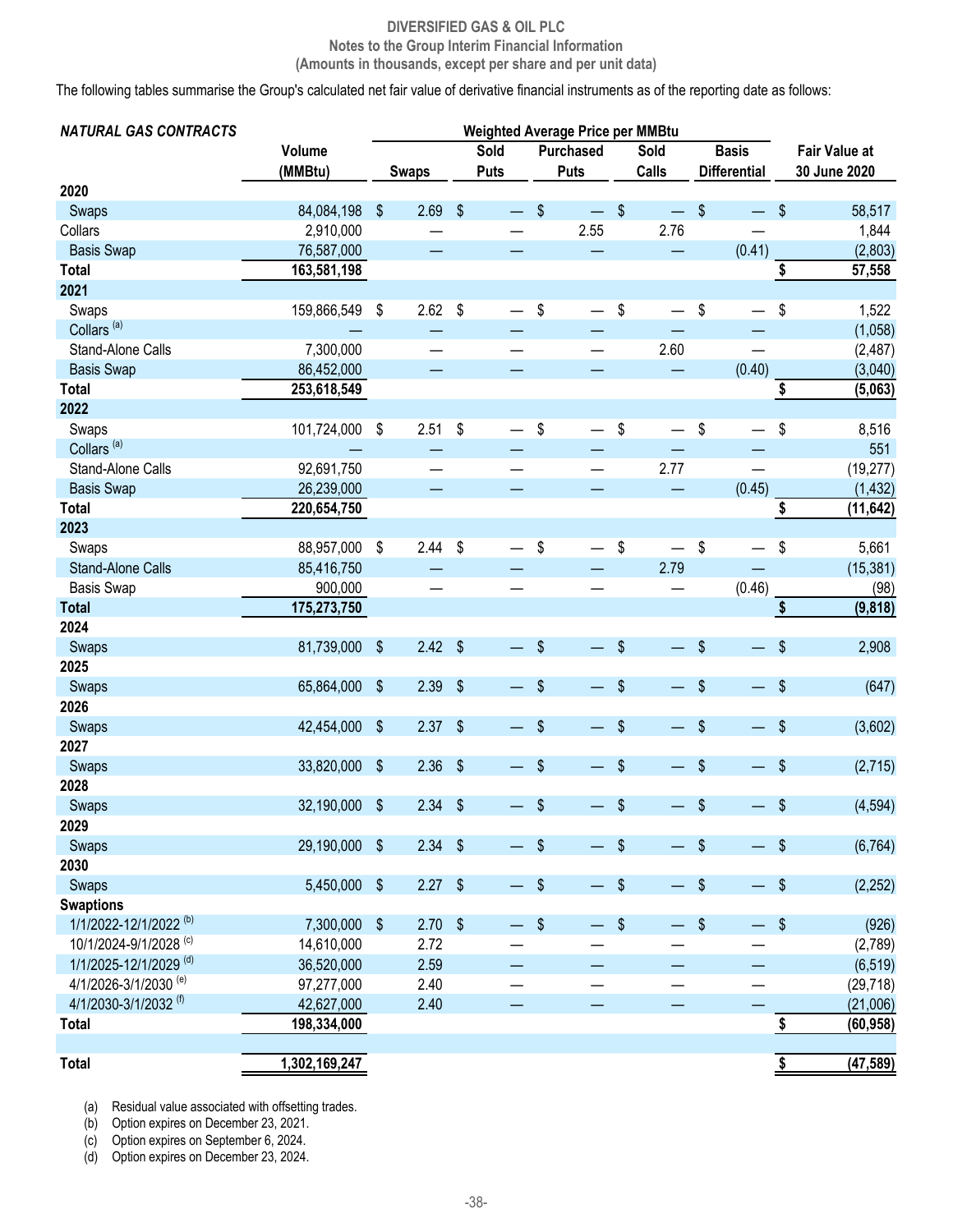DIVERSIFIED GAS & OIL PLC
Notes to the Group Interim Financial Information
(Amounts in thousands, except per share and per unit data)

The following tables summarise the Group's calculated net fair value of derivative financial instruments as of the reporting date as follows:

| *NATURAL GAS CONTRACTS* | | Weighted Average Price per MMBtu | | | | | |
|---|---|---|---|---|---|---|---|
| | Volume (MMBtu) | Swaps | Sold Puts | Purchased Puts | Sold Calls | Basis Differential | Fair Value at 30 June 2020 |
| **2020** | | | | | | | |
| Swaps | 84,084,198 | $ 2.69 | $ — | $ — | $ — | $ — | $ 58,517 |
| Collars | 2,910,000 | — | — | 2.55 | 2.76 | — | 1,844 |
| Basis Swap | 76,587,000 | — | — | — | — | (0.41) | (2,803) |
| **Total** | **163,581,198** | | | | | | **$ 57,558** |
| **2021** | | | | | | | |
| Swaps | 159,866,549 | $ 2.62 | $ — | $ — | $ — | $ — | $ 1,522 |
| Collars [(a)] | — | — | — | — | — | — | (1,058) |
| Stand-Alone Calls | 7,300,000 | — | — | — | 2.60 | — | (2,487) |
| Basis Swap | 86,452,000 | — | — | — | — | (0.40) | (3,040) |
| **Total** | **253,618,549** | | | | | | **$ (5,063)** |
| **2022** | | | | | | | |
| Swaps | 101,724,000 | $ 2.51 | $ — | $ — | $ — | $ — | $ 8,516 |
| Collars [(a)] | — | — | — | — | — | — | 551 |
| Stand-Alone Calls | 92,691,750 | — | — | — | 2.77 | — | (19,277) |
| Basis Swap | 26,239,000 | — | — | — | — | (0.45) | (1,432) |
| **Total** | **220,654,750** | | | | | | **$ (11,642)** |
| **2023** | | | | | | | |
| Swaps | 88,957,000 | $ 2.44 | $ — | $ — | $ — | $ — | $ 5,661 |
| Stand-Alone Calls | 85,416,750 | — | — | — | 2.79 | — | (15,381) |
| Basis Swap | 900,000 | — | — | — | — | (0.46) | (98) |
| **Total** | **175,273,750** | | | | | | **$ (9,818)** |
| **2024** | | | | | | | |
| Swaps | 81,739,000 | $ 2.42 | $ — | $ — | $ — | $ — | $ 2,908 |
| **2025** | | | | | | | |
| Swaps | 65,864,000 | $ 2.39 | $ — | $ — | $ — | $ — | $ (647) |
| **2026** | | | | | | | |
| Swaps | 42,454,000 | $ 2.37 | $ — | $ — | $ — | $ — | $ (3,602) |
| **2027** | | | | | | | |
| Swaps | 33,820,000 | $ 2.36 | $ — | $ — | $ — | $ — | $ (2,715) |
| **2028** | | | | | | | |
| Swaps | 32,190,000 | $ 2.34 | $ — | $ — | $ — | $ — | $ (4,594) |
| **2029** | | | | | | | |
| Swaps | 29,190,000 | $ 2.34 | $ — | $ — | $ — | $ — | $ (6,764) |
| **2030** | | | | | | | |
| Swaps | 5,450,000 | $ 2.27 | $ — | $ — | $ — | $ — | $ (2,252) |
| **Swaptions** | | | | | | | |
| 1/1/2022-12/1/2022 [(b)] | 7,300,000 | $ 2.70 | $ — | $ — | $ — | $ — | $ (926) |
| 10/1/2024-9/1/2028 [(c)] | 14,610,000 | 2.72 | — | — | — | — | (2,789) |
| 1/1/2025-12/1/2029 [(d)] | 36,520,000 | 2.59 | — | — | — | — | (6,519) |
| 4/1/2026-3/1/2030 [(e)] | 97,277,000 | 2.40 | — | — | — | — | (29,718) |
| 4/1/2030-3/1/2032 [(f)] | 42,627,000 | 2.40 | — | — | — | — | (21,006) |
| **Total** | **198,334,000** | | | | | | **$ (60,958)** |
| | | | | | | | |
| **Total** | **1,302,169,247** | | | | | | **$ (47,589)** |

(a) Residual value associated with offsetting trades.
(b) Option expires on December 23, 2021.
(c) Option expires on September 6, 2024.
(d) Option expires on December 23, 2024.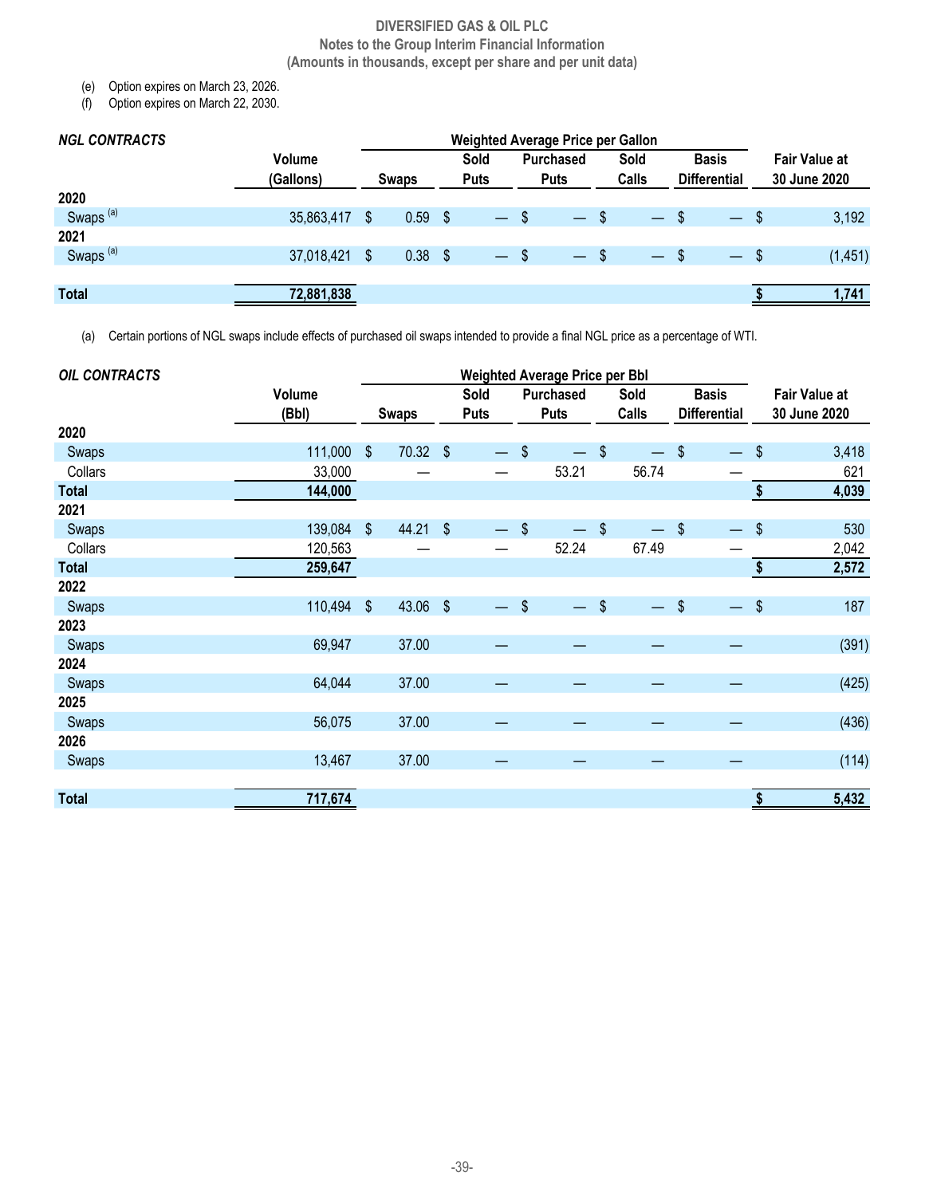(e) Option expires on March 23, 2026.
(f) Option expires on March 22, 2030.

| *NGL CONTRACTS* | | Weighted Average Price per Gallon | | | | | |
|---|---|---|---|---|---|---|---|
| | Volume (Gallons) | Swaps | Sold Puts | Purchased Puts | Sold Calls | Basis Differential | Fair Value at 30 June 2020 |
| **2020** | | | | | | | |
| Swaps [(a)] | 35,863,417 | $ 0.59 | $ — | $ — | $ — | $ — | $ 3,192 |
| **2021** | | | | | | | |
| Swaps [(a)] | 37,018,421 | $ 0.38 | $ — | $ — | $ — | $ — | $ (1,451) |
| **Total** | **72,881,838** | | | | | | **$ 1,741** |

(a) Certain portions of NGL swaps include effects of purchased oil swaps intended to provide a final NGL price as a percentage of WTI.

| *OIL CONTRACTS* | | Weighted Average Price per Bbl | | | | | |
|---|---|---|---|---|---|---|---|
| | Volume (Bbl) | Swaps | Sold Puts | Purchased Puts | Sold Calls | Basis Differential | Fair Value at 30 June 2020 |
| **2020** | | | | | | | |
| Swaps | 111,000 | $ 70.32 | $ — | $ — | $ — | $ — | $ 3,418 |
| Collars | 33,000 | — | — | 53.21 | 56.74 | — | 621 |
| **Total** | **144,000** | | | | | | **$ 4,039** |
| **2021** | | | | | | | |
| Swaps | 139,084 | $ 44.21 | $ — | $ — | $ — | $ — | $ 530 |
| Collars | 120,563 | — | — | 52.24 | 67.49 | — | 2,042 |
| **Total** | **259,647** | | | | | | **$ 2,572** |
| **2022** | | | | | | | |
| Swaps | 110,494 | $ 43.06 | $ — | $ — | $ — | $ — | $ 187 |
| **2023** | | | | | | | |
| Swaps | 69,947 | 37.00 | — | — | — | — | (391) |
| **2024** | | | | | | | |
| Swaps | 64,044 | 37.00 | — | — | — | — | (425) |
| **2025** | | | | | | | |
| Swaps | 56,075 | 37.00 | — | — | — | — | (436) |
| **2026** | | | | | | | |
| Swaps | 13,467 | 37.00 | — | — | — | — | (114) |
| **Total** | **717,674** | | | | | | **$ 5,432** |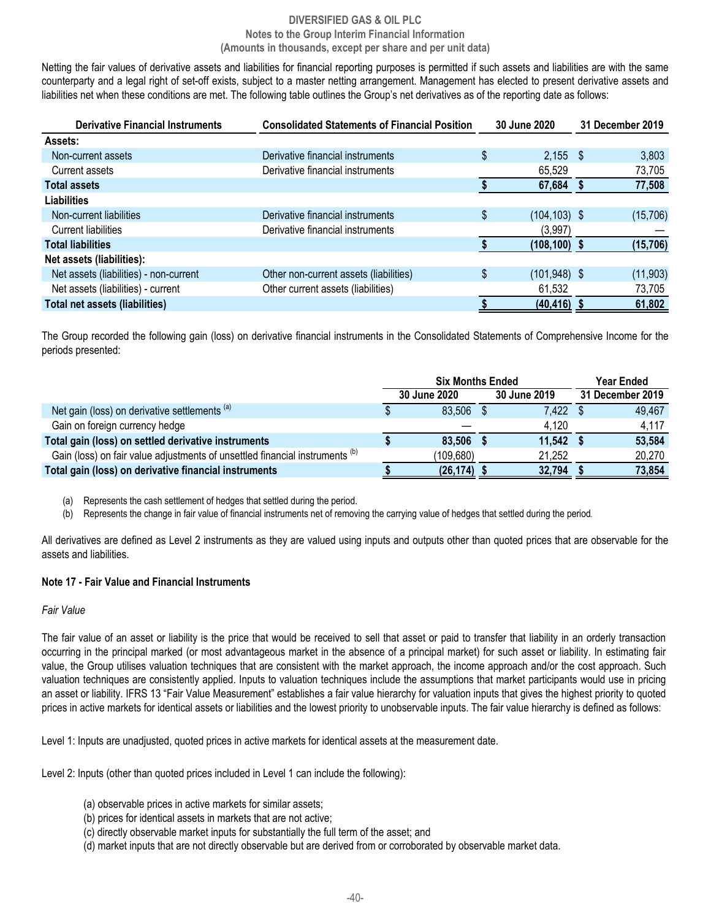Netting the fair values of derivative assets and liabilities for financial reporting purposes is permitted if such assets and liabilities are with the same counterparty and a legal right of set-off exists, subject to a master netting arrangement. Management has elected to present derivative assets and liabilities net when these conditions are met. The following table outlines the Group's net derivatives as of the reporting date as follows:

| Derivative Financial Instruments | Consolidated Statements of Financial Position | 30 June 2020 | 31 December 2019 |
|---|---|---|---|
| **Assets:** | | | |
| Non-current assets | Derivative financial instruments | $ 2,155 | $ 3,803 |
| Current assets | Derivative financial instruments | 65,529 | 73,705 |
| **Total assets** | | **$ 67,684** | **$ 77,508** |
| **Liabilities** | | | |
| Non-current liabilities | Derivative financial instruments | $ (104,103) | $ (15,706) |
| Current liabilities | Derivative financial instruments | (3,997) | — |
| **Total liabilities** | | **$ (108,100)** | **$ (15,706)** |
| **Net assets (liabilities):** | | | |
| Net assets (liabilities) - non-current | Other non-current assets (liabilities) | $ (101,948) | $ (11,903) |
| Net assets (liabilities) - current | Other current assets (liabilities) | 61,532 | 73,705 |
| **Total net assets (liabilities)** | | **$ (40,416)** | **$ 61,802** |

The Group recorded the following gain (loss) on derivative financial instruments in the Consolidated Statements of Comprehensive Income for the periods presented:

| | Six Months Ended | | Year Ended |
|---|---|---|---|
| | 30 June 2020 | 30 June 2019 | 31 December 2019 |
| Net gain (loss) on derivative settlements [(a)] | $ 83,506 | $ 7,422 | $ 49,467 |
| Gain on foreign currency hedge | — | 4,120 | 4,117 |
| **Total gain (loss) on settled derivative instruments** | **$ 83,506** | **$ 11,542** | **$ 53,584** |
| Gain (loss) on fair value adjustments of unsettled financial instruments [(b)] | (109,680) | 21,252 | 20,270 |
| **Total gain (loss) on derivative financial instruments** | **$ (26,174)** | **$ 32,794** | **$ 73,854** |

(a) Represents the cash settlement of hedges that settled during the period.

(b) Represents the change in fair value of financial instruments net of removing the carrying value of hedges that settled during the period.

All derivatives are defined as Level 2 instruments as they are valued using inputs and outputs other than quoted prices that are observable for the assets and liabilities.

**Note 17 - Fair Value and Financial Instruments**

*Fair Value*

The fair value of an asset or liability is the price that would be received to sell that asset or paid to transfer that liability in an orderly transaction occurring in the principal marked (or most advantageous market in the absence of a principal market) for such asset or liability. In estimating fair value, the Group utilises valuation techniques that are consistent with the market approach, the income approach and/or the cost approach. Such valuation techniques are consistently applied. Inputs to valuation techniques include the assumptions that market participants would use in pricing an asset or liability. IFRS 13 "Fair Value Measurement" establishes a fair value hierarchy for valuation inputs that gives the highest priority to quoted prices in active markets for identical assets or liabilities and the lowest priority to unobservable inputs. The fair value hierarchy is defined as follows:

Level 1: Inputs are unadjusted, quoted prices in active markets for identical assets at the measurement date.

Level 2: Inputs (other than quoted prices included in Level 1 can include the following):

(a) observable prices in active markets for similar assets;
(b) prices for identical assets in markets that are not active;
(c) directly observable market inputs for substantially the full term of the asset; and
(d) market inputs that are not directly observable but are derived from or corroborated by observable market data.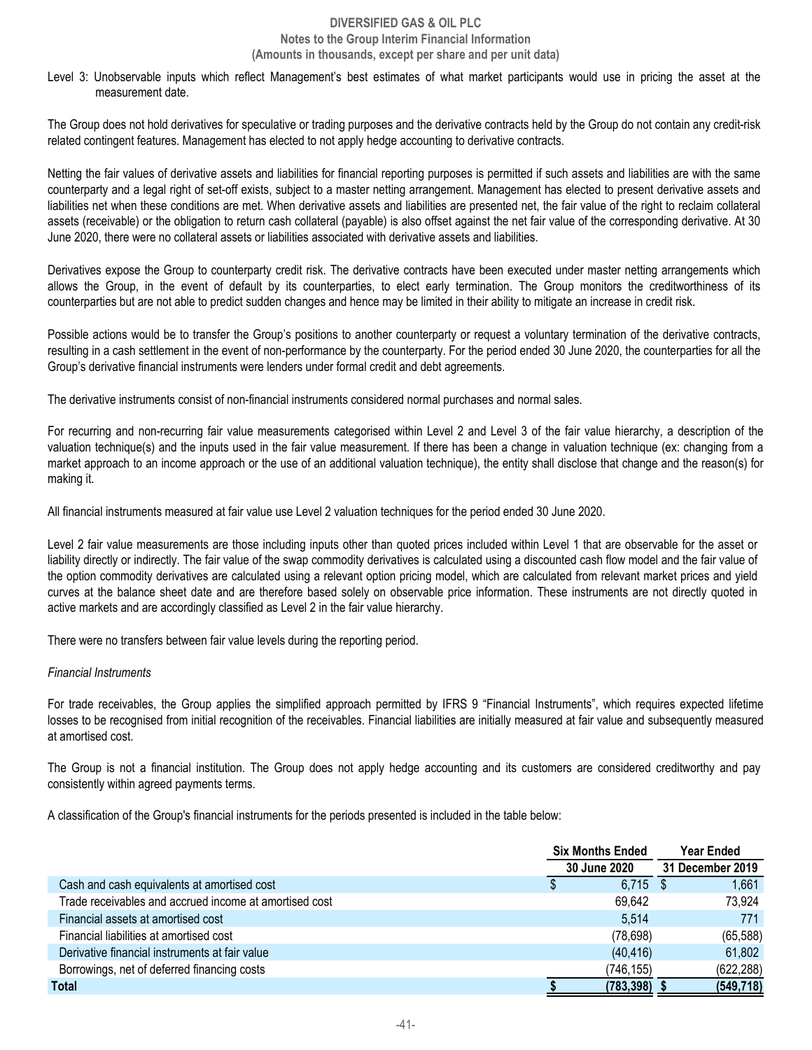Level 3: Unobservable inputs which reflect Management's best estimates of what market participants would use in pricing the asset at the measurement date.

The Group does not hold derivatives for speculative or trading purposes and the derivative contracts held by the Group do not contain any credit-risk related contingent features. Management has elected to not apply hedge accounting to derivative contracts.

Netting the fair values of derivative assets and liabilities for financial reporting purposes is permitted if such assets and liabilities are with the same counterparty and a legal right of set-off exists, subject to a master netting arrangement. Management has elected to present derivative assets and liabilities net when these conditions are met. When derivative assets and liabilities are presented net, the fair value of the right to reclaim collateral assets (receivable) or the obligation to return cash collateral (payable) is also offset against the net fair value of the corresponding derivative. At 30 June 2020, there were no collateral assets or liabilities associated with derivative assets and liabilities.

Derivatives expose the Group to counterparty credit risk. The derivative contracts have been executed under master netting arrangements which allows the Group, in the event of default by its counterparties, to elect early termination. The Group monitors the creditworthiness of its counterparties but are not able to predict sudden changes and hence may be limited in their ability to mitigate an increase in credit risk.

Possible actions would be to transfer the Group's positions to another counterparty or request a voluntary termination of the derivative contracts, resulting in a cash settlement in the event of non-performance by the counterparty. For the period ended 30 June 2020, the counterparties for all the Group's derivative financial instruments were lenders under formal credit and debt agreements.

The derivative instruments consist of non-financial instruments considered normal purchases and normal sales.

For recurring and non-recurring fair value measurements categorised within Level 2 and Level 3 of the fair value hierarchy, a description of the valuation technique(s) and the inputs used in the fair value measurement. If there has been a change in valuation technique (ex: changing from a market approach to an income approach or the use of an additional valuation technique), the entity shall disclose that change and the reason(s) for making it.

All financial instruments measured at fair value use Level 2 valuation techniques for the period ended 30 June 2020.

Level 2 fair value measurements are those including inputs other than quoted prices included within Level 1 that are observable for the asset or liability directly or indirectly. The fair value of the swap commodity derivatives is calculated using a discounted cash flow model and the fair value of the option commodity derivatives are calculated using a relevant option pricing model, which are calculated from relevant market prices and yield curves at the balance sheet date and are therefore based solely on observable price information. These instruments are not directly quoted in active markets and are accordingly classified as Level 2 in the fair value hierarchy.

There were no transfers between fair value levels during the reporting period.

*Financial Instruments*

For trade receivables, the Group applies the simplified approach permitted by IFRS 9 "Financial Instruments", which requires expected lifetime losses to be recognised from initial recognition of the receivables. Financial liabilities are initially measured at fair value and subsequently measured at amortised cost.

The Group is not a financial institution. The Group does not apply hedge accounting and its customers are considered creditworthy and pay consistently within agreed payments terms.

A classification of the Group's financial instruments for the periods presented is included in the table below:

| | Six Months Ended | Year Ended |
|---|---|---|
| | 30 June 2020 | 31 December 2019 |
| Cash and cash equivalents at amortised cost | $ 6,715 | $ 1,661 |
| Trade receivables and accrued income at amortised cost | 69,642 | 73,924 |
| Financial assets at amortised cost | 5,514 | 771 |
| Financial liabilities at amortised cost | (78,698) | (65,588) |
| Derivative financial instruments at fair value | (40,416) | 61,802 |
| Borrowings, net of deferred financing costs | (746,155) | (622,288) |
| **Total** | **$ (783,398)** | **$ (549,718)** |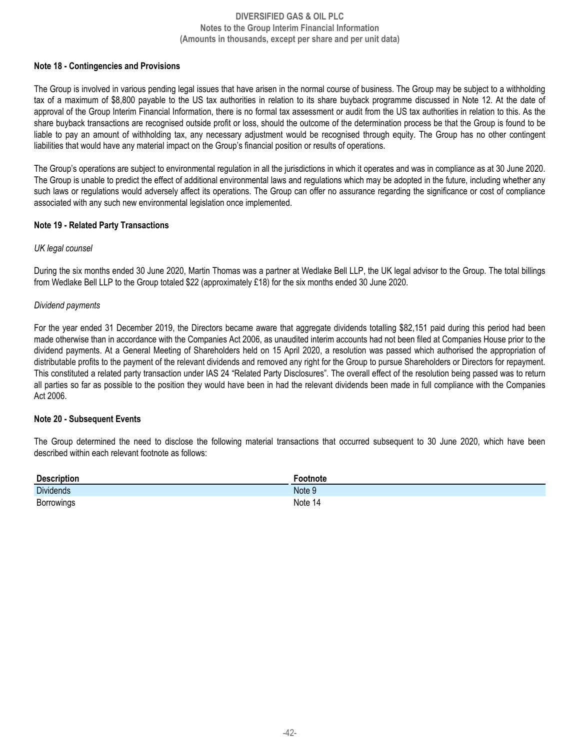**Note 18 - Contingencies and Provisions**

The Group is involved in various pending legal issues that have arisen in the normal course of business. The Group may be subject to a withholding tax of a maximum of $8,800 payable to the US tax authorities in relation to its share buyback programme discussed in Note 12. At the date of approval of the Group Interim Financial Information, there is no formal tax assessment or audit from the US tax authorities in relation to this. As the share buyback transactions are recognised outside profit or loss, should the outcome of the determination process be that the Group is found to be liable to pay an amount of withholding tax, any necessary adjustment would be recognised through equity. The Group has no other contingent liabilities that would have any material impact on the Group's financial position or results of operations.

The Group's operations are subject to environmental regulation in all the jurisdictions in which it operates and was in compliance as at 30 June 2020. The Group is unable to predict the effect of additional environmental laws and regulations which may be adopted in the future, including whether any such laws or regulations would adversely affect its operations. The Group can offer no assurance regarding the significance or cost of compliance associated with any such new environmental legislation once implemented.

**Note 19 - Related Party Transactions**

*UK legal counsel*

During the six months ended 30 June 2020, Martin Thomas was a partner at Wedlake Bell LLP, the UK legal advisor to the Group. The total billings from Wedlake Bell LLP to the Group totaled $22 (approximately £18) for the six months ended 30 June 2020.

*Dividend payments*

For the year ended 31 December 2019, the Directors became aware that aggregate dividends totalling $82,151 paid during this period had been made otherwise than in accordance with the Companies Act 2006, as unaudited interim accounts had not been filed at Companies House prior to the dividend payments. At a General Meeting of Shareholders held on 15 April 2020, a resolution was passed which authorised the appropriation of distributable profits to the payment of the relevant dividends and removed any right for the Group to pursue Shareholders or Directors for repayment. This constituted a related party transaction under IAS 24 "Related Party Disclosures". The overall effect of the resolution being passed was to return all parties so far as possible to the position they would have been in had the relevant dividends been made in full compliance with the Companies Act 2006.

**Note 20 - Subsequent Events**

The Group determined the need to disclose the following material transactions that occurred subsequent to 30 June 2020, which have been described within each relevant footnote as follows:

| Description | Footnote |
|---|---|
| Dividends | Note 9 |
| Borrowings | Note 14 |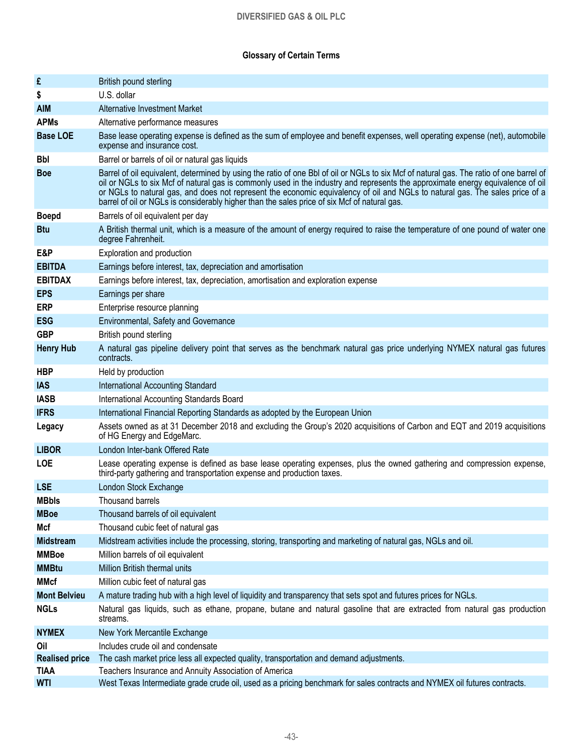## Glossary of Certain Terms

| | |
|---|---|
| **£** | British pound sterling |
| **$** | U.S. dollar |
| **AIM** | Alternative Investment Market |
| **APMs** | Alternative performance measures |
| **Base LOE** | Base lease operating expense is defined as the sum of employee and benefit expenses, well operating expense (net), automobile expense and insurance cost. |
| **Bbl** | Barrel or barrels of oil or natural gas liquids |
| **Boe** | Barrel of oil equivalent, determined by using the ratio of one Bbl of oil or NGLs to six Mcf of natural gas. The ratio of one barrel of oil or NGLs to six Mcf of natural gas is commonly used in the industry and represents the approximate energy equivalence of oil or NGLs to natural gas, and does not represent the economic equivalency of oil and NGLs to natural gas. The sales price of a barrel of oil or NGLs is considerably higher than the sales price of six Mcf of natural gas. |
| **Boepd** | Barrels of oil equivalent per day |
| **Btu** | A British thermal unit, which is a measure of the amount of energy required to raise the temperature of one pound of water one degree Fahrenheit. |
| **E&P** | Exploration and production |
| **EBITDA** | Earnings before interest, tax, depreciation and amortisation |
| **EBITDAX** | Earnings before interest, tax, depreciation, amortisation and exploration expense |
| **EPS** | Earnings per share |
| **ERP** | Enterprise resource planning |
| **ESG** | Environmental, Safety and Governance |
| **GBP** | British pound sterling |
| **Henry Hub** | A natural gas pipeline delivery point that serves as the benchmark natural gas price underlying NYMEX natural gas futures contracts. |
| **HBP** | Held by production |
| **IAS** | International Accounting Standard |
| **IASB** | International Accounting Standards Board |
| **IFRS** | International Financial Reporting Standards as adopted by the European Union |
| **Legacy** | Assets owned as at 31 December 2018 and excluding the Group's 2020 acquisitions of Carbon and EQT and 2019 acquisitions of HG Energy and EdgeMarc. |
| **LIBOR** | London Inter-bank Offered Rate |
| **LOE** | Lease operating expense is defined as base lease operating expenses, plus the owned gathering and compression expense, third-party gathering and transportation expense and production taxes. |
| **LSE** | London Stock Exchange |
| **MBbls** | Thousand barrels |
| **MBoe** | Thousand barrels of oil equivalent |
| **Mcf** | Thousand cubic feet of natural gas |
| **Midstream** | Midstream activities include the processing, storing, transporting and marketing of natural gas, NGLs and oil. |
| **MMBoe** | Million barrels of oil equivalent |
| **MMBtu** | Million British thermal units |
| **MMcf** | Million cubic feet of natural gas |
| **Mont Belvieu** | A mature trading hub with a high level of liquidity and transparency that sets spot and futures prices for NGLs. |
| **NGLs** | Natural gas liquids, such as ethane, propane, butane and natural gasoline that are extracted from natural gas production streams. |
| **NYMEX** | New York Mercantile Exchange |
| **Oil** | Includes crude oil and condensate |
| **Realised price** | The cash market price less all expected quality, transportation and demand adjustments. |
| **TIAA** | Teachers Insurance and Annuity Association of America |
| **WTI** | West Texas Intermediate grade crude oil, used as a pricing benchmark for sales contracts and NYMEX oil futures contracts. |